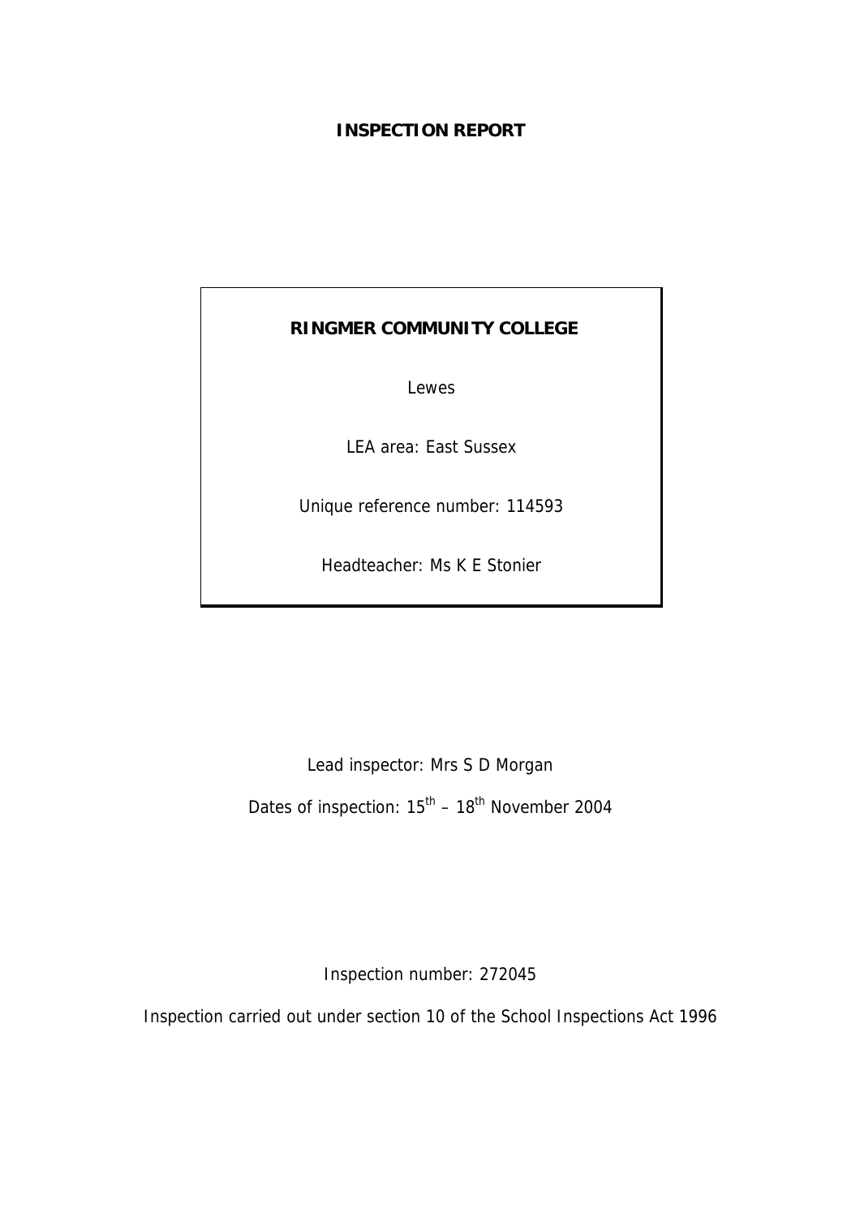# INSPECTION REPORT

**RINGMER COMMUNITY COLLEGE**

Lewes

LEA area: East Sussex

Unique reference number: 114593

Headteacher: Ms K E Stonier

Lead inspector: Mrs S D Morgan

Dates of inspection: 15th – 18th November 2004

Inspection number: 272045

Inspection carried out under section 10 of the School Inspections Act 1996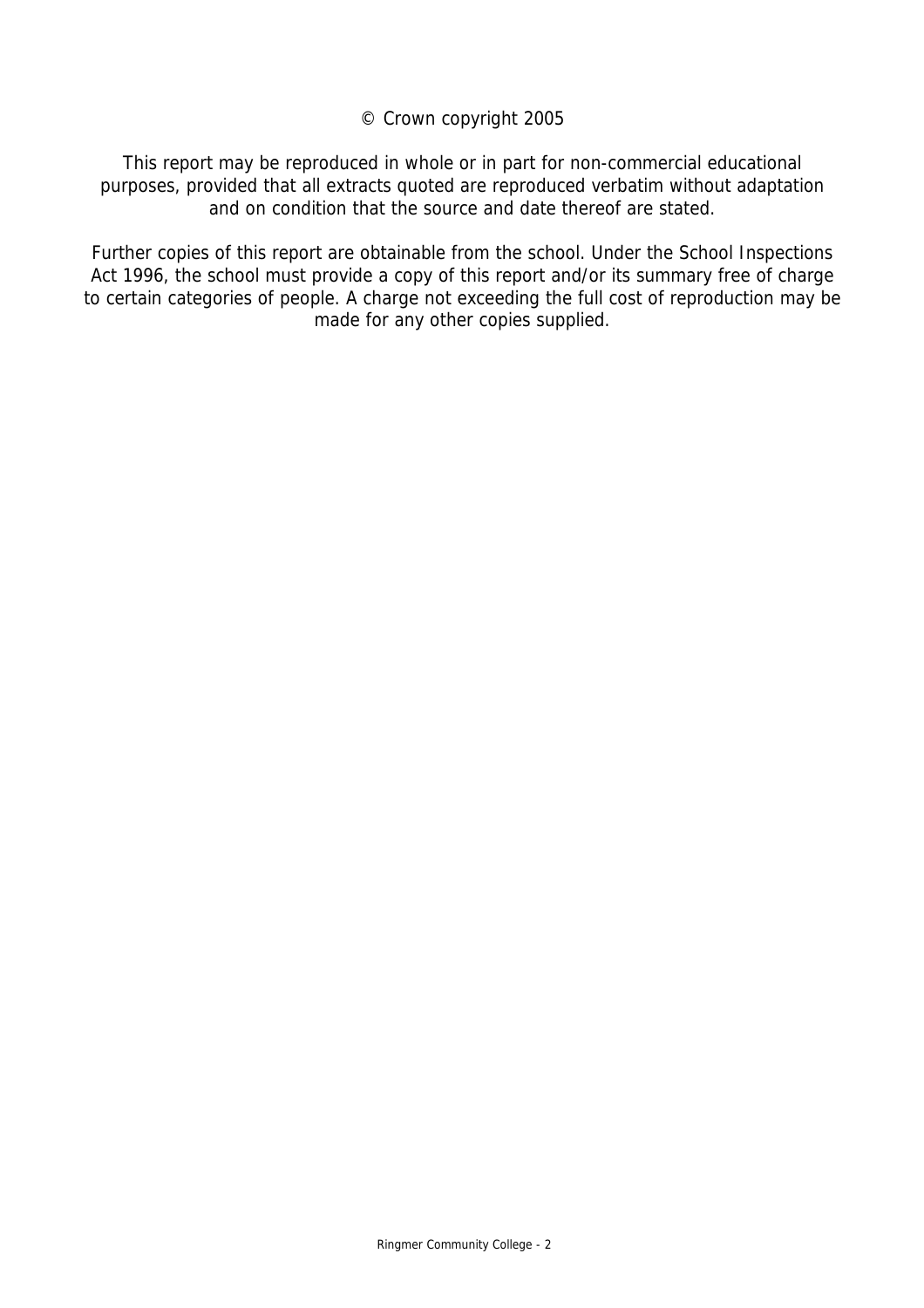© Crown copyright 2005

This report may be reproduced in whole or in part for non-commercial educational purposes, provided that all extracts quoted are reproduced verbatim without adaptation and on condition that the source and date thereof are stated.

Further copies of this report are obtainable from the school. Under the School Inspections Act 1996, the school must provide a copy of this report and/or its summary free of charge to certain categories of people. A charge not exceeding the full cost of reproduction may be made for any other copies supplied.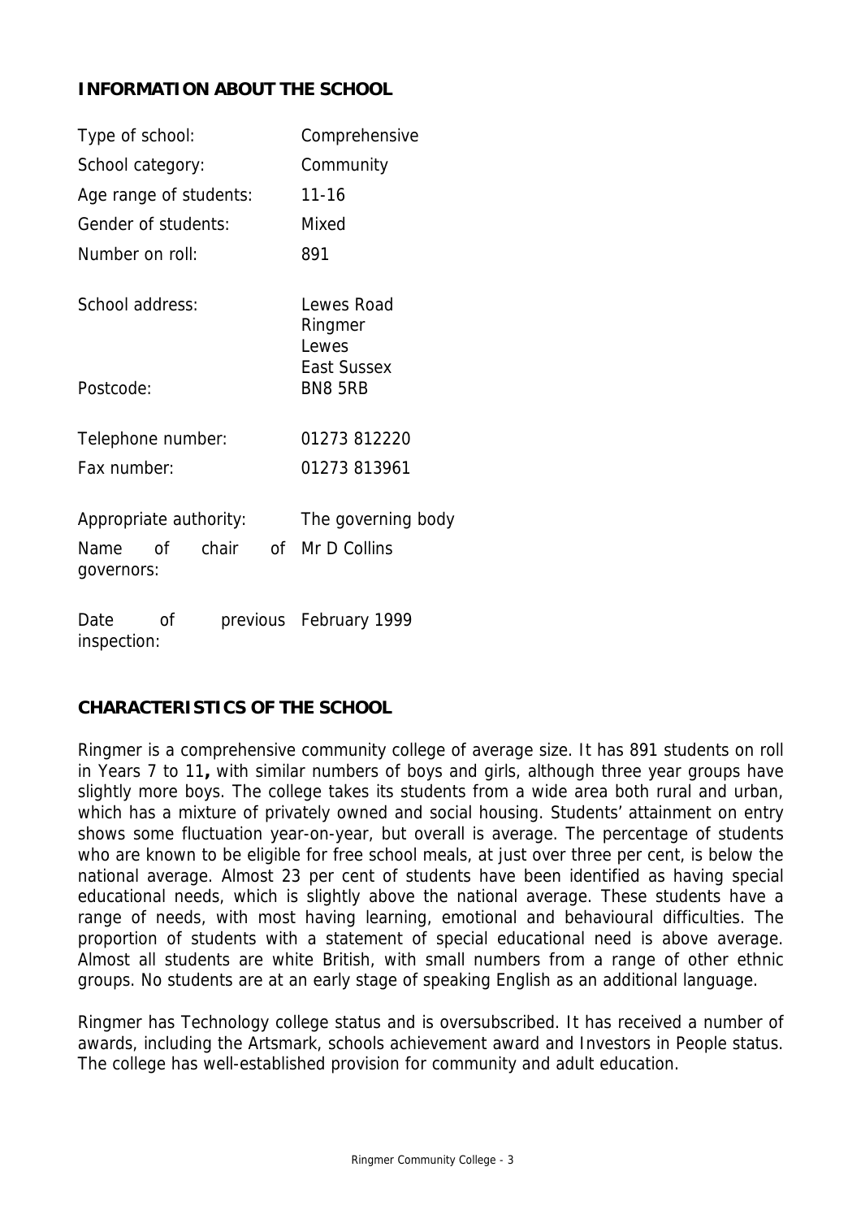## INFORMATION ABOUT THE SCHOOL

| | |
|---|---|
| Type of school: | Comprehensive |
| School category: | Community |
| Age range of students: | 11-16 |
| Gender of students: | Mixed |
| Number on roll: | 891 |
| School address: | Lewes Road<br>Ringmer<br>Lewes<br>East Sussex |
| Postcode: | BN8 5RB |
| Telephone number: | 01273 812220 |
| Fax number: | 01273 813961 |
| Appropriate authority: | The governing body |
| Name of chair of governors: | Mr D Collins |
| Date of previous inspection: | February 1999 |

## CHARACTERISTICS OF THE SCHOOL

Ringmer is a comprehensive community college of average size. It has 891 students on roll in Years 7 to 11**,** with similar numbers of boys and girls, although three year groups have slightly more boys. The college takes its students from a wide area both rural and urban, which has a mixture of privately owned and social housing. Students' attainment on entry shows some fluctuation year-on-year, but overall is average. The percentage of students who are known to be eligible for free school meals, at just over three per cent, is below the national average. Almost 23 per cent of students have been identified as having special educational needs, which is slightly above the national average. These students have a range of needs, with most having learning, emotional and behavioural difficulties. The proportion of students with a statement of special educational need is above average. Almost all students are white British, with small numbers from a range of other ethnic groups. No students are at an early stage of speaking English as an additional language.

Ringmer has Technology college status and is oversubscribed. It has received a number of awards, including the Artsmark, schools achievement award and Investors in People status. The college has well-established provision for community and adult education.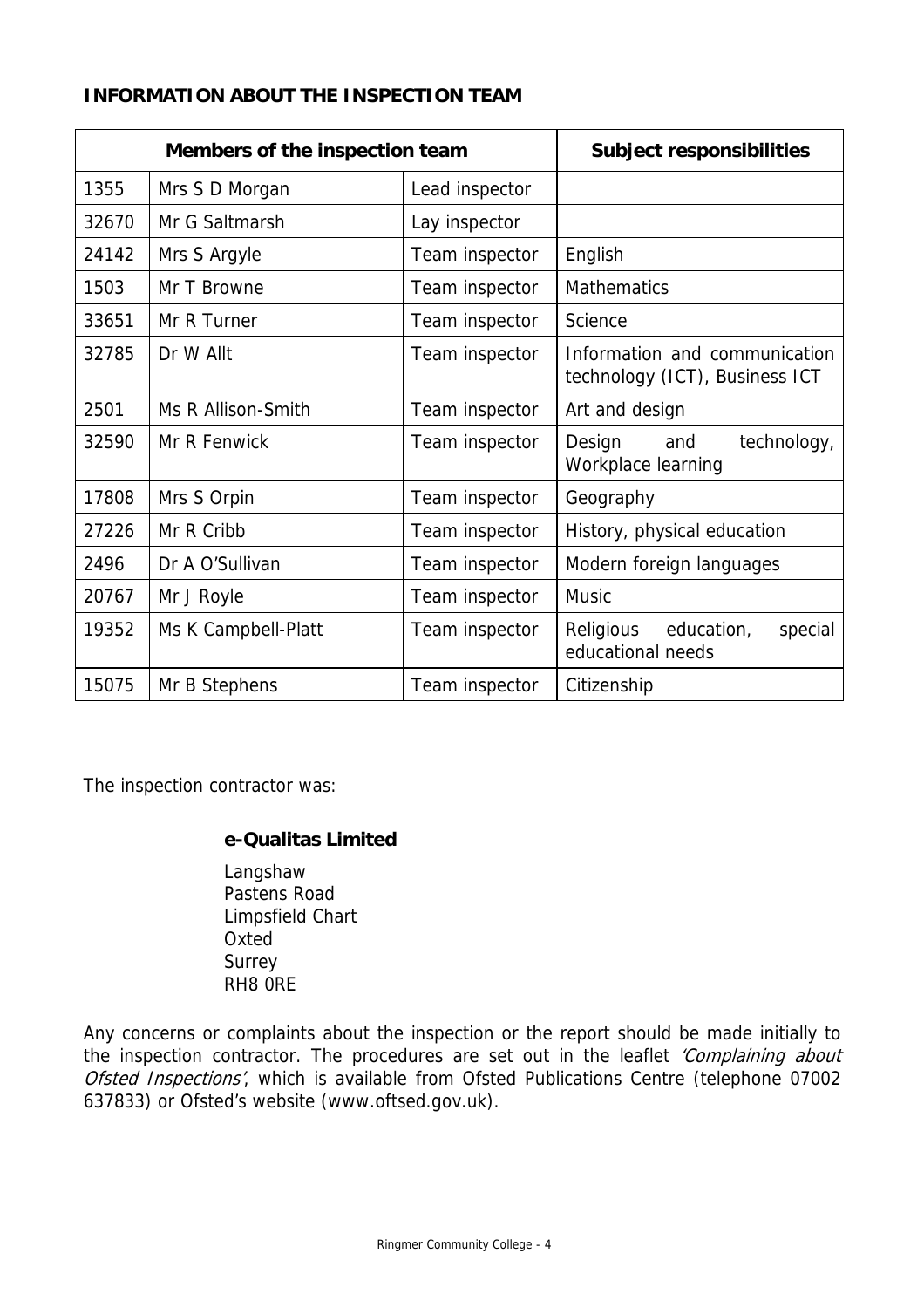**INFORMATION ABOUT THE INSPECTION TEAM**

| Members of the inspection team | | | Subject responsibilities |
|---|---|---|---|
| 1355 | Mrs S D Morgan | Lead inspector | |
| 32670 | Mr G Saltmarsh | Lay inspector | |
| 24142 | Mrs S Argyle | Team inspector | English |
| 1503 | Mr T Browne | Team inspector | Mathematics |
| 33651 | Mr R Turner | Team inspector | Science |
| 32785 | Dr W Allt | Team inspector | Information and communication technology (ICT), Business ICT |
| 2501 | Ms R Allison-Smith | Team inspector | Art and design |
| 32590 | Mr R Fenwick | Team inspector | Design and technology, Workplace learning |
| 17808 | Mrs S Orpin | Team inspector | Geography |
| 27226 | Mr R Cribb | Team inspector | History, physical education |
| 2496 | Dr A O'Sullivan | Team inspector | Modern foreign languages |
| 20767 | Mr J Royle | Team inspector | Music |
| 19352 | Ms K Campbell-Platt | Team inspector | Religious education, special educational needs |
| 15075 | Mr B Stephens | Team inspector | Citizenship |

The inspection contractor was:

**e-Qualitas Limited**

Langshaw
Pastens Road
Limpsfield Chart
Oxted
Surrey
RH8 0RE

Any concerns or complaints about the inspection or the report should be made initially to the inspection contractor. The procedures are set out in the leaflet *'Complaining about Ofsted Inspections'*, which is available from Ofsted Publications Centre (telephone 07002 637833) or Ofsted's website (www.oftsed.gov.uk).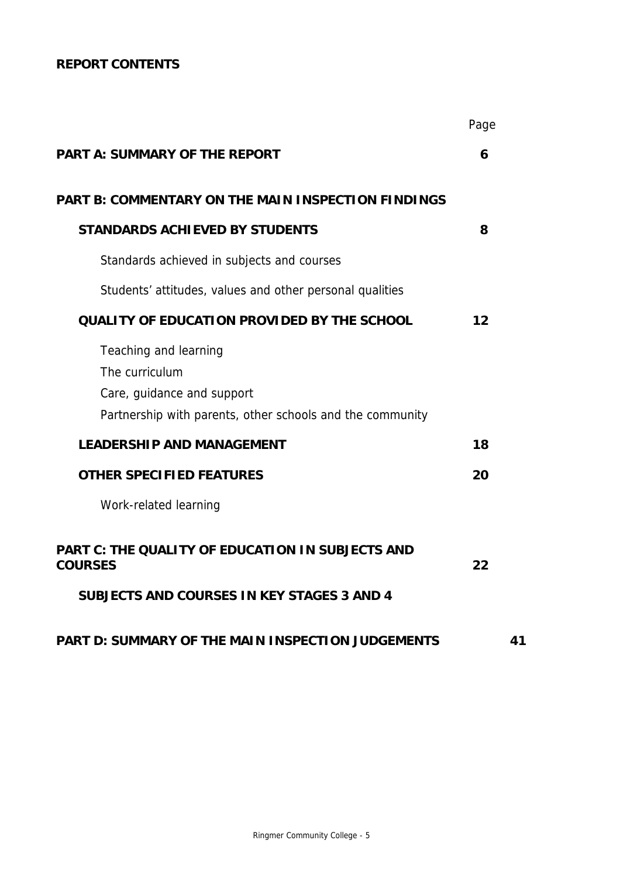## REPORT CONTENTS

| | Page |
|---|---|
| **PART A: SUMMARY OF THE REPORT** | **6** |
| **PART B: COMMENTARY ON THE MAIN INSPECTION FINDINGS** | |
| **STANDARDS ACHIEVED BY STUDENTS** | **8** |
| Standards achieved in subjects and courses | |
| Students' attitudes, values and other personal qualities | |
| **QUALITY OF EDUCATION PROVIDED BY THE SCHOOL** | **12** |
| Teaching and learning | |
| The curriculum | |
| Care, guidance and support | |
| Partnership with parents, other schools and the community | |
| **LEADERSHIP AND MANAGEMENT** | **18** |
| **OTHER SPECIFIED FEATURES** | **20** |
| Work-related learning | |
| **PART C: THE QUALITY OF EDUCATION IN SUBJECTS AND COURSES** | **22** |
| **SUBJECTS AND COURSES IN KEY STAGES 3 AND 4** | |
| **PART D: SUMMARY OF THE MAIN INSPECTION JUDGEMENTS** | **41** |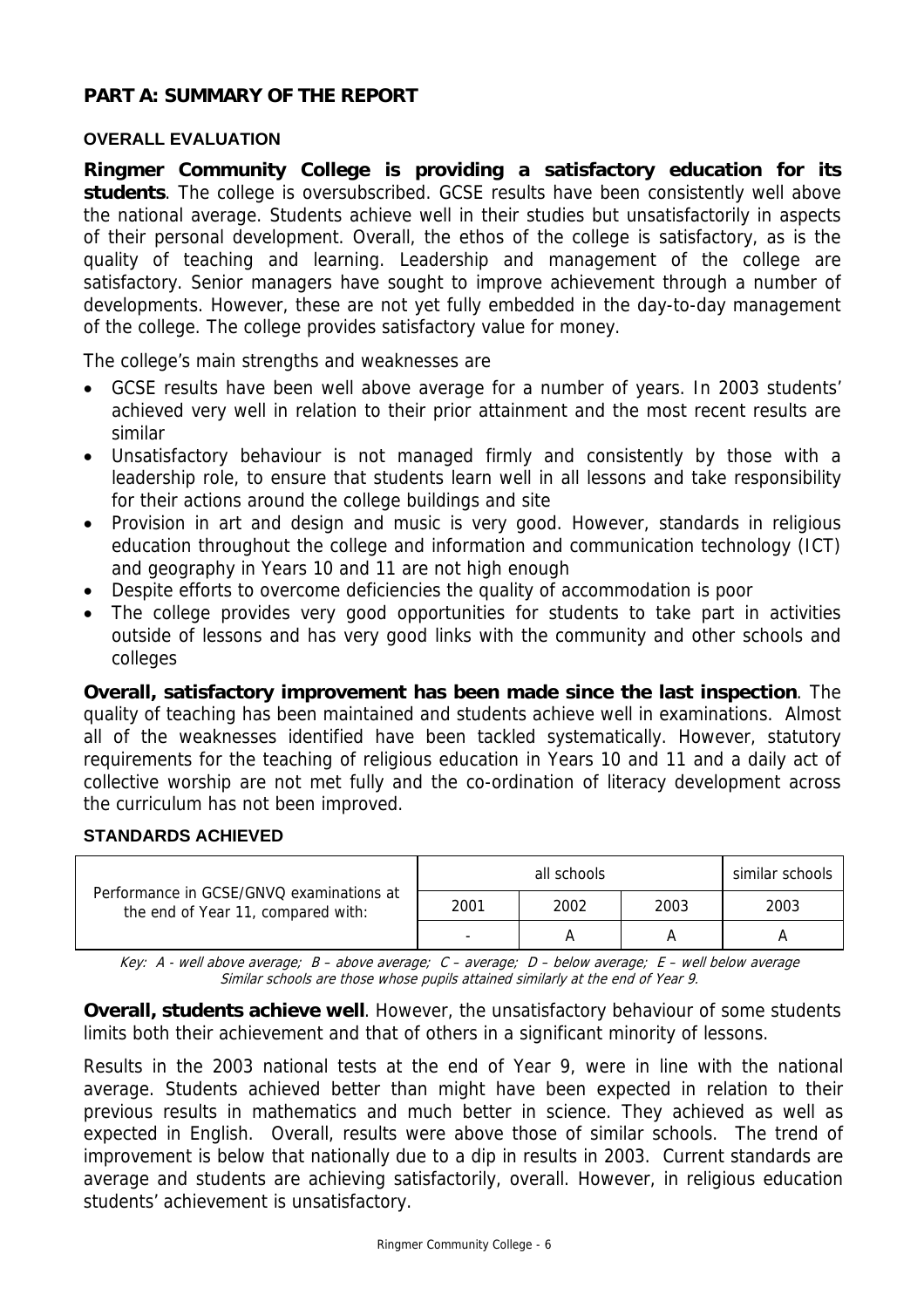## PART A: SUMMARY OF THE REPORT

### OVERALL EVALUATION

**Ringmer Community College is providing a satisfactory education for its students**. The college is oversubscribed. GCSE results have been consistently well above the national average. Students achieve well in their studies but unsatisfactorily in aspects of their personal development. Overall, the ethos of the college is satisfactory, as is the quality of teaching and learning. Leadership and management of the college are satisfactory. Senior managers have sought to improve achievement through a number of developments. However, these are not yet fully embedded in the day-to-day management of the college. The college provides satisfactory value for money.

The college's main strengths and weaknesses are

- GCSE results have been well above average for a number of years. In 2003 students' achieved very well in relation to their prior attainment and the most recent results are similar
- Unsatisfactory behaviour is not managed firmly and consistently by those with a leadership role, to ensure that students learn well in all lessons and take responsibility for their actions around the college buildings and site
- Provision in art and design and music is very good. However, standards in religious education throughout the college and information and communication technology (ICT) and geography in Years 10 and 11 are not high enough
- Despite efforts to overcome deficiencies the quality of accommodation is poor
- The college provides very good opportunities for students to take part in activities outside of lessons and has very good links with the community and other schools and colleges

**Overall, satisfactory improvement has been made since the last inspection**. The quality of teaching has been maintained and students achieve well in examinations. Almost all of the weaknesses identified have been tackled systematically. However, statutory requirements for the teaching of religious education in Years 10 and 11 and a daily act of collective worship are not met fully and the co-ordination of literacy development across the curriculum has not been improved.

### STANDARDS ACHIEVED

| Performance in GCSE/GNVQ examinations at the end of Year 11, compared with: | all schools | | | similar schools |
|---|---|---|---|---|
| | 2001 | 2002 | 2003 | 2003 |
| | - | A | A | A |

*Key: A - well above average; B – above average; C – average; D – below average; E – well below average*
*Similar schools are those whose pupils attained similarly at the end of Year 9.*

**Overall, students achieve well**. However, the unsatisfactory behaviour of some students limits both their achievement and that of others in a significant minority of lessons.

Results in the 2003 national tests at the end of Year 9, were in line with the national average. Students achieved better than might have been expected in relation to their previous results in mathematics and much better in science. They achieved as well as expected in English. Overall, results were above those of similar schools. The trend of improvement is below that nationally due to a dip in results in 2003. Current standards are average and students are achieving satisfactorily, overall. However, in religious education students' achievement is unsatisfactory.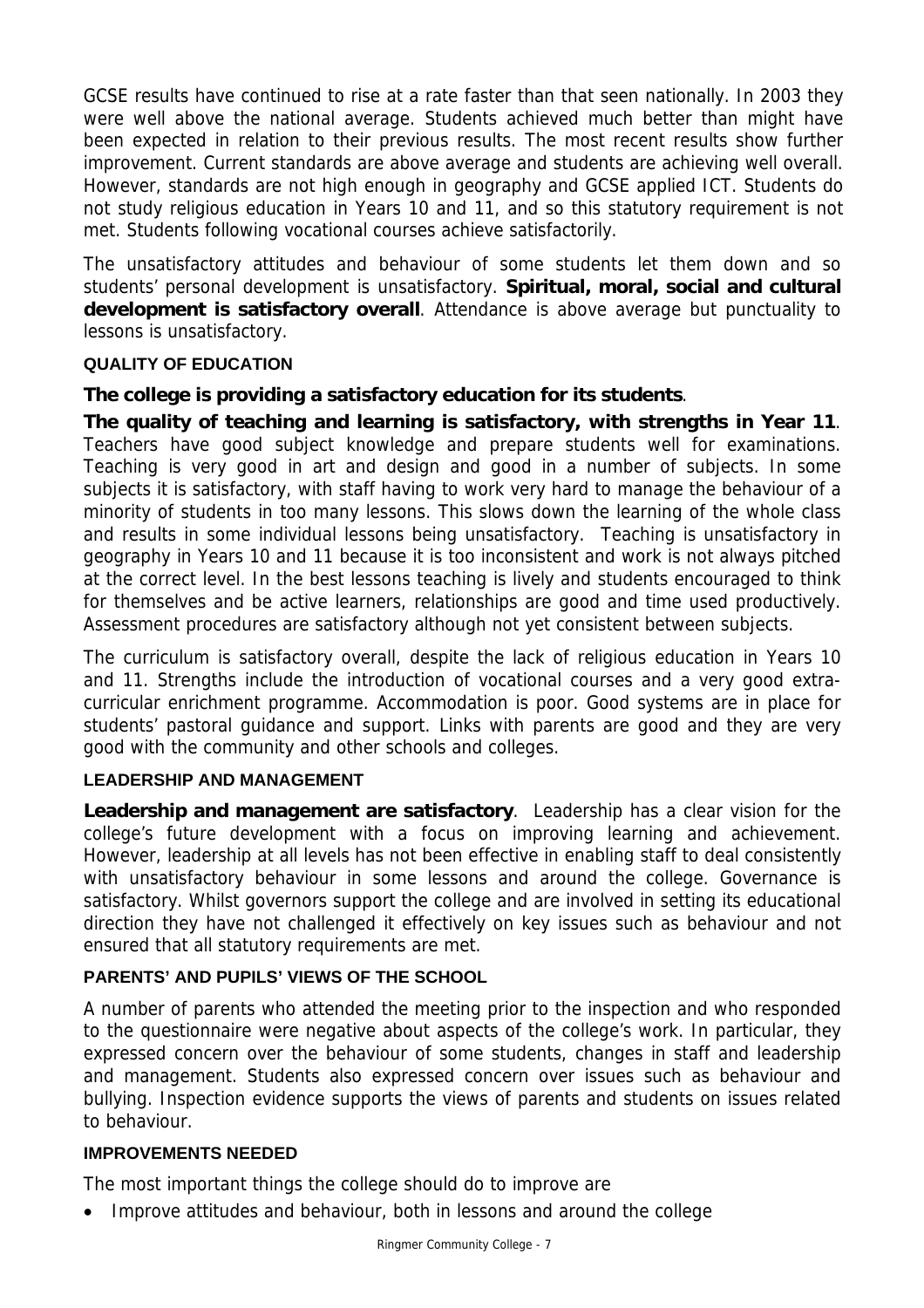GCSE results have continued to rise at a rate faster than that seen nationally. In 2003 they were well above the national average. Students achieved much better than might have been expected in relation to their previous results. The most recent results show further improvement. Current standards are above average and students are achieving well overall. However, standards are not high enough in geography and GCSE applied ICT. Students do not study religious education in Years 10 and 11, and so this statutory requirement is not met. Students following vocational courses achieve satisfactorily.

The unsatisfactory attitudes and behaviour of some students let them down and so students' personal development is unsatisfactory. **Spiritual, moral, social and cultural development is satisfactory overall**. Attendance is above average but punctuality to lessons is unsatisfactory.

### QUALITY OF EDUCATION

**The college is providing a satisfactory education for its students**.

**The quality of teaching and learning is satisfactory, with strengths in Year 11**. Teachers have good subject knowledge and prepare students well for examinations. Teaching is very good in art and design and good in a number of subjects. In some subjects it is satisfactory, with staff having to work very hard to manage the behaviour of a minority of students in too many lessons. This slows down the learning of the whole class and results in some individual lessons being unsatisfactory. Teaching is unsatisfactory in geography in Years 10 and 11 because it is too inconsistent and work is not always pitched at the correct level. In the best lessons teaching is lively and students encouraged to think for themselves and be active learners, relationships are good and time used productively. Assessment procedures are satisfactory although not yet consistent between subjects.

The curriculum is satisfactory overall, despite the lack of religious education in Years 10 and 11. Strengths include the introduction of vocational courses and a very good extra-curricular enrichment programme. Accommodation is poor. Good systems are in place for students' pastoral guidance and support. Links with parents are good and they are very good with the community and other schools and colleges.

### LEADERSHIP AND MANAGEMENT

**Leadership and management are satisfactory**. Leadership has a clear vision for the college's future development with a focus on improving learning and achievement. However, leadership at all levels has not been effective in enabling staff to deal consistently with unsatisfactory behaviour in some lessons and around the college. Governance is satisfactory. Whilst governors support the college and are involved in setting its educational direction they have not challenged it effectively on key issues such as behaviour and not ensured that all statutory requirements are met.

### PARENTS' AND PUPILS' VIEWS OF THE SCHOOL

A number of parents who attended the meeting prior to the inspection and who responded to the questionnaire were negative about aspects of the college's work. In particular, they expressed concern over the behaviour of some students, changes in staff and leadership and management. Students also expressed concern over issues such as behaviour and bullying. Inspection evidence supports the views of parents and students on issues related to behaviour.

### IMPROVEMENTS NEEDED

The most important things the college should do to improve are

- Improve attitudes and behaviour, both in lessons and around the college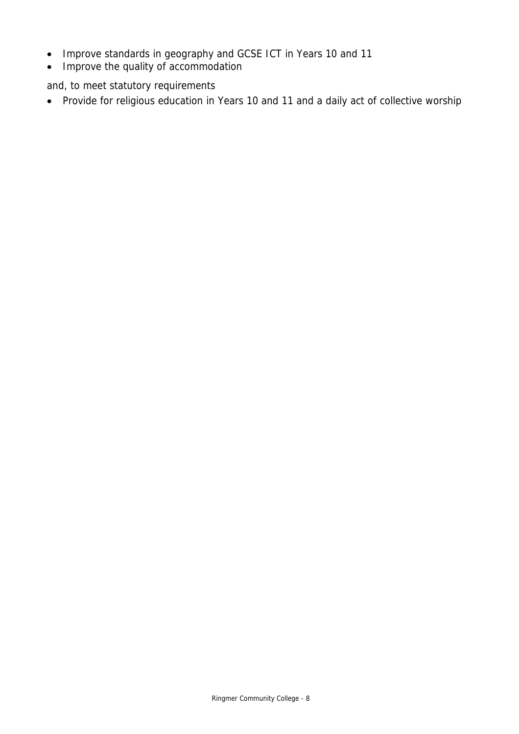- Improve standards in geography and GCSE ICT in Years 10 and 11
- Improve the quality of accommodation

and, to meet statutory requirements

- Provide for religious education in Years 10 and 11 and a daily act of collective worship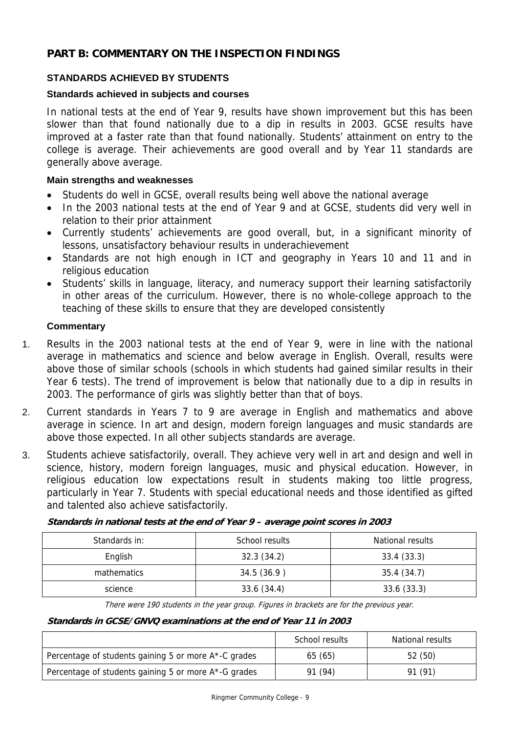## PART B: COMMENTARY ON THE INSPECTION FINDINGS

### STANDARDS ACHIEVED BY STUDENTS

#### Standards achieved in subjects and courses

In national tests at the end of Year 9, results have shown improvement but this has been slower than that found nationally due to a dip in results in 2003. GCSE results have improved at a faster rate than that found nationally. Students' attainment on entry to the college is average. Their achievements are good overall and by Year 11 standards are generally above average.

#### Main strengths and weaknesses

- Students do well in GCSE, overall results being well above the national average
- In the 2003 national tests at the end of Year 9 and at GCSE, students did very well in relation to their prior attainment
- Currently students' achievements are good overall, but, in a significant minority of lessons, unsatisfactory behaviour results in underachievement
- Standards are not high enough in ICT and geography in Years 10 and 11 and in religious education
- Students' skills in language, literacy, and numeracy support their learning satisfactorily in other areas of the curriculum. However, there is no whole-college approach to the teaching of these skills to ensure that they are developed consistently

#### Commentary

1. Results in the 2003 national tests at the end of Year 9, were in line with the national average in mathematics and science and below average in English. Overall, results were above those of similar schools (schools in which students had gained similar results in their Year 6 tests). The trend of improvement is below that nationally due to a dip in results in 2003. The performance of girls was slightly better than that of boys.

2. Current standards in Years 7 to 9 are average in English and mathematics and above average in science. In art and design, modern foreign languages and music standards are above those expected. In all other subjects standards are average.

3. Students achieve satisfactorily, overall. They achieve very well in art and design and well in science, history, modern foreign languages, music and physical education. However, in religious education low expectations result in students making too little progress, particularly in Year 7. Students with special educational needs and those identified as gifted and talented also achieve satisfactorily.

***Standards in national tests at the end of Year 9 – average point scores in 2003***

| Standards in: | School results | National results |
|---|---|---|
| English | 32.3 (34.2) | 33.4 (33.3) |
| mathematics | 34.5 (36.9 ) | 35.4 (34.7) |
| science | 33.6 (34.4) | 33.6 (33.3) |

*There were 190 students in the year group. Figures in brackets are for the previous year.*

***Standards in GCSE/GNVQ examinations at the end of Year 11 in 2003***

| | School results | National results |
|---|---|---|
| Percentage of students gaining 5 or more A*-C grades | 65 (65) | 52 (50) |
| Percentage of students gaining 5 or more A*-G grades | 91 (94) | 91 (91) |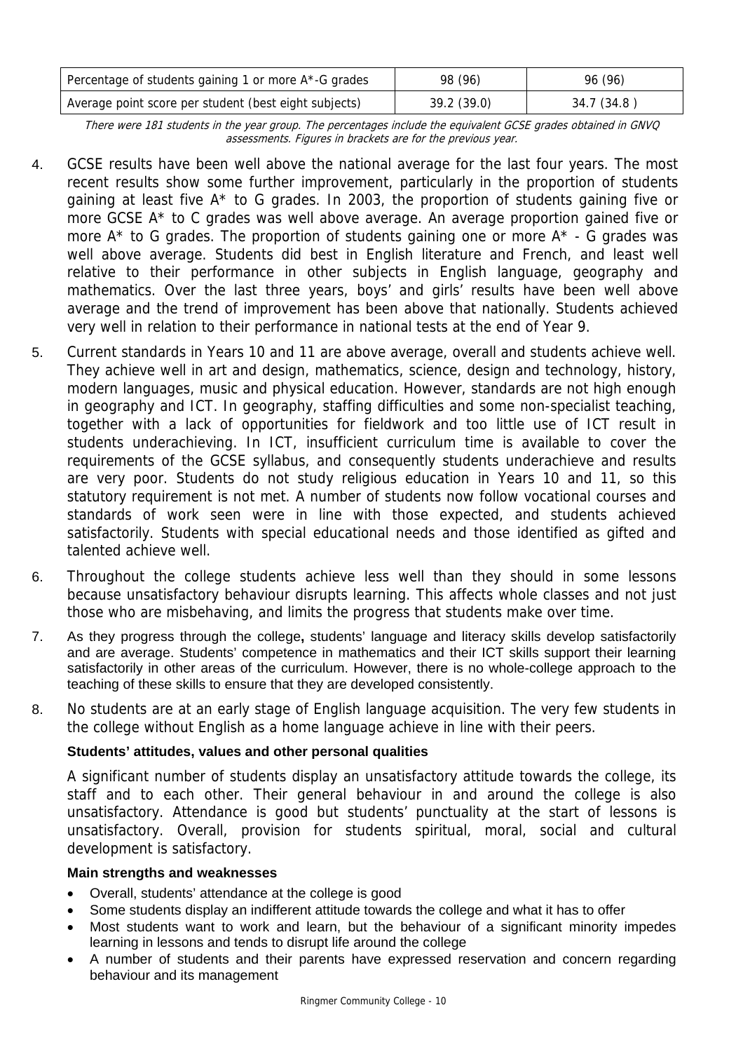| Percentage of students gaining 1 or more A*-G grades | 98 (96) | 96 (96) |
|---|---|---|
| Average point score per student (best eight subjects) | 39.2 (39.0) | 34.7 (34.8 ) |

*There were 181 students in the year group. The percentages include the equivalent GCSE grades obtained in GNVQ assessments. Figures in brackets are for the previous year.*

4. GCSE results have been well above the national average for the last four years. The most recent results show some further improvement, particularly in the proportion of students gaining at least five A* to G grades. In 2003, the proportion of students gaining five or more GCSE A* to C grades was well above average. An average proportion gained five or more A* to G grades. The proportion of students gaining one or more A* - G grades was well above average. Students did best in English literature and French, and least well relative to their performance in other subjects in English language, geography and mathematics. Over the last three years, boys' and girls' results have been well above average and the trend of improvement has been above that nationally. Students achieved very well in relation to their performance in national tests at the end of Year 9.

5. Current standards in Years 10 and 11 are above average, overall and students achieve well. They achieve well in art and design, mathematics, science, design and technology, history, modern languages, music and physical education. However, standards are not high enough in geography and ICT. In geography, staffing difficulties and some non-specialist teaching, together with a lack of opportunities for fieldwork and too little use of ICT result in students underachieving. In ICT, insufficient curriculum time is available to cover the requirements of the GCSE syllabus, and consequently students underachieve and results are very poor. Students do not study religious education in Years 10 and 11, so this statutory requirement is not met. A number of students now follow vocational courses and standards of work seen were in line with those expected, and students achieved satisfactorily. Students with special educational needs and those identified as gifted and talented achieve well.

6. Throughout the college students achieve less well than they should in some lessons because unsatisfactory behaviour disrupts learning. This affects whole classes and not just those who are misbehaving, and limits the progress that students make over time.

7. As they progress through the college**,** students' language and literacy skills develop satisfactorily and are average. Students' competence in mathematics and their ICT skills support their learning satisfactorily in other areas of the curriculum. However, there is no whole-college approach to the teaching of these skills to ensure that they are developed consistently.

8. No students are at an early stage of English language acquisition. The very few students in the college without English as a home language achieve in line with their peers.

**Students' attitudes, values and other personal qualities**

A significant number of students display an unsatisfactory attitude towards the college, its staff and to each other. Their general behaviour in and around the college is also unsatisfactory. Attendance is good but students' punctuality at the start of lessons is unsatisfactory. Overall, provision for students spiritual, moral, social and cultural development is satisfactory.

**Main strengths and weaknesses**

- Overall, students' attendance at the college is good
- Some students display an indifferent attitude towards the college and what it has to offer
- Most students want to work and learn, but the behaviour of a significant minority impedes learning in lessons and tends to disrupt life around the college
- A number of students and their parents have expressed reservation and concern regarding behaviour and its management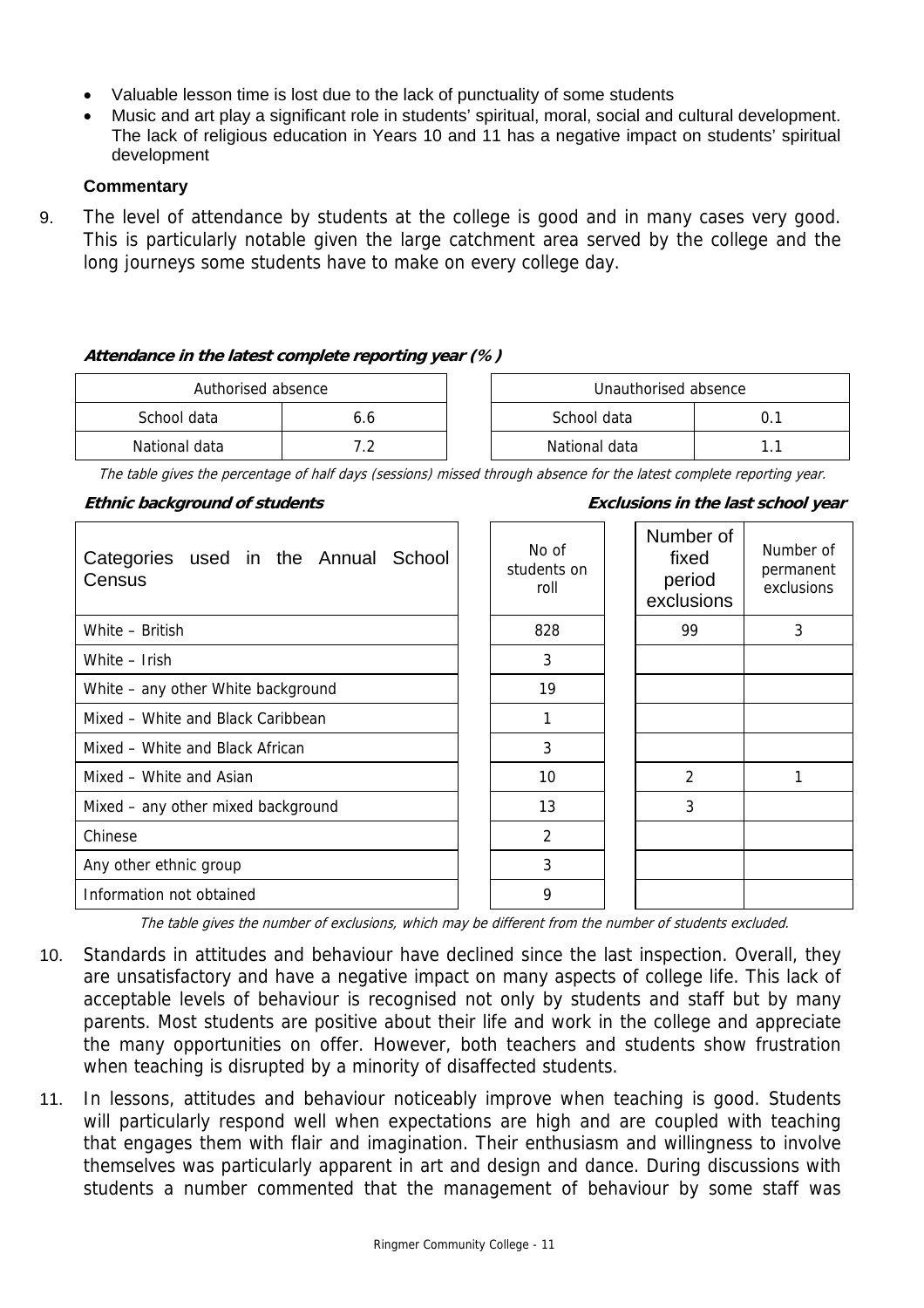- Valuable lesson time is lost due to the lack of punctuality of some students
- Music and art play a significant role in students' spiritual, moral, social and cultural development. The lack of religious education in Years 10 and 11 has a negative impact on students' spiritual development

**Commentary**

9. The level of attendance by students at the college is good and in many cases very good. This is particularly notable given the large catchment area served by the college and the long journeys some students have to make on every college day.

***Attendance in the latest complete reporting year (%)***

| Authorised absence | | Unauthorised absence | |
|---|---|---|---|
| School data | 6.6 | School data | 0.1 |
| National data | 7.2 | National data | 1.1 |

*The table gives the percentage of half days (sessions) missed through absence for the latest complete reporting year.*

***Ethnic background of students*** / ***Exclusions in the last school year***

| Categories used in the Annual School Census | No of students on roll | Number of fixed period exclusions | Number of permanent exclusions |
|---|---|---|---|
| White – British | 828 | 99 | 3 |
| White – Irish | 3 | | |
| White – any other White background | 19 | | |
| Mixed – White and Black Caribbean | 1 | | |
| Mixed – White and Black African | 3 | | |
| Mixed – White and Asian | 10 | 2 | 1 |
| Mixed – any other mixed background | 13 | 3 | |
| Chinese | 2 | | |
| Any other ethnic group | 3 | | |
| Information not obtained | 9 | | |

*The table gives the number of exclusions, which may be different from the number of students excluded.*

10. Standards in attitudes and behaviour have declined since the last inspection. Overall, they are unsatisfactory and have a negative impact on many aspects of college life. This lack of acceptable levels of behaviour is recognised not only by students and staff but by many parents. Most students are positive about their life and work in the college and appreciate the many opportunities on offer. However, both teachers and students show frustration when teaching is disrupted by a minority of disaffected students.

11. In lessons, attitudes and behaviour noticeably improve when teaching is good. Students will particularly respond well when expectations are high and are coupled with teaching that engages them with flair and imagination. Their enthusiasm and willingness to involve themselves was particularly apparent in art and design and dance. During discussions with students a number commented that the management of behaviour by some staff was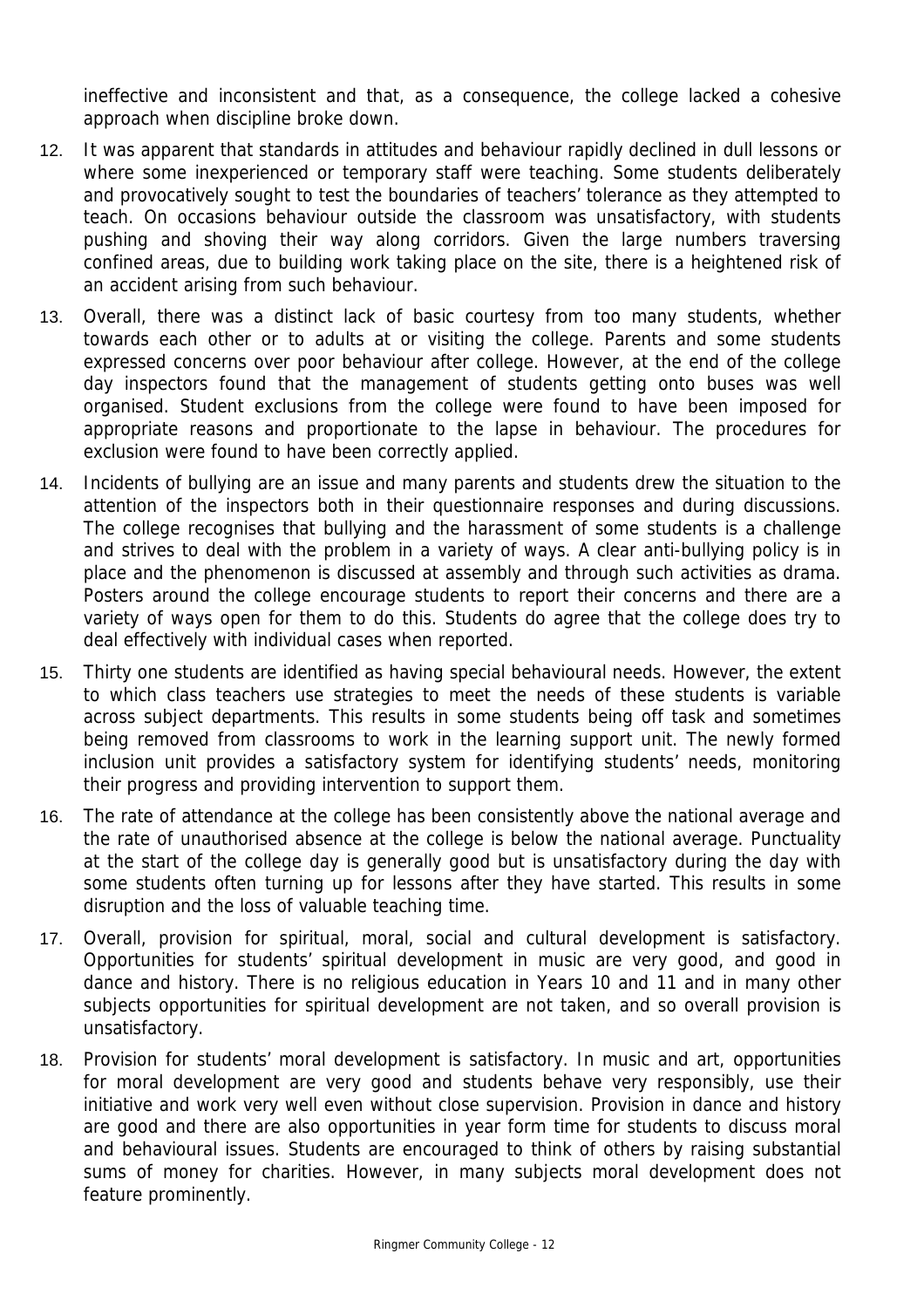ineffective and inconsistent and that, as a consequence, the college lacked a cohesive approach when discipline broke down.

12. It was apparent that standards in attitudes and behaviour rapidly declined in dull lessons or where some inexperienced or temporary staff were teaching. Some students deliberately and provocatively sought to test the boundaries of teachers' tolerance as they attempted to teach. On occasions behaviour outside the classroom was unsatisfactory, with students pushing and shoving their way along corridors. Given the large numbers traversing confined areas, due to building work taking place on the site, there is a heightened risk of an accident arising from such behaviour.

13. Overall, there was a distinct lack of basic courtesy from too many students, whether towards each other or to adults at or visiting the college. Parents and some students expressed concerns over poor behaviour after college. However, at the end of the college day inspectors found that the management of students getting onto buses was well organised. Student exclusions from the college were found to have been imposed for appropriate reasons and proportionate to the lapse in behaviour. The procedures for exclusion were found to have been correctly applied.

14. Incidents of bullying are an issue and many parents and students drew the situation to the attention of the inspectors both in their questionnaire responses and during discussions. The college recognises that bullying and the harassment of some students is a challenge and strives to deal with the problem in a variety of ways. A clear anti-bullying policy is in place and the phenomenon is discussed at assembly and through such activities as drama. Posters around the college encourage students to report their concerns and there are a variety of ways open for them to do this. Students do agree that the college does try to deal effectively with individual cases when reported.

15. Thirty one students are identified as having special behavioural needs. However, the extent to which class teachers use strategies to meet the needs of these students is variable across subject departments. This results in some students being off task and sometimes being removed from classrooms to work in the learning support unit. The newly formed inclusion unit provides a satisfactory system for identifying students' needs, monitoring their progress and providing intervention to support them.

16. The rate of attendance at the college has been consistently above the national average and the rate of unauthorised absence at the college is below the national average. Punctuality at the start of the college day is generally good but is unsatisfactory during the day with some students often turning up for lessons after they have started. This results in some disruption and the loss of valuable teaching time.

17. Overall, provision for spiritual, moral, social and cultural development is satisfactory. Opportunities for students' spiritual development in music are very good, and good in dance and history. There is no religious education in Years 10 and 11 and in many other subjects opportunities for spiritual development are not taken, and so overall provision is unsatisfactory.

18. Provision for students' moral development is satisfactory. In music and art, opportunities for moral development are very good and students behave very responsibly, use their initiative and work very well even without close supervision. Provision in dance and history are good and there are also opportunities in year form time for students to discuss moral and behavioural issues. Students are encouraged to think of others by raising substantial sums of money for charities. However, in many subjects moral development does not feature prominently.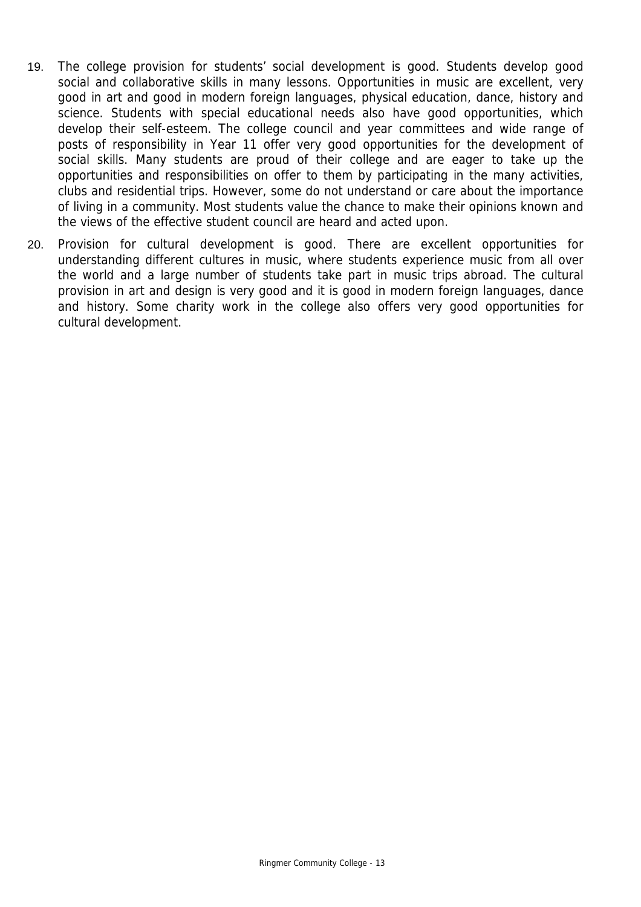19. The college provision for students' social development is good. Students develop good social and collaborative skills in many lessons. Opportunities in music are excellent, very good in art and good in modern foreign languages, physical education, dance, history and science. Students with special educational needs also have good opportunities, which develop their self-esteem. The college council and year committees and wide range of posts of responsibility in Year 11 offer very good opportunities for the development of social skills. Many students are proud of their college and are eager to take up the opportunities and responsibilities on offer to them by participating in the many activities, clubs and residential trips. However, some do not understand or care about the importance of living in a community. Most students value the chance to make their opinions known and the views of the effective student council are heard and acted upon.

20. Provision for cultural development is good. There are excellent opportunities for understanding different cultures in music, where students experience music from all over the world and a large number of students take part in music trips abroad. The cultural provision in art and design is very good and it is good in modern foreign languages, dance and history. Some charity work in the college also offers very good opportunities for cultural development.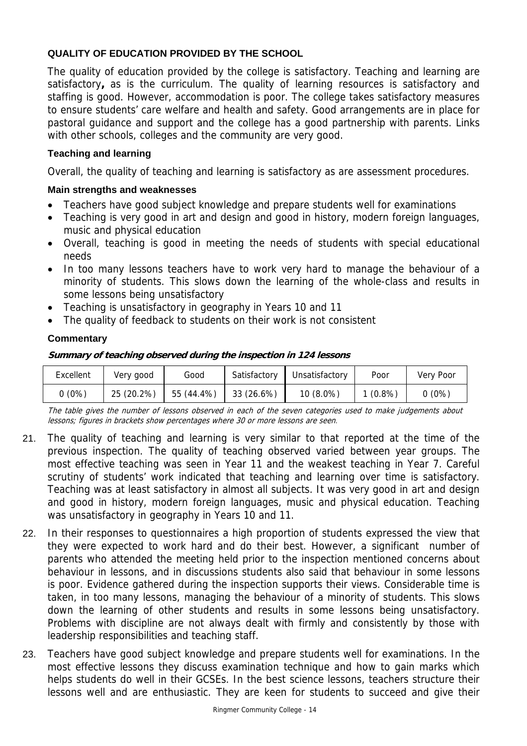**QUALITY OF EDUCATION PROVIDED BY THE SCHOOL**

The quality of education provided by the college is satisfactory. Teaching and learning are satisfactory**,** as is the curriculum. The quality of learning resources is satisfactory and staffing is good. However, accommodation is poor. The college takes satisfactory measures to ensure students' care welfare and health and safety. Good arrangements are in place for pastoral guidance and support and the college has a good partnership with parents. Links with other schools, colleges and the community are very good.

**Teaching and learning**

Overall, the quality of teaching and learning is satisfactory as are assessment procedures.

**Main strengths and weaknesses**

- Teachers have good subject knowledge and prepare students well for examinations
- Teaching is very good in art and design and good in history, modern foreign languages, music and physical education
- Overall, teaching is good in meeting the needs of students with special educational needs
- In too many lessons teachers have to work very hard to manage the behaviour of a minority of students. This slows down the learning of the whole-class and results in some lessons being unsatisfactory
- Teaching is unsatisfactory in geography in Years 10 and 11
- The quality of feedback to students on their work is not consistent

**Commentary**

***Summary of teaching observed during the inspection in 124 lessons***

| Excellent | Very good | Good | Satisfactory | Unsatisfactory | Poor | Very Poor |
|---|---|---|---|---|---|---|
| 0 (0%) | 25 (20.2%) | 55 (44.4%) | 33 (26.6%) | 10 (8.0%) | 1 (0.8%) | 0 (0%) |

*The table gives the number of lessons observed in each of the seven categories used to make judgements about lessons; figures in brackets show percentages where 30 or more lessons are seen.*

21. The quality of teaching and learning is very similar to that reported at the time of the previous inspection. The quality of teaching observed varied between year groups. The most effective teaching was seen in Year 11 and the weakest teaching in Year 7. Careful scrutiny of students' work indicated that teaching and learning over time is satisfactory. Teaching was at least satisfactory in almost all subjects. It was very good in art and design and good in history, modern foreign languages, music and physical education. Teaching was unsatisfactory in geography in Years 10 and 11.

22. In their responses to questionnaires a high proportion of students expressed the view that they were expected to work hard and do their best. However, a significant number of parents who attended the meeting held prior to the inspection mentioned concerns about behaviour in lessons, and in discussions students also said that behaviour in some lessons is poor. Evidence gathered during the inspection supports their views. Considerable time is taken, in too many lessons, managing the behaviour of a minority of students. This slows down the learning of other students and results in some lessons being unsatisfactory. Problems with discipline are not always dealt with firmly and consistently by those with leadership responsibilities and teaching staff.

23. Teachers have good subject knowledge and prepare students well for examinations. In the most effective lessons they discuss examination technique and how to gain marks which helps students do well in their GCSEs. In the best science lessons, teachers structure their lessons well and are enthusiastic. They are keen for students to succeed and give their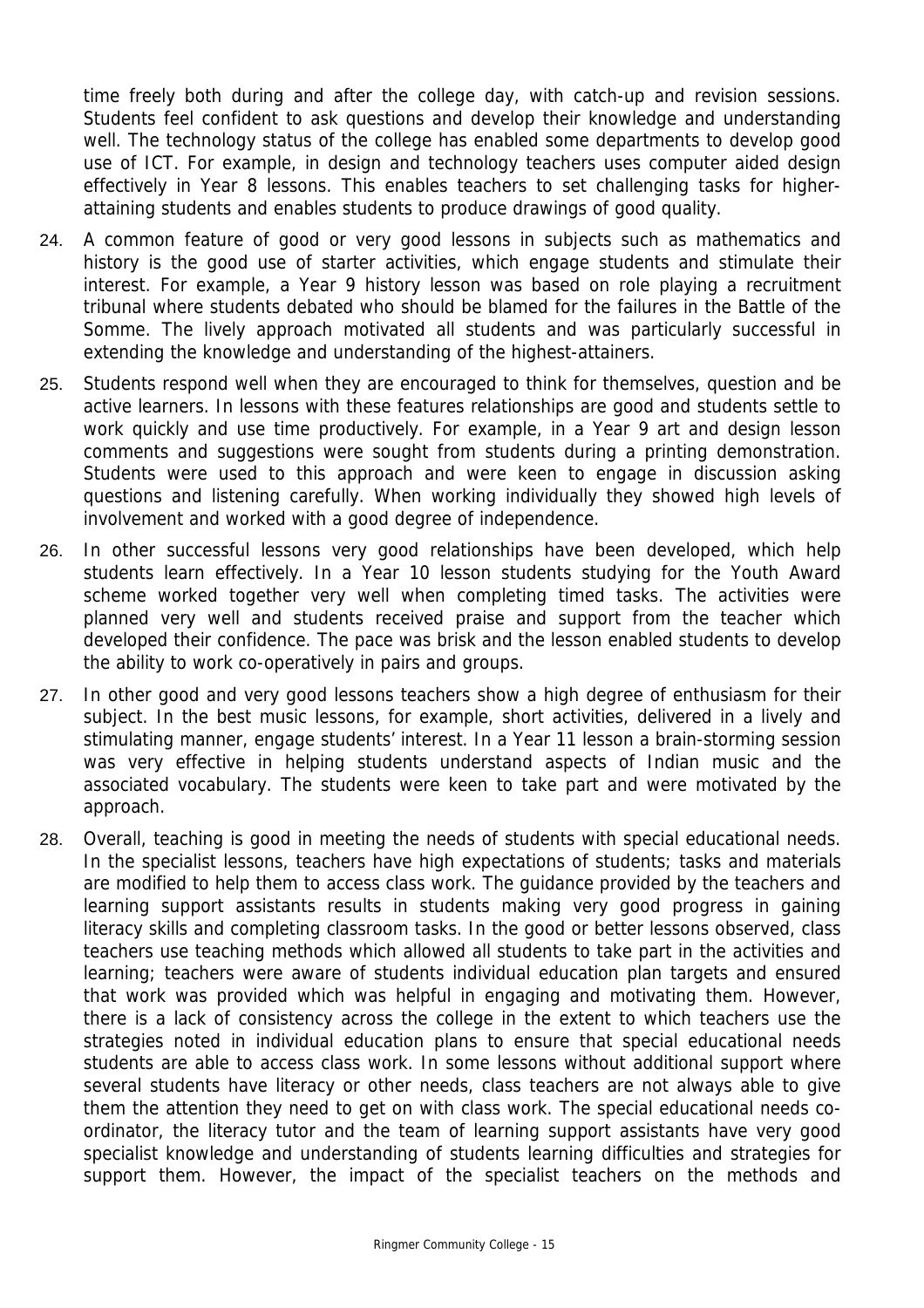time freely both during and after the college day, with catch-up and revision sessions. Students feel confident to ask questions and develop their knowledge and understanding well. The technology status of the college has enabled some departments to develop good use of ICT. For example, in design and technology teachers uses computer aided design effectively in Year 8 lessons. This enables teachers to set challenging tasks for higher-attaining students and enables students to produce drawings of good quality.

24. A common feature of good or very good lessons in subjects such as mathematics and history is the good use of starter activities, which engage students and stimulate their interest. For example, a Year 9 history lesson was based on role playing a recruitment tribunal where students debated who should be blamed for the failures in the Battle of the Somme. The lively approach motivated all students and was particularly successful in extending the knowledge and understanding of the highest-attainers.

25. Students respond well when they are encouraged to think for themselves, question and be active learners. In lessons with these features relationships are good and students settle to work quickly and use time productively. For example, in a Year 9 art and design lesson comments and suggestions were sought from students during a printing demonstration. Students were used to this approach and were keen to engage in discussion asking questions and listening carefully. When working individually they showed high levels of involvement and worked with a good degree of independence.

26. In other successful lessons very good relationships have been developed, which help students learn effectively. In a Year 10 lesson students studying for the Youth Award scheme worked together very well when completing timed tasks. The activities were planned very well and students received praise and support from the teacher which developed their confidence. The pace was brisk and the lesson enabled students to develop the ability to work co-operatively in pairs and groups.

27. In other good and very good lessons teachers show a high degree of enthusiasm for their subject. In the best music lessons, for example, short activities, delivered in a lively and stimulating manner, engage students' interest. In a Year 11 lesson a brain-storming session was very effective in helping students understand aspects of Indian music and the associated vocabulary. The students were keen to take part and were motivated by the approach.

28. Overall, teaching is good in meeting the needs of students with special educational needs. In the specialist lessons, teachers have high expectations of students; tasks and materials are modified to help them to access class work. The guidance provided by the teachers and learning support assistants results in students making very good progress in gaining literacy skills and completing classroom tasks. In the good or better lessons observed, class teachers use teaching methods which allowed all students to take part in the activities and learning; teachers were aware of students individual education plan targets and ensured that work was provided which was helpful in engaging and motivating them. However, there is a lack of consistency across the college in the extent to which teachers use the strategies noted in individual education plans to ensure that special educational needs students are able to access class work. In some lessons without additional support where several students have literacy or other needs, class teachers are not always able to give them the attention they need to get on with class work. The special educational needs co-ordinator, the literacy tutor and the team of learning support assistants have very good specialist knowledge and understanding of students learning difficulties and strategies for support them. However, the impact of the specialist teachers on the methods and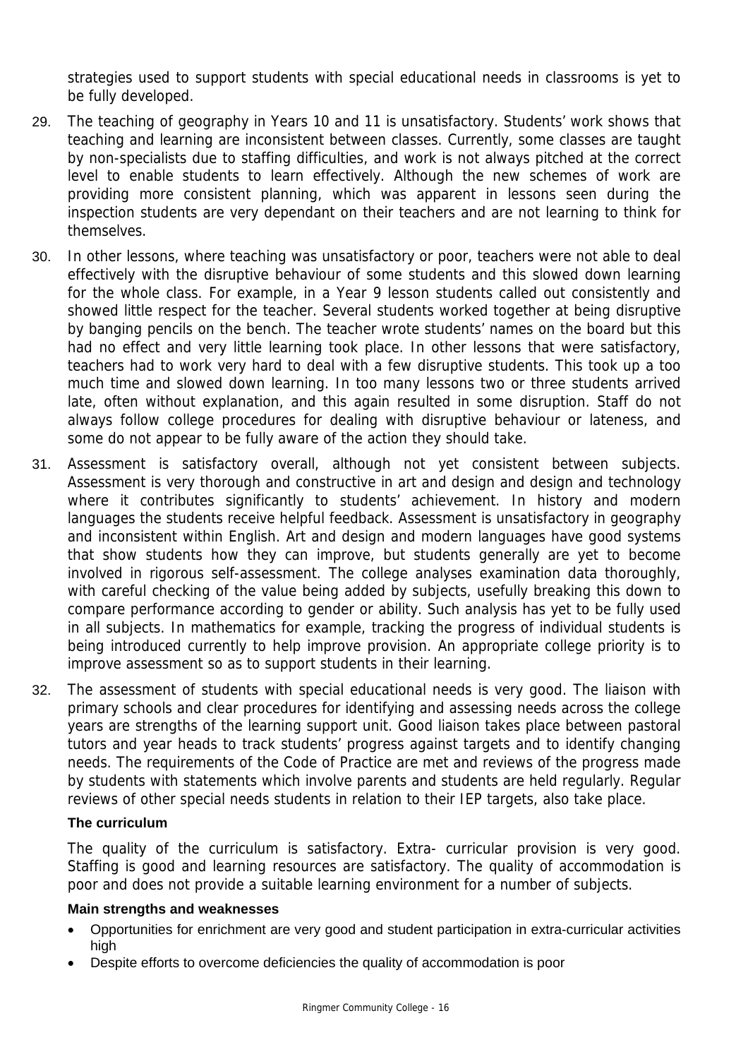strategies used to support students with special educational needs in classrooms is yet to be fully developed.

29. The teaching of geography in Years 10 and 11 is unsatisfactory. Students' work shows that teaching and learning are inconsistent between classes. Currently, some classes are taught by non-specialists due to staffing difficulties, and work is not always pitched at the correct level to enable students to learn effectively. Although the new schemes of work are providing more consistent planning, which was apparent in lessons seen during the inspection students are very dependant on their teachers and are not learning to think for themselves.

30. In other lessons, where teaching was unsatisfactory or poor, teachers were not able to deal effectively with the disruptive behaviour of some students and this slowed down learning for the whole class. For example, in a Year 9 lesson students called out consistently and showed little respect for the teacher. Several students worked together at being disruptive by banging pencils on the bench. The teacher wrote students' names on the board but this had no effect and very little learning took place. In other lessons that were satisfactory, teachers had to work very hard to deal with a few disruptive students. This took up a too much time and slowed down learning. In too many lessons two or three students arrived late, often without explanation, and this again resulted in some disruption. Staff do not always follow college procedures for dealing with disruptive behaviour or lateness, and some do not appear to be fully aware of the action they should take.

31. Assessment is satisfactory overall, although not yet consistent between subjects. Assessment is very thorough and constructive in art and design and design and technology where it contributes significantly to students' achievement. In history and modern languages the students receive helpful feedback. Assessment is unsatisfactory in geography and inconsistent within English. Art and design and modern languages have good systems that show students how they can improve, but students generally are yet to become involved in rigorous self-assessment. The college analyses examination data thoroughly, with careful checking of the value being added by subjects, usefully breaking this down to compare performance according to gender or ability. Such analysis has yet to be fully used in all subjects. In mathematics for example, tracking the progress of individual students is being introduced currently to help improve provision. An appropriate college priority is to improve assessment so as to support students in their learning.

32. The assessment of students with special educational needs is very good. The liaison with primary schools and clear procedures for identifying and assessing needs across the college years are strengths of the learning support unit. Good liaison takes place between pastoral tutors and year heads to track students' progress against targets and to identify changing needs. The requirements of the Code of Practice are met and reviews of the progress made by students with statements which involve parents and students are held regularly. Regular reviews of other special needs students in relation to their IEP targets, also take place.

### The curriculum

The quality of the curriculum is satisfactory. Extra- curricular provision is very good. Staffing is good and learning resources are satisfactory. The quality of accommodation is poor and does not provide a suitable learning environment for a number of subjects.

#### Main strengths and weaknesses

- Opportunities for enrichment are very good and student participation in extra-curricular activities high
- Despite efforts to overcome deficiencies the quality of accommodation is poor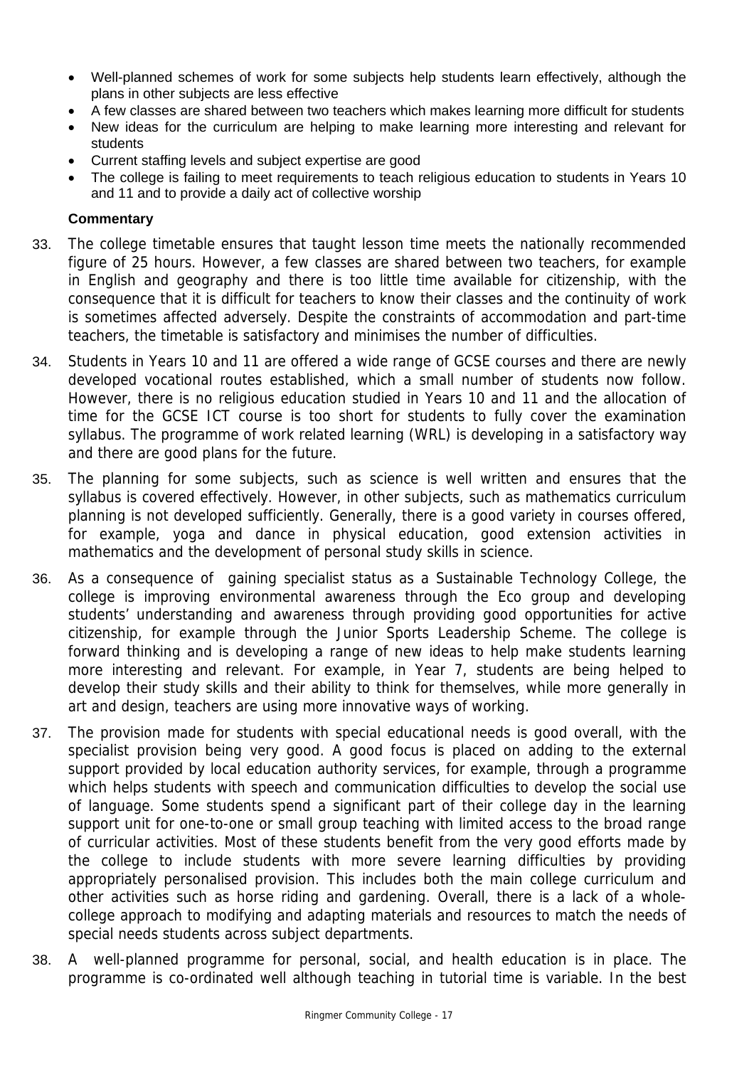- Well-planned schemes of work for some subjects help students learn effectively, although the plans in other subjects are less effective
- A few classes are shared between two teachers which makes learning more difficult for students
- New ideas for the curriculum are helping to make learning more interesting and relevant for students
- Current staffing levels and subject expertise are good
- The college is failing to meet requirements to teach religious education to students in Years 10 and 11 and to provide a daily act of collective worship

**Commentary**

33. The college timetable ensures that taught lesson time meets the nationally recommended figure of 25 hours. However, a few classes are shared between two teachers, for example in English and geography and there is too little time available for citizenship, with the consequence that it is difficult for teachers to know their classes and the continuity of work is sometimes affected adversely. Despite the constraints of accommodation and part-time teachers, the timetable is satisfactory and minimises the number of difficulties.

34. Students in Years 10 and 11 are offered a wide range of GCSE courses and there are newly developed vocational routes established, which a small number of students now follow. However, there is no religious education studied in Years 10 and 11 and the allocation of time for the GCSE ICT course is too short for students to fully cover the examination syllabus. The programme of work related learning (WRL) is developing in a satisfactory way and there are good plans for the future.

35. The planning for some subjects, such as science is well written and ensures that the syllabus is covered effectively. However, in other subjects, such as mathematics curriculum planning is not developed sufficiently. Generally, there is a good variety in courses offered, for example, yoga and dance in physical education, good extension activities in mathematics and the development of personal study skills in science.

36. As a consequence of gaining specialist status as a Sustainable Technology College, the college is improving environmental awareness through the Eco group and developing students' understanding and awareness through providing good opportunities for active citizenship, for example through the Junior Sports Leadership Scheme. The college is forward thinking and is developing a range of new ideas to help make students learning more interesting and relevant. For example, in Year 7, students are being helped to develop their study skills and their ability to think for themselves, while more generally in art and design, teachers are using more innovative ways of working.

37. The provision made for students with special educational needs is good overall, with the specialist provision being very good. A good focus is placed on adding to the external support provided by local education authority services, for example, through a programme which helps students with speech and communication difficulties to develop the social use of language. Some students spend a significant part of their college day in the learning support unit for one-to-one or small group teaching with limited access to the broad range of curricular activities. Most of these students benefit from the very good efforts made by the college to include students with more severe learning difficulties by providing appropriately personalised provision. This includes both the main college curriculum and other activities such as horse riding and gardening. Overall, there is a lack of a whole-college approach to modifying and adapting materials and resources to match the needs of special needs students across subject departments.

38. A well-planned programme for personal, social, and health education is in place. The programme is co-ordinated well although teaching in tutorial time is variable. In the best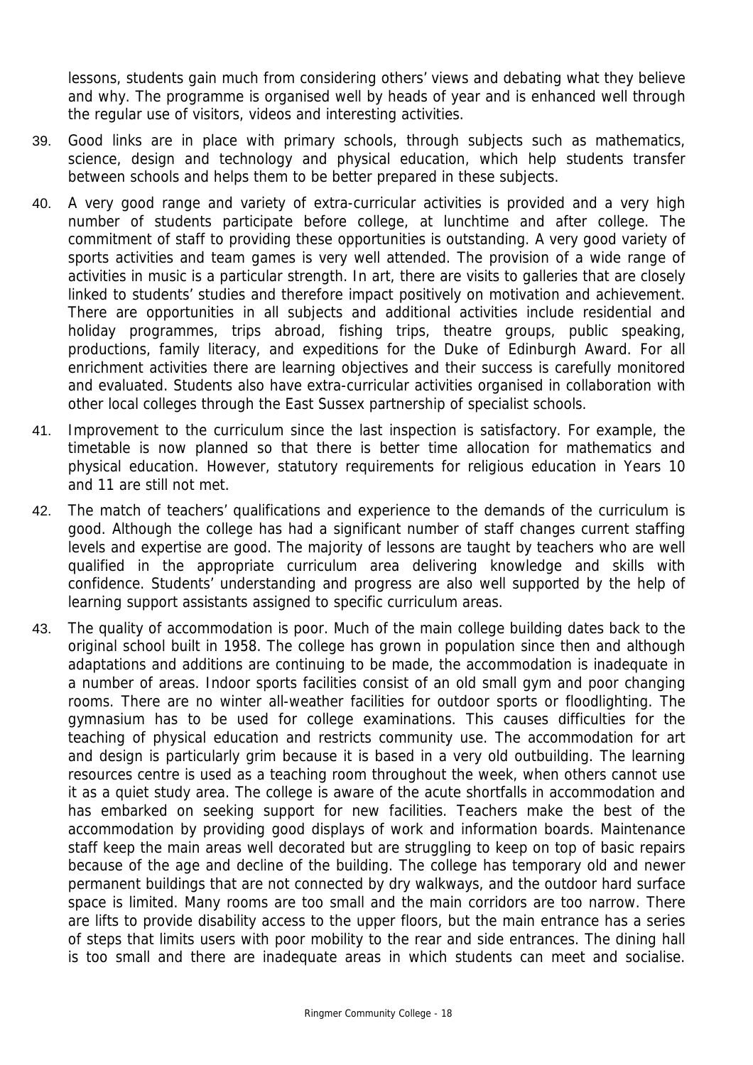lessons, students gain much from considering others' views and debating what they believe and why. The programme is organised well by heads of year and is enhanced well through the regular use of visitors, videos and interesting activities.

39. Good links are in place with primary schools, through subjects such as mathematics, science, design and technology and physical education, which help students transfer between schools and helps them to be better prepared in these subjects.

40. A very good range and variety of extra-curricular activities is provided and a very high number of students participate before college, at lunchtime and after college. The commitment of staff to providing these opportunities is outstanding. A very good variety of sports activities and team games is very well attended. The provision of a wide range of activities in music is a particular strength. In art, there are visits to galleries that are closely linked to students' studies and therefore impact positively on motivation and achievement. There are opportunities in all subjects and additional activities include residential and holiday programmes, trips abroad, fishing trips, theatre groups, public speaking, productions, family literacy, and expeditions for the Duke of Edinburgh Award. For all enrichment activities there are learning objectives and their success is carefully monitored and evaluated. Students also have extra-curricular activities organised in collaboration with other local colleges through the East Sussex partnership of specialist schools.

41. Improvement to the curriculum since the last inspection is satisfactory. For example, the timetable is now planned so that there is better time allocation for mathematics and physical education. However, statutory requirements for religious education in Years 10 and 11 are still not met.

42. The match of teachers' qualifications and experience to the demands of the curriculum is good. Although the college has had a significant number of staff changes current staffing levels and expertise are good. The majority of lessons are taught by teachers who are well qualified in the appropriate curriculum area delivering knowledge and skills with confidence. Students' understanding and progress are also well supported by the help of learning support assistants assigned to specific curriculum areas.

43. The quality of accommodation is poor. Much of the main college building dates back to the original school built in 1958. The college has grown in population since then and although adaptations and additions are continuing to be made, the accommodation is inadequate in a number of areas. Indoor sports facilities consist of an old small gym and poor changing rooms. There are no winter all-weather facilities for outdoor sports or floodlighting. The gymnasium has to be used for college examinations. This causes difficulties for the teaching of physical education and restricts community use. The accommodation for art and design is particularly grim because it is based in a very old outbuilding. The learning resources centre is used as a teaching room throughout the week, when others cannot use it as a quiet study area. The college is aware of the acute shortfalls in accommodation and has embarked on seeking support for new facilities. Teachers make the best of the accommodation by providing good displays of work and information boards. Maintenance staff keep the main areas well decorated but are struggling to keep on top of basic repairs because of the age and decline of the building. The college has temporary old and newer permanent buildings that are not connected by dry walkways, and the outdoor hard surface space is limited. Many rooms are too small and the main corridors are too narrow. There are lifts to provide disability access to the upper floors, but the main entrance has a series of steps that limits users with poor mobility to the rear and side entrances. The dining hall is too small and there are inadequate areas in which students can meet and socialise.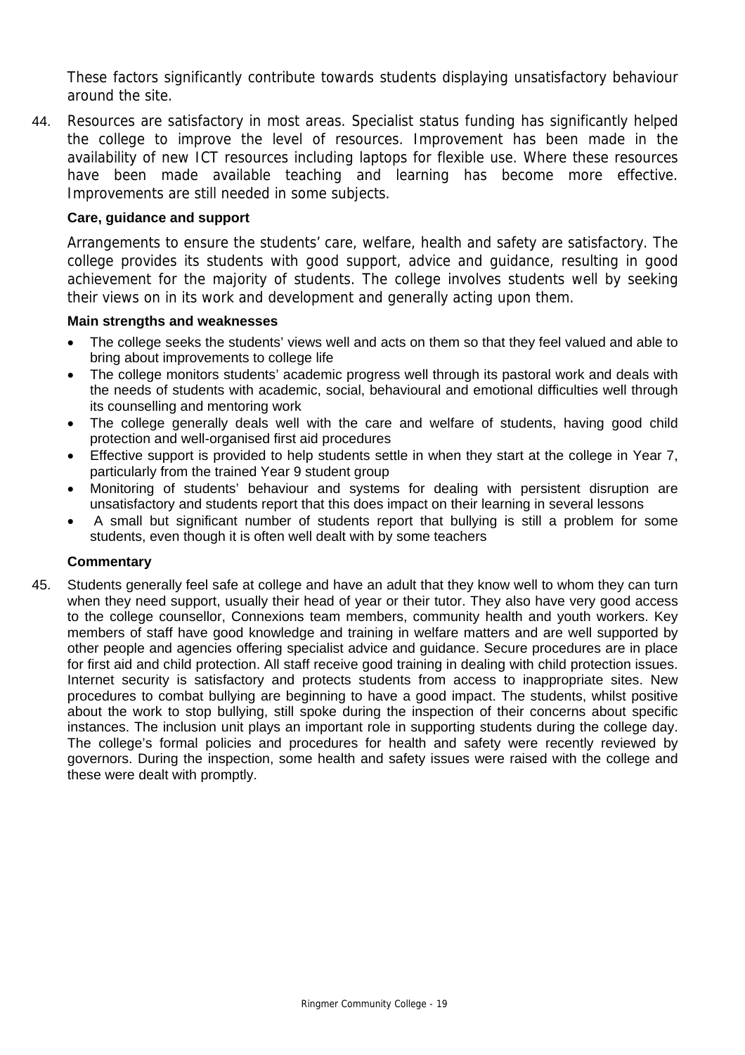These factors significantly contribute towards students displaying unsatisfactory behaviour around the site.

44. Resources are satisfactory in most areas. Specialist status funding has significantly helped the college to improve the level of resources. Improvement has been made in the availability of new ICT resources including laptops for flexible use. Where these resources have been made available teaching and learning has become more effective. Improvements are still needed in some subjects.

### Care, guidance and support

Arrangements to ensure the students' care, welfare, health and safety are satisfactory. The college provides its students with good support, advice and guidance, resulting in good achievement for the majority of students. The college involves students well by seeking their views on in its work and development and generally acting upon them.

**Main strengths and weaknesses**

- The college seeks the students' views well and acts on them so that they feel valued and able to bring about improvements to college life
- The college monitors students' academic progress well through its pastoral work and deals with the needs of students with academic, social, behavioural and emotional difficulties well through its counselling and mentoring work
- The college generally deals well with the care and welfare of students, having good child protection and well-organised first aid procedures
- Effective support is provided to help students settle in when they start at the college in Year 7, particularly from the trained Year 9 student group
- Monitoring of students' behaviour and systems for dealing with persistent disruption are unsatisfactory and students report that this does impact on their learning in several lessons
- A small but significant number of students report that bullying is still a problem for some students, even though it is often well dealt with by some teachers

**Commentary**

45. Students generally feel safe at college and have an adult that they know well to whom they can turn when they need support, usually their head of year or their tutor. They also have very good access to the college counsellor, Connexions team members, community health and youth workers. Key members of staff have good knowledge and training in welfare matters and are well supported by other people and agencies offering specialist advice and guidance. Secure procedures are in place for first aid and child protection. All staff receive good training in dealing with child protection issues. Internet security is satisfactory and protects students from access to inappropriate sites. New procedures to combat bullying are beginning to have a good impact. The students, whilst positive about the work to stop bullying, still spoke during the inspection of their concerns about specific instances. The inclusion unit plays an important role in supporting students during the college day. The college's formal policies and procedures for health and safety were recently reviewed by governors. During the inspection, some health and safety issues were raised with the college and these were dealt with promptly.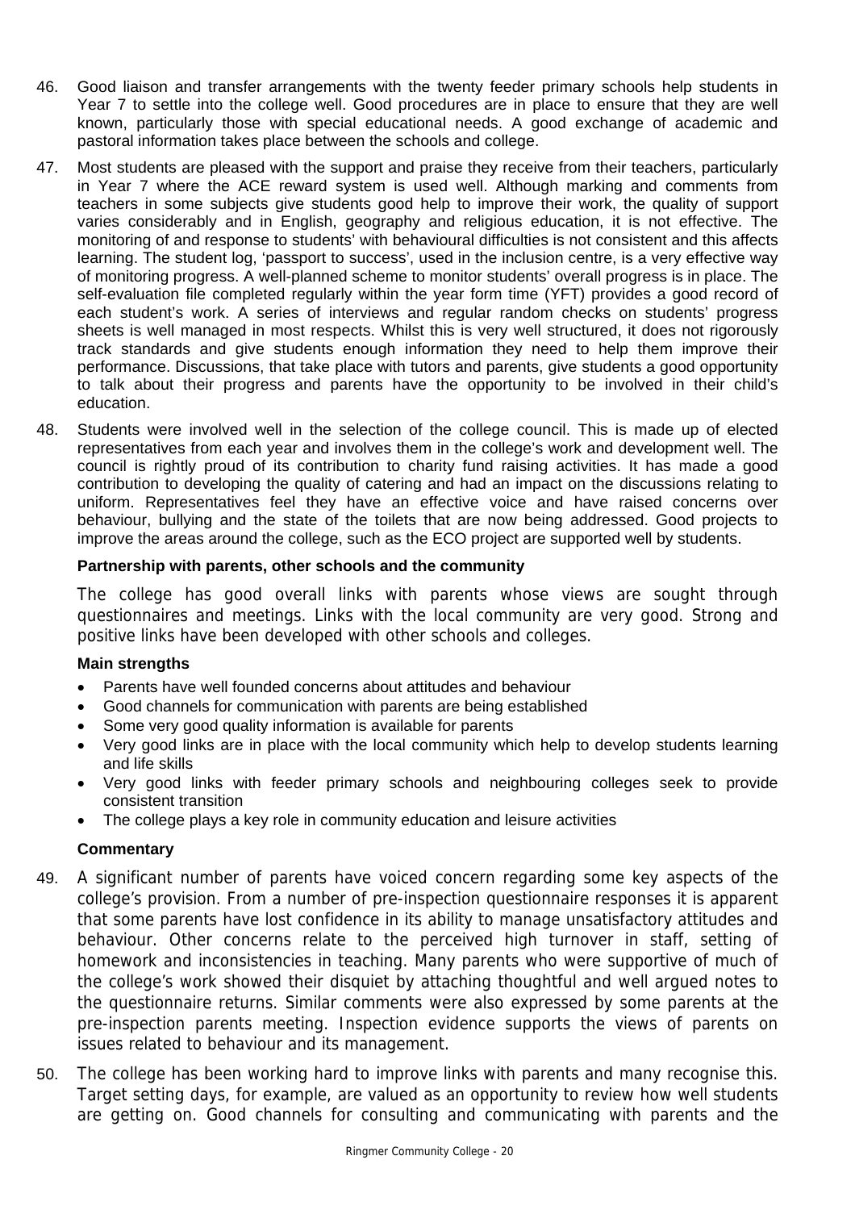46. Good liaison and transfer arrangements with the twenty feeder primary schools help students in Year 7 to settle into the college well. Good procedures are in place to ensure that they are well known, particularly those with special educational needs. A good exchange of academic and pastoral information takes place between the schools and college.

47. Most students are pleased with the support and praise they receive from their teachers, particularly in Year 7 where the ACE reward system is used well. Although marking and comments from teachers in some subjects give students good help to improve their work, the quality of support varies considerably and in English, geography and religious education, it is not effective. The monitoring of and response to students' with behavioural difficulties is not consistent and this affects learning. The student log, 'passport to success', used in the inclusion centre, is a very effective way of monitoring progress. A well-planned scheme to monitor students' overall progress is in place. The self-evaluation file completed regularly within the year form time (YFT) provides a good record of each student's work. A series of interviews and regular random checks on students' progress sheets is well managed in most respects. Whilst this is very well structured, it does not rigorously track standards and give students enough information they need to help them improve their performance. Discussions, that take place with tutors and parents, give students a good opportunity to talk about their progress and parents have the opportunity to be involved in their child's education.

48. Students were involved well in the selection of the college council. This is made up of elected representatives from each year and involves them in the college's work and development well. The council is rightly proud of its contribution to charity fund raising activities. It has made a good contribution to developing the quality of catering and had an impact on the discussions relating to uniform. Representatives feel they have an effective voice and have raised concerns over behaviour, bullying and the state of the toilets that are now being addressed. Good projects to improve the areas around the college, such as the ECO project are supported well by students.

### Partnership with parents, other schools and the community

The college has good overall links with parents whose views are sought through questionnaires and meetings. Links with the local community are very good. Strong and positive links have been developed with other schools and colleges.

#### Main strengths

- Parents have well founded concerns about attitudes and behaviour
- Good channels for communication with parents are being established
- Some very good quality information is available for parents
- Very good links are in place with the local community which help to develop students learning and life skills
- Very good links with feeder primary schools and neighbouring colleges seek to provide consistent transition
- The college plays a key role in community education and leisure activities

#### Commentary

49. A significant number of parents have voiced concern regarding some key aspects of the college's provision. From a number of pre-inspection questionnaire responses it is apparent that some parents have lost confidence in its ability to manage unsatisfactory attitudes and behaviour. Other concerns relate to the perceived high turnover in staff, setting of homework and inconsistencies in teaching. Many parents who were supportive of much of the college's work showed their disquiet by attaching thoughtful and well argued notes to the questionnaire returns. Similar comments were also expressed by some parents at the pre-inspection parents meeting. Inspection evidence supports the views of parents on issues related to behaviour and its management.

50. The college has been working hard to improve links with parents and many recognise this. Target setting days, for example, are valued as an opportunity to review how well students are getting on. Good channels for consulting and communicating with parents and the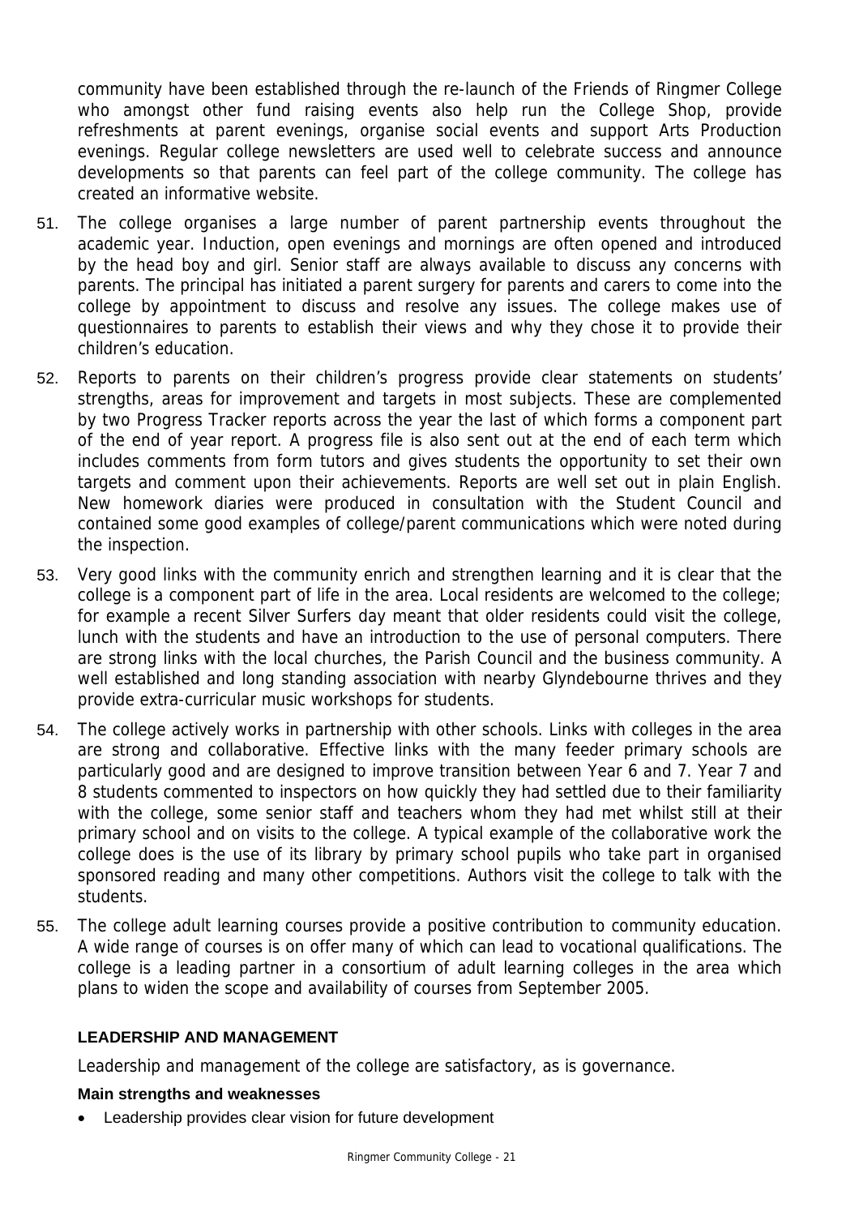community have been established through the re-launch of the Friends of Ringmer College who amongst other fund raising events also help run the College Shop, provide refreshments at parent evenings, organise social events and support Arts Production evenings. Regular college newsletters are used well to celebrate success and announce developments so that parents can feel part of the college community. The college has created an informative website.

51. The college organises a large number of parent partnership events throughout the academic year. Induction, open evenings and mornings are often opened and introduced by the head boy and girl. Senior staff are always available to discuss any concerns with parents. The principal has initiated a parent surgery for parents and carers to come into the college by appointment to discuss and resolve any issues. The college makes use of questionnaires to parents to establish their views and why they chose it to provide their children's education.

52. Reports to parents on their children's progress provide clear statements on students' strengths, areas for improvement and targets in most subjects. These are complemented by two Progress Tracker reports across the year the last of which forms a component part of the end of year report. A progress file is also sent out at the end of each term which includes comments from form tutors and gives students the opportunity to set their own targets and comment upon their achievements. Reports are well set out in plain English. New homework diaries were produced in consultation with the Student Council and contained some good examples of college/parent communications which were noted during the inspection.

53. Very good links with the community enrich and strengthen learning and it is clear that the college is a component part of life in the area. Local residents are welcomed to the college; for example a recent Silver Surfers day meant that older residents could visit the college, lunch with the students and have an introduction to the use of personal computers. There are strong links with the local churches, the Parish Council and the business community. A well established and long standing association with nearby Glyndebourne thrives and they provide extra-curricular music workshops for students.

54. The college actively works in partnership with other schools. Links with colleges in the area are strong and collaborative. Effective links with the many feeder primary schools are particularly good and are designed to improve transition between Year 6 and 7. Year 7 and 8 students commented to inspectors on how quickly they had settled due to their familiarity with the college, some senior staff and teachers whom they had met whilst still at their primary school and on visits to the college. A typical example of the collaborative work the college does is the use of its library by primary school pupils who take part in organised sponsored reading and many other competitions. Authors visit the college to talk with the students.

55. The college adult learning courses provide a positive contribution to community education. A wide range of courses is on offer many of which can lead to vocational qualifications. The college is a leading partner in a consortium of adult learning colleges in the area which plans to widen the scope and availability of courses from September 2005.

## LEADERSHIP AND MANAGEMENT

Leadership and management of the college are satisfactory, as is governance.

**Main strengths and weaknesses**

- Leadership provides clear vision for future development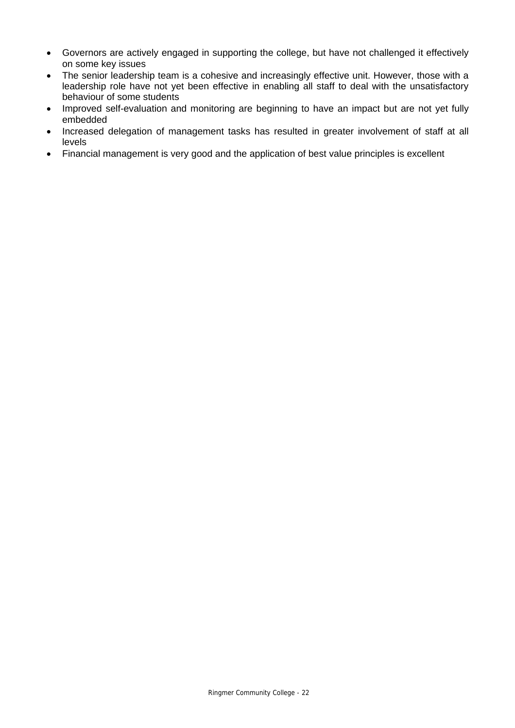- Governors are actively engaged in supporting the college, but have not challenged it effectively on some key issues
- The senior leadership team is a cohesive and increasingly effective unit. However, those with a leadership role have not yet been effective in enabling all staff to deal with the unsatisfactory behaviour of some students
- Improved self-evaluation and monitoring are beginning to have an impact but are not yet fully embedded
- Increased delegation of management tasks has resulted in greater involvement of staff at all levels
- Financial management is very good and the application of best value principles is excellent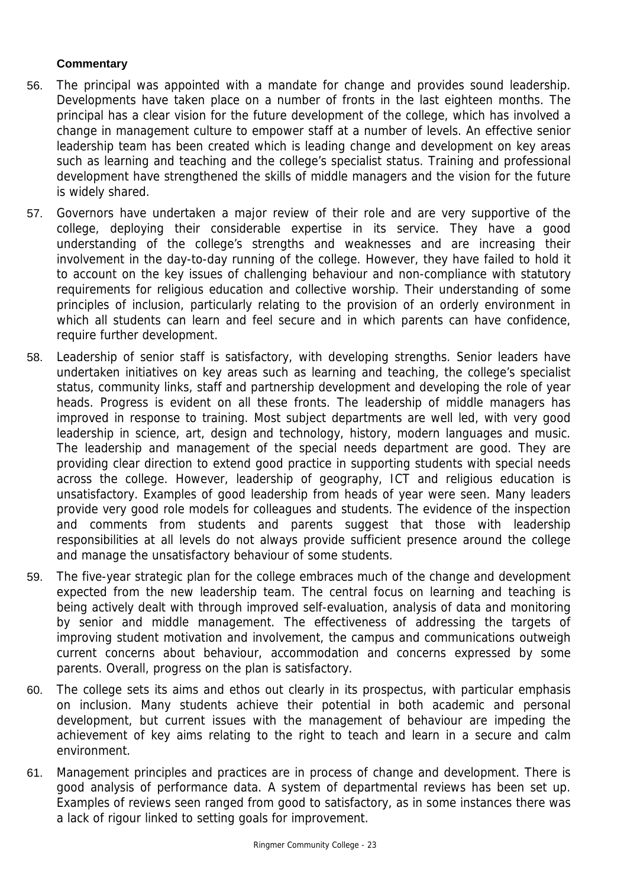**Commentary**

56. The principal was appointed with a mandate for change and provides sound leadership. Developments have taken place on a number of fronts in the last eighteen months. The principal has a clear vision for the future development of the college, which has involved a change in management culture to empower staff at a number of levels. An effective senior leadership team has been created which is leading change and development on key areas such as learning and teaching and the college's specialist status. Training and professional development have strengthened the skills of middle managers and the vision for the future is widely shared.

57. Governors have undertaken a major review of their role and are very supportive of the college, deploying their considerable expertise in its service. They have a good understanding of the college's strengths and weaknesses and are increasing their involvement in the day-to-day running of the college. However, they have failed to hold it to account on the key issues of challenging behaviour and non-compliance with statutory requirements for religious education and collective worship. Their understanding of some principles of inclusion, particularly relating to the provision of an orderly environment in which all students can learn and feel secure and in which parents can have confidence, require further development.

58. Leadership of senior staff is satisfactory, with developing strengths. Senior leaders have undertaken initiatives on key areas such as learning and teaching, the college's specialist status, community links, staff and partnership development and developing the role of year heads. Progress is evident on all these fronts. The leadership of middle managers has improved in response to training. Most subject departments are well led, with very good leadership in science, art, design and technology, history, modern languages and music. The leadership and management of the special needs department are good. They are providing clear direction to extend good practice in supporting students with special needs across the college. However, leadership of geography, ICT and religious education is unsatisfactory. Examples of good leadership from heads of year were seen. Many leaders provide very good role models for colleagues and students. The evidence of the inspection and comments from students and parents suggest that those with leadership responsibilities at all levels do not always provide sufficient presence around the college and manage the unsatisfactory behaviour of some students.

59. The five-year strategic plan for the college embraces much of the change and development expected from the new leadership team. The central focus on learning and teaching is being actively dealt with through improved self-evaluation, analysis of data and monitoring by senior and middle management. The effectiveness of addressing the targets of improving student motivation and involvement, the campus and communications outweigh current concerns about behaviour, accommodation and concerns expressed by some parents. Overall, progress on the plan is satisfactory.

60. The college sets its aims and ethos out clearly in its prospectus, with particular emphasis on inclusion. Many students achieve their potential in both academic and personal development, but current issues with the management of behaviour are impeding the achievement of key aims relating to the right to teach and learn in a secure and calm environment.

61. Management principles and practices are in process of change and development. There is good analysis of performance data. A system of departmental reviews has been set up. Examples of reviews seen ranged from good to satisfactory, as in some instances there was a lack of rigour linked to setting goals for improvement.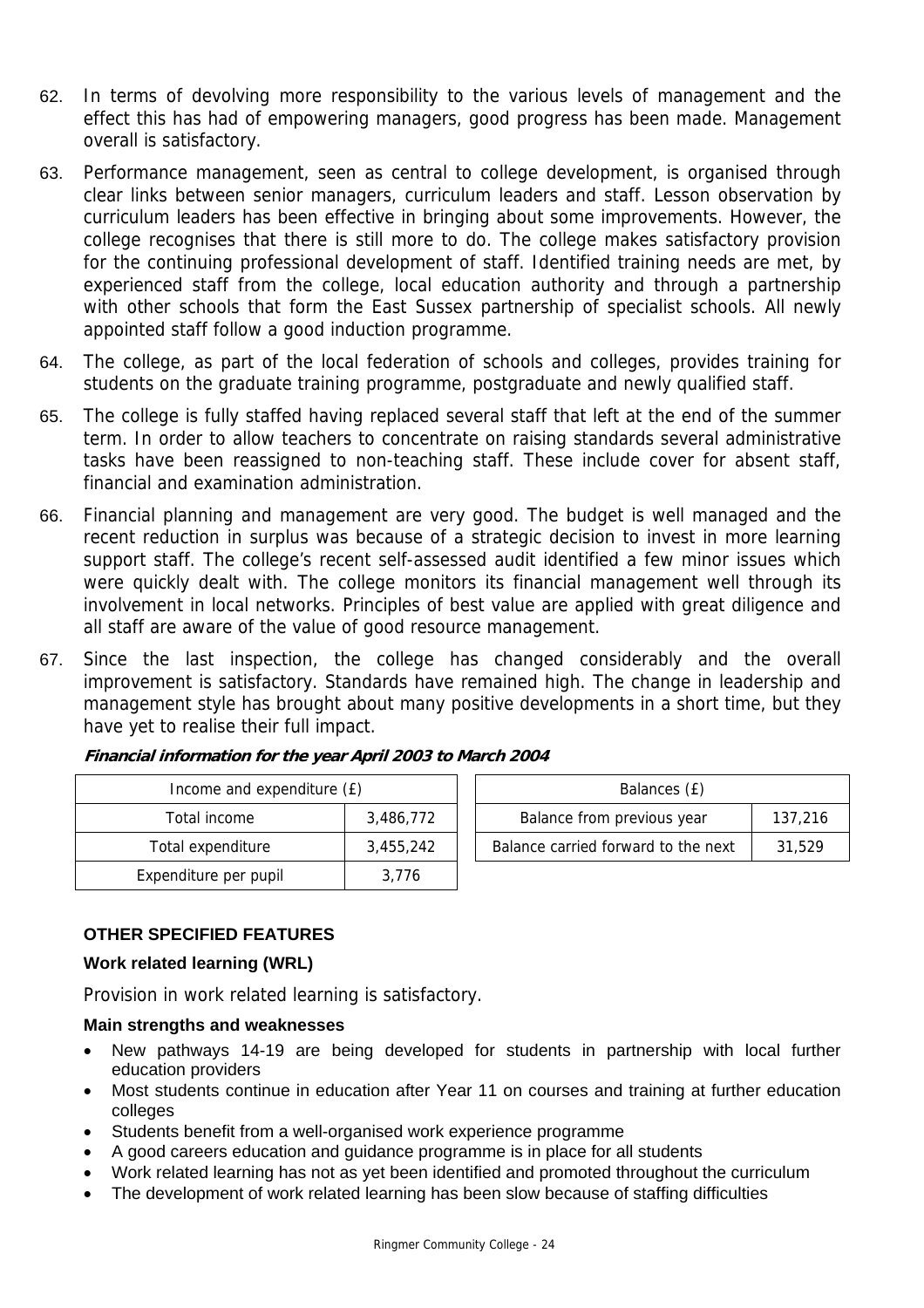62. In terms of devolving more responsibility to the various levels of management and the effect this has had of empowering managers, good progress has been made. Management overall is satisfactory.

63. Performance management, seen as central to college development, is organised through clear links between senior managers, curriculum leaders and staff. Lesson observation by curriculum leaders has been effective in bringing about some improvements. However, the college recognises that there is still more to do. The college makes satisfactory provision for the continuing professional development of staff. Identified training needs are met, by experienced staff from the college, local education authority and through a partnership with other schools that form the East Sussex partnership of specialist schools. All newly appointed staff follow a good induction programme.

64. The college, as part of the local federation of schools and colleges, provides training for students on the graduate training programme, postgraduate and newly qualified staff.

65. The college is fully staffed having replaced several staff that left at the end of the summer term. In order to allow teachers to concentrate on raising standards several administrative tasks have been reassigned to non-teaching staff. These include cover for absent staff, financial and examination administration.

66. Financial planning and management are very good. The budget is well managed and the recent reduction in surplus was because of a strategic decision to invest in more learning support staff. The college's recent self-assessed audit identified a few minor issues which were quickly dealt with. The college monitors its financial management well through its involvement in local networks. Principles of best value are applied with great diligence and all staff are aware of the value of good resource management.

67. Since the last inspection, the college has changed considerably and the overall improvement is satisfactory. Standards have remained high. The change in leadership and management style has brought about many positive developments in a short time, but they have yet to realise their full impact.

***Financial information for the year April 2003 to March 2004***

| Income and expenditure (£) | |
|---|---|
| Total income | 3,486,772 |
| Total expenditure | 3,455,242 |
| Expenditure per pupil | 3,776 |

| Balances (£) | |
|---|---|
| Balance from previous year | 137,216 |
| Balance carried forward to the next | 31,529 |

## OTHER SPECIFIED FEATURES

### Work related learning (WRL)

Provision in work related learning is satisfactory.

#### Main strengths and weaknesses

- New pathways 14-19 are being developed for students in partnership with local further education providers
- Most students continue in education after Year 11 on courses and training at further education colleges
- Students benefit from a well-organised work experience programme
- A good careers education and guidance programme is in place for all students
- Work related learning has not as yet been identified and promoted throughout the curriculum
- The development of work related learning has been slow because of staffing difficulties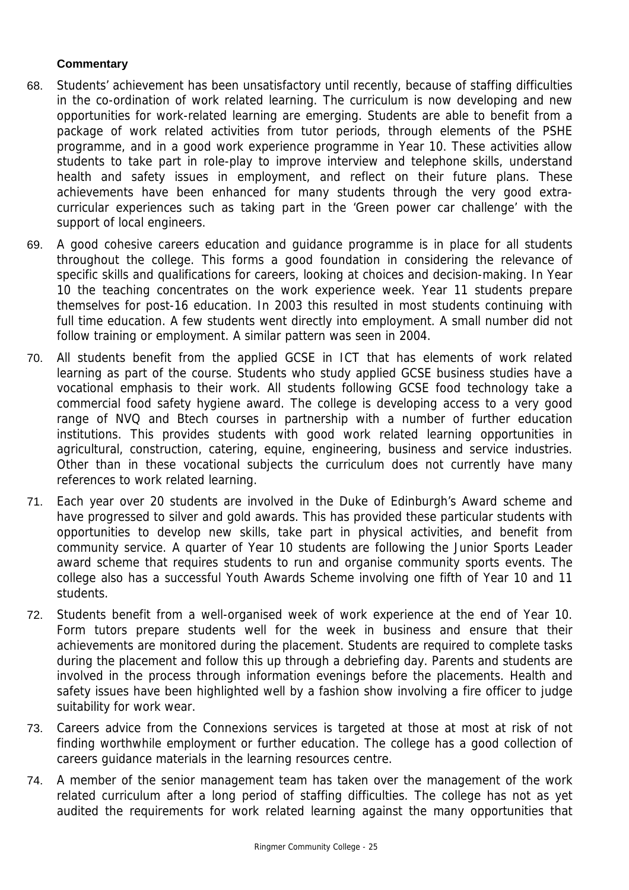**Commentary**

68. Students' achievement has been unsatisfactory until recently, because of staffing difficulties in the co-ordination of work related learning. The curriculum is now developing and new opportunities for work-related learning are emerging. Students are able to benefit from a package of work related activities from tutor periods, through elements of the PSHE programme, and in a good work experience programme in Year 10. These activities allow students to take part in role-play to improve interview and telephone skills, understand health and safety issues in employment, and reflect on their future plans. These achievements have been enhanced for many students through the very good extra-curricular experiences such as taking part in the 'Green power car challenge' with the support of local engineers.

69. A good cohesive careers education and guidance programme is in place for all students throughout the college. This forms a good foundation in considering the relevance of specific skills and qualifications for careers, looking at choices and decision-making. In Year 10 the teaching concentrates on the work experience week. Year 11 students prepare themselves for post-16 education. In 2003 this resulted in most students continuing with full time education. A few students went directly into employment. A small number did not follow training or employment. A similar pattern was seen in 2004.

70. All students benefit from the applied GCSE in ICT that has elements of work related learning as part of the course. Students who study applied GCSE business studies have a vocational emphasis to their work. All students following GCSE food technology take a commercial food safety hygiene award. The college is developing access to a very good range of NVQ and Btech courses in partnership with a number of further education institutions. This provides students with good work related learning opportunities in agricultural, construction, catering, equine, engineering, business and service industries. Other than in these vocational subjects the curriculum does not currently have many references to work related learning.

71. Each year over 20 students are involved in the Duke of Edinburgh's Award scheme and have progressed to silver and gold awards. This has provided these particular students with opportunities to develop new skills, take part in physical activities, and benefit from community service. A quarter of Year 10 students are following the Junior Sports Leader award scheme that requires students to run and organise community sports events. The college also has a successful Youth Awards Scheme involving one fifth of Year 10 and 11 students.

72. Students benefit from a well-organised week of work experience at the end of Year 10. Form tutors prepare students well for the week in business and ensure that their achievements are monitored during the placement. Students are required to complete tasks during the placement and follow this up through a debriefing day. Parents and students are involved in the process through information evenings before the placements. Health and safety issues have been highlighted well by a fashion show involving a fire officer to judge suitability for work wear.

73. Careers advice from the Connexions services is targeted at those at most at risk of not finding worthwhile employment or further education. The college has a good collection of careers guidance materials in the learning resources centre.

74. A member of the senior management team has taken over the management of the work related curriculum after a long period of staffing difficulties. The college has not as yet audited the requirements for work related learning against the many opportunities that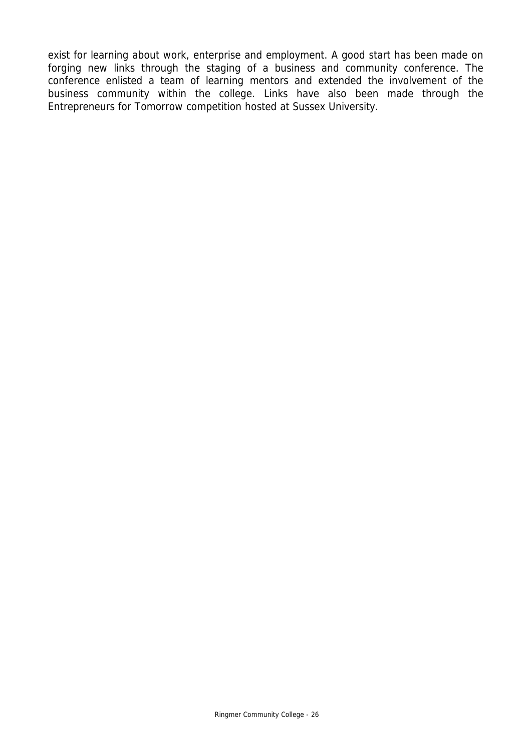exist for learning about work, enterprise and employment. A good start has been made on forging new links through the staging of a business and community conference. The conference enlisted a team of learning mentors and extended the involvement of the business community within the college. Links have also been made through the Entrepreneurs for Tomorrow competition hosted at Sussex University.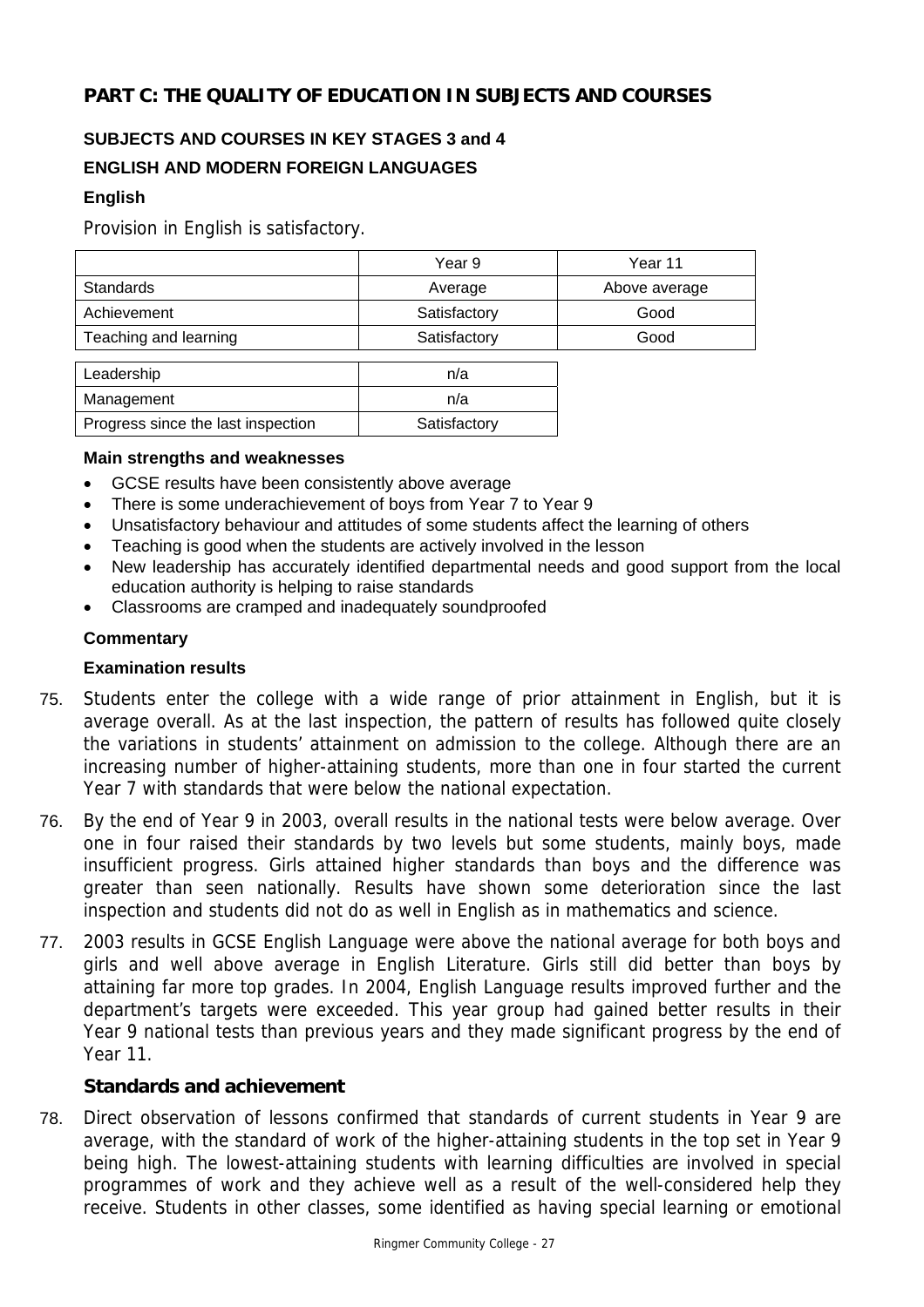## PART C: THE QUALITY OF EDUCATION IN SUBJECTS AND COURSES

### SUBJECTS AND COURSES IN KEY STAGES 3 and 4

### ENGLISH AND MODERN FOREIGN LANGUAGES

#### English

Provision in English is satisfactory.

| | Year 9 | Year 11 |
|---|---|---|
| Standards | Average | Above average |
| Achievement | Satisfactory | Good |
| Teaching and learning | Satisfactory | Good |

| | |
|---|---|
| Leadership | n/a |
| Management | n/a |
| Progress since the last inspection | Satisfactory |

**Main strengths and weaknesses**

- GCSE results have been consistently above average
- There is some underachievement of boys from Year 7 to Year 9
- Unsatisfactory behaviour and attitudes of some students affect the learning of others
- Teaching is good when the students are actively involved in the lesson
- New leadership has accurately identified departmental needs and good support from the local education authority is helping to raise standards
- Classrooms are cramped and inadequately soundproofed

**Commentary**

**Examination results**

75. Students enter the college with a wide range of prior attainment in English, but it is average overall. As at the last inspection, the pattern of results has followed quite closely the variations in students' attainment on admission to the college. Although there are an increasing number of higher-attaining students, more than one in four started the current Year 7 with standards that were below the national expectation.

76. By the end of Year 9 in 2003, overall results in the national tests were below average. Over one in four raised their standards by two levels but some students, mainly boys, made insufficient progress. Girls attained higher standards than boys and the difference was greater than seen nationally. Results have shown some deterioration since the last inspection and students did not do as well in English as in mathematics and science.

77. 2003 results in GCSE English Language were above the national average for both boys and girls and well above average in English Literature. Girls still did better than boys by attaining far more top grades. In 2004, English Language results improved further and the department's targets were exceeded. This year group had gained better results in their Year 9 national tests than previous years and they made significant progress by the end of Year 11.

**Standards and achievement**

78. Direct observation of lessons confirmed that standards of current students in Year 9 are average, with the standard of work of the higher-attaining students in the top set in Year 9 being high. The lowest-attaining students with learning difficulties are involved in special programmes of work and they achieve well as a result of the well-considered help they receive. Students in other classes, some identified as having special learning or emotional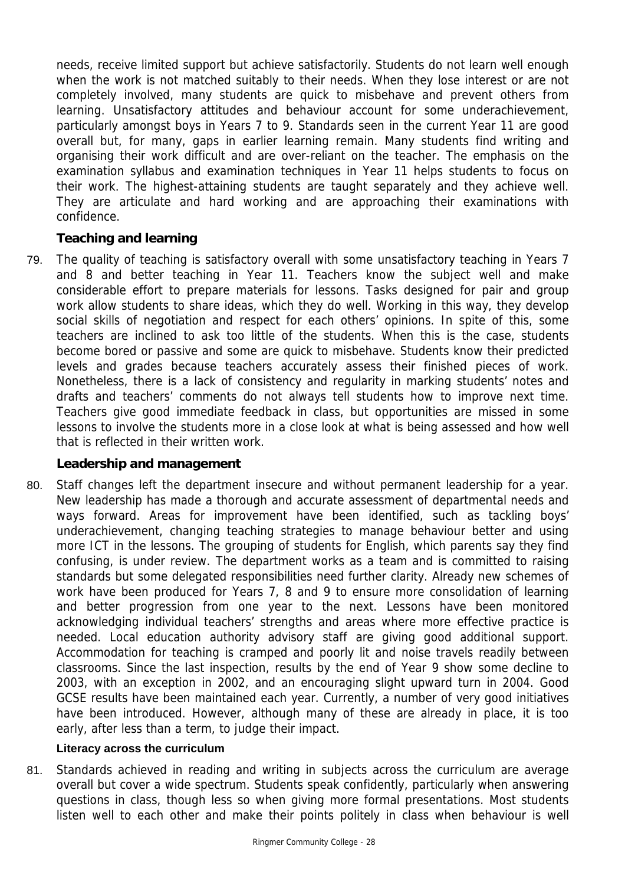needs, receive limited support but achieve satisfactorily. Students do not learn well enough when the work is not matched suitably to their needs. When they lose interest or are not completely involved, many students are quick to misbehave and prevent others from learning. Unsatisfactory attitudes and behaviour account for some underachievement, particularly amongst boys in Years 7 to 9. Standards seen in the current Year 11 are good overall but, for many, gaps in earlier learning remain. Many students find writing and organising their work difficult and are over-reliant on the teacher. The emphasis on the examination syllabus and examination techniques in Year 11 helps students to focus on their work. The highest-attaining students are taught separately and they achieve well. They are articulate and hard working and are approaching their examinations with confidence.

### Teaching and learning

79. The quality of teaching is satisfactory overall with some unsatisfactory teaching in Years 7 and 8 and better teaching in Year 11. Teachers know the subject well and make considerable effort to prepare materials for lessons. Tasks designed for pair and group work allow students to share ideas, which they do well. Working in this way, they develop social skills of negotiation and respect for each others' opinions. In spite of this, some teachers are inclined to ask too little of the students. When this is the case, students become bored or passive and some are quick to misbehave. Students know their predicted levels and grades because teachers accurately assess their finished pieces of work. Nonetheless, there is a lack of consistency and regularity in marking students' notes and drafts and teachers' comments do not always tell students how to improve next time. Teachers give good immediate feedback in class, but opportunities are missed in some lessons to involve the students more in a close look at what is being assessed and how well that is reflected in their written work.

### Leadership and management

80. Staff changes left the department insecure and without permanent leadership for a year. New leadership has made a thorough and accurate assessment of departmental needs and ways forward. Areas for improvement have been identified, such as tackling boys' underachievement, changing teaching strategies to manage behaviour better and using more ICT in the lessons. The grouping of students for English, which parents say they find confusing, is under review. The department works as a team and is committed to raising standards but some delegated responsibilities need further clarity. Already new schemes of work have been produced for Years 7, 8 and 9 to ensure more consolidation of learning and better progression from one year to the next. Lessons have been monitored acknowledging individual teachers' strengths and areas where more effective practice is needed. Local education authority advisory staff are giving good additional support. Accommodation for teaching is cramped and poorly lit and noise travels readily between classrooms. Since the last inspection, results by the end of Year 9 show some decline to 2003, with an exception in 2002, and an encouraging slight upward turn in 2004. Good GCSE results have been maintained each year. Currently, a number of very good initiatives have been introduced. However, although many of these are already in place, it is too early, after less than a term, to judge their impact.

#### Literacy across the curriculum

81. Standards achieved in reading and writing in subjects across the curriculum are average overall but cover a wide spectrum. Students speak confidently, particularly when answering questions in class, though less so when giving more formal presentations. Most students listen well to each other and make their points politely in class when behaviour is well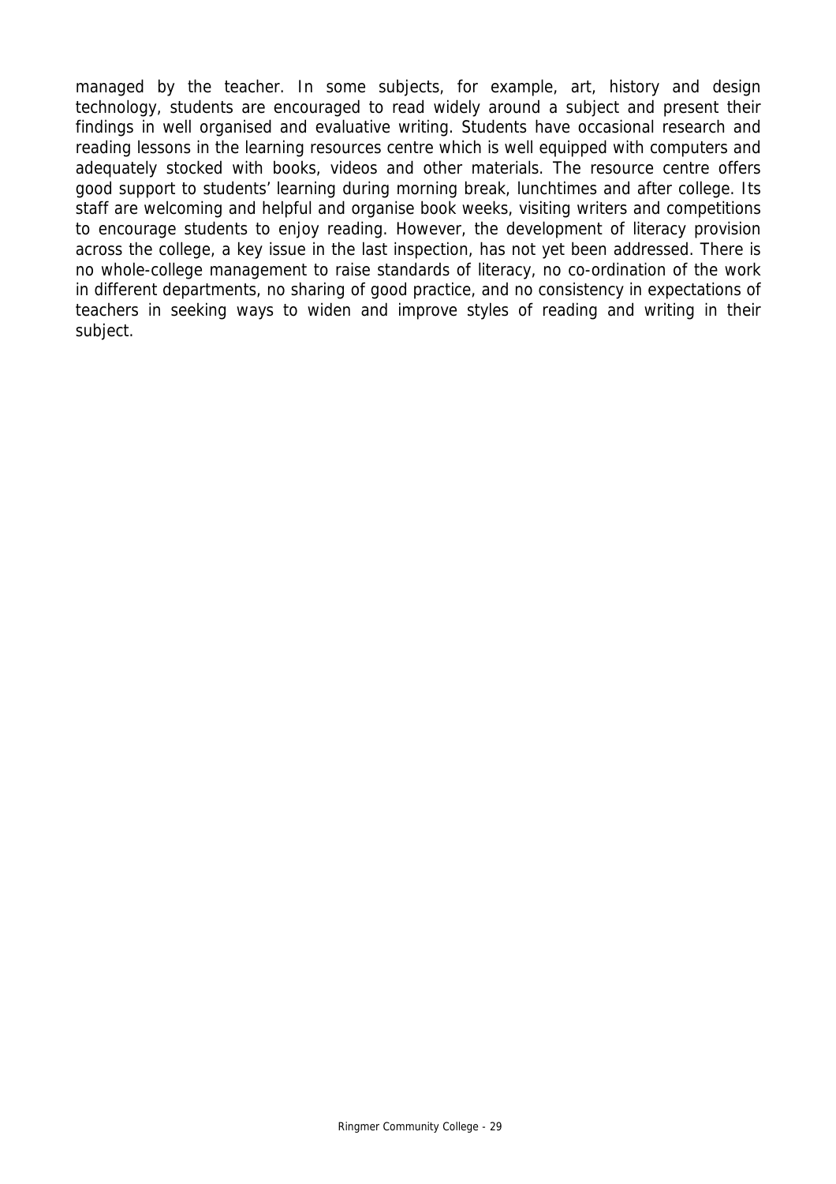managed by the teacher. In some subjects, for example, art, history and design technology, students are encouraged to read widely around a subject and present their findings in well organised and evaluative writing. Students have occasional research and reading lessons in the learning resources centre which is well equipped with computers and adequately stocked with books, videos and other materials. The resource centre offers good support to students' learning during morning break, lunchtimes and after college. Its staff are welcoming and helpful and organise book weeks, visiting writers and competitions to encourage students to enjoy reading. However, the development of literacy provision across the college, a key issue in the last inspection, has not yet been addressed. There is no whole-college management to raise standards of literacy, no co-ordination of the work in different departments, no sharing of good practice, and no consistency in expectations of teachers in seeking ways to widen and improve styles of reading and writing in their subject.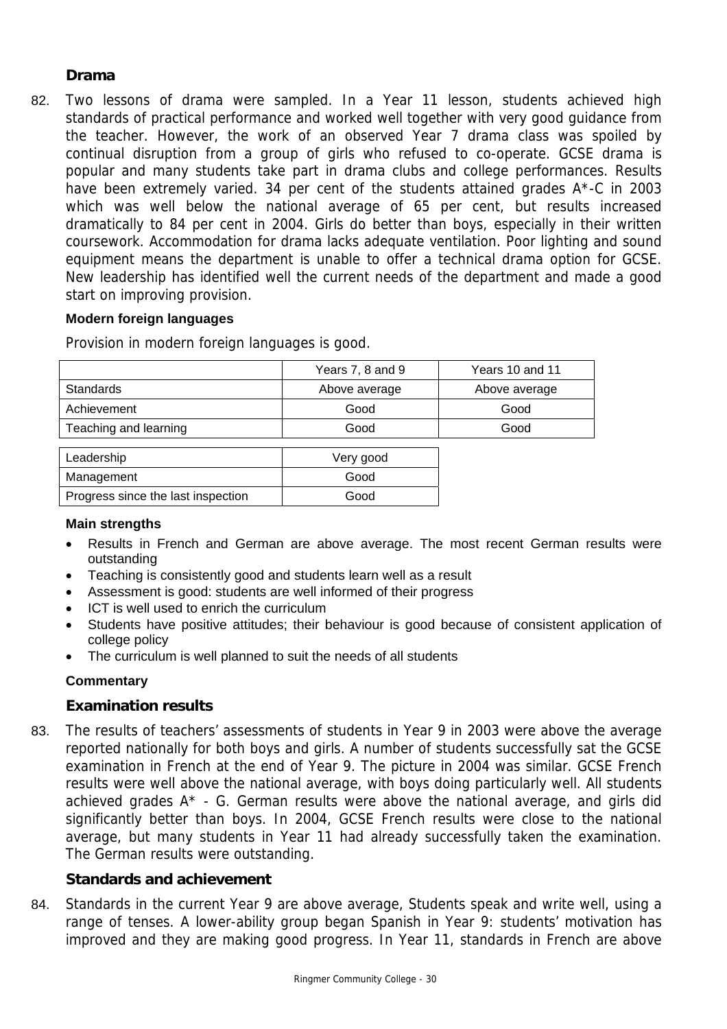### Drama

82. Two lessons of drama were sampled. In a Year 11 lesson, students achieved high standards of practical performance and worked well together with very good guidance from the teacher. However, the work of an observed Year 7 drama class was spoiled by continual disruption from a group of girls who refused to co-operate. GCSE drama is popular and many students take part in drama clubs and college performances. Results have been extremely varied. 34 per cent of the students attained grades A*-C in 2003 which was well below the national average of 65 per cent, but results increased dramatically to 84 per cent in 2004. Girls do better than boys, especially in their written coursework. Accommodation for drama lacks adequate ventilation. Poor lighting and sound equipment means the department is unable to offer a technical drama option for GCSE. New leadership has identified well the current needs of the department and made a good start on improving provision.

#### Modern foreign languages

Provision in modern foreign languages is good.

| | Years 7, 8 and 9 | Years 10 and 11 |
|---|---|---|
| Standards | Above average | Above average |
| Achievement | Good | Good |
| Teaching and learning | Good | Good |

| | |
|---|---|
| Leadership | Very good |
| Management | Good |
| Progress since the last inspection | Good |

**Main strengths**

- Results in French and German are above average. The most recent German results were outstanding
- Teaching is consistently good and students learn well as a result
- Assessment is good: students are well informed of their progress
- ICT is well used to enrich the curriculum
- Students have positive attitudes; their behaviour is good because of consistent application of college policy
- The curriculum is well planned to suit the needs of all students

**Commentary**

### Examination results

83. The results of teachers' assessments of students in Year 9 in 2003 were above the average reported nationally for both boys and girls. A number of students successfully sat the GCSE examination in French at the end of Year 9. The picture in 2004 was similar. GCSE French results were well above the national average, with boys doing particularly well. All students achieved grades A* - G. German results were above the national average, and girls did significantly better than boys. In 2004, GCSE French results were close to the national average, but many students in Year 11 had already successfully taken the examination. The German results were outstanding.

### Standards and achievement

84. Standards in the current Year 9 are above average, Students speak and write well, using a range of tenses. A lower-ability group began Spanish in Year 9: students' motivation has improved and they are making good progress. In Year 11, standards in French are above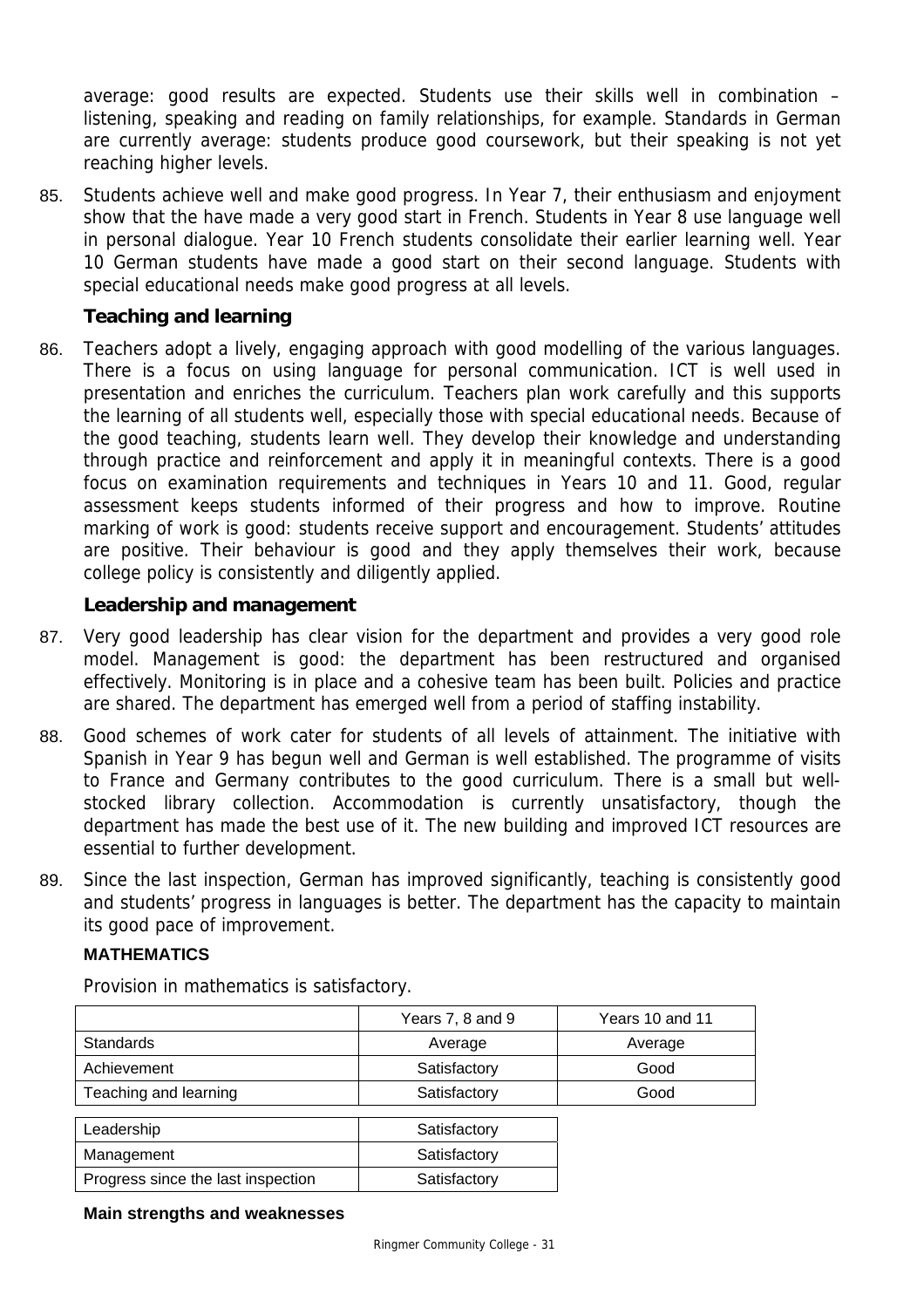average: good results are expected. Students use their skills well in combination – listening, speaking and reading on family relationships, for example. Standards in German are currently average: students produce good coursework, but their speaking is not yet reaching higher levels.

85. Students achieve well and make good progress. In Year 7, their enthusiasm and enjoyment show that the have made a very good start in French. Students in Year 8 use language well in personal dialogue. Year 10 French students consolidate their earlier learning well. Year 10 German students have made a good start on their second language. Students with special educational needs make good progress at all levels.

### Teaching and learning

86. Teachers adopt a lively, engaging approach with good modelling of the various languages. There is a focus on using language for personal communication. ICT is well used in presentation and enriches the curriculum. Teachers plan work carefully and this supports the learning of all students well, especially those with special educational needs. Because of the good teaching, students learn well. They develop their knowledge and understanding through practice and reinforcement and apply it in meaningful contexts. There is a good focus on examination requirements and techniques in Years 10 and 11. Good, regular assessment keeps students informed of their progress and how to improve. Routine marking of work is good: students receive support and encouragement. Students' attitudes are positive. Their behaviour is good and they apply themselves their work, because college policy is consistently and diligently applied.

### Leadership and management

87. Very good leadership has clear vision for the department and provides a very good role model. Management is good: the department has been restructured and organised effectively. Monitoring is in place and a cohesive team has been built. Policies and practice are shared. The department has emerged well from a period of staffing instability.

88. Good schemes of work cater for students of all levels of attainment. The initiative with Spanish in Year 9 has begun well and German is well established. The programme of visits to France and Germany contributes to the good curriculum. There is a small but well-stocked library collection. Accommodation is currently unsatisfactory, though the department has made the best use of it. The new building and improved ICT resources are essential to further development.

89. Since the last inspection, German has improved significantly, teaching is consistently good and students' progress in languages is better. The department has the capacity to maintain its good pace of improvement.

## MATHEMATICS

Provision in mathematics is satisfactory.

| | Years 7, 8 and 9 | Years 10 and 11 |
|---|---|---|
| Standards | Average | Average |
| Achievement | Satisfactory | Good |
| Teaching and learning | Satisfactory | Good |

| | |
|---|---|
| Leadership | Satisfactory |
| Management | Satisfactory |
| Progress since the last inspection | Satisfactory |

**Main strengths and weaknesses**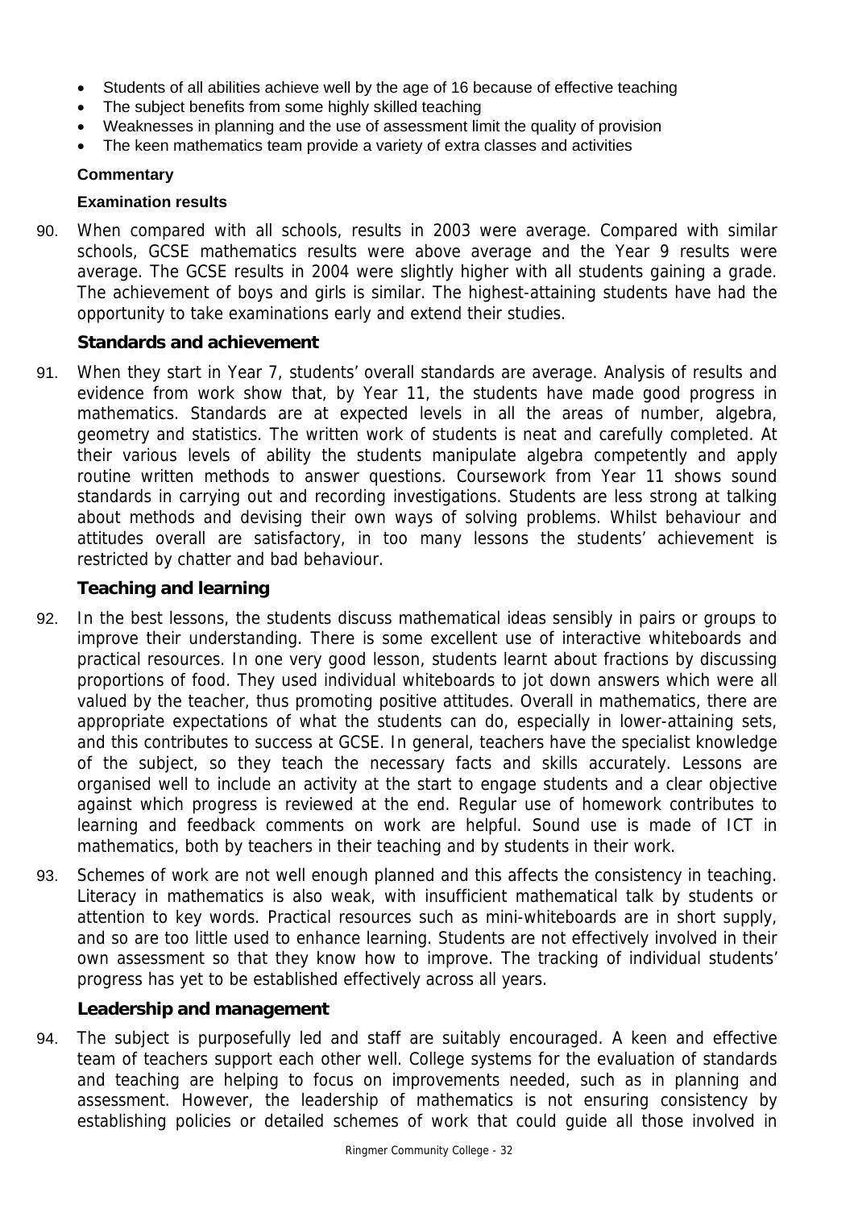- Students of all abilities achieve well by the age of 16 because of effective teaching
- The subject benefits from some highly skilled teaching
- Weaknesses in planning and the use of assessment limit the quality of provision
- The keen mathematics team provide a variety of extra classes and activities

**Commentary**

**Examination results**

90. When compared with all schools, results in 2003 were average. Compared with similar schools, GCSE mathematics results were above average and the Year 9 results were average. The GCSE results in 2004 were slightly higher with all students gaining a grade. The achievement of boys and girls is similar. The highest-attaining students have had the opportunity to take examinations early and extend their studies.

### Standards and achievement

91. When they start in Year 7, students' overall standards are average. Analysis of results and evidence from work show that, by Year 11, the students have made good progress in mathematics. Standards are at expected levels in all the areas of number, algebra, geometry and statistics. The written work of students is neat and carefully completed. At their various levels of ability the students manipulate algebra competently and apply routine written methods to answer questions. Coursework from Year 11 shows sound standards in carrying out and recording investigations. Students are less strong at talking about methods and devising their own ways of solving problems. Whilst behaviour and attitudes overall are satisfactory, in too many lessons the students' achievement is restricted by chatter and bad behaviour.

### Teaching and learning

92. In the best lessons, the students discuss mathematical ideas sensibly in pairs or groups to improve their understanding. There is some excellent use of interactive whiteboards and practical resources. In one very good lesson, students learnt about fractions by discussing proportions of food. They used individual whiteboards to jot down answers which were all valued by the teacher, thus promoting positive attitudes. Overall in mathematics, there are appropriate expectations of what the students can do, especially in lower-attaining sets, and this contributes to success at GCSE. In general, teachers have the specialist knowledge of the subject, so they teach the necessary facts and skills accurately. Lessons are organised well to include an activity at the start to engage students and a clear objective against which progress is reviewed at the end. Regular use of homework contributes to learning and feedback comments on work are helpful. Sound use is made of ICT in mathematics, both by teachers in their teaching and by students in their work.

93. Schemes of work are not well enough planned and this affects the consistency in teaching. Literacy in mathematics is also weak, with insufficient mathematical talk by students or attention to key words. Practical resources such as mini-whiteboards are in short supply, and so are too little used to enhance learning. Students are not effectively involved in their own assessment so that they know how to improve. The tracking of individual students' progress has yet to be established effectively across all years.

### Leadership and management

94. The subject is purposefully led and staff are suitably encouraged. A keen and effective team of teachers support each other well. College systems for the evaluation of standards and teaching are helping to focus on improvements needed, such as in planning and assessment. However, the leadership of mathematics is not ensuring consistency by establishing policies or detailed schemes of work that could guide all those involved in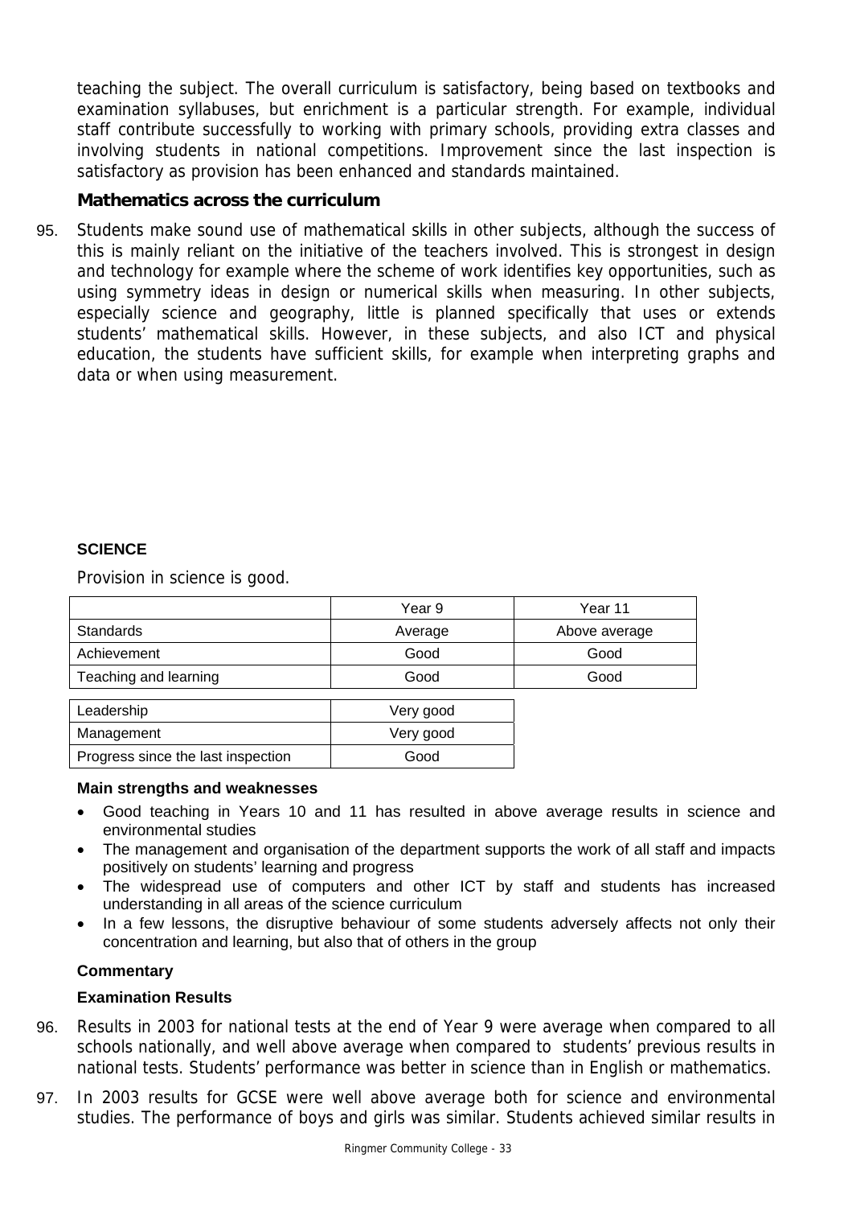teaching the subject. The overall curriculum is satisfactory, being based on textbooks and examination syllabuses, but enrichment is a particular strength. For example, individual staff contribute successfully to working with primary schools, providing extra classes and involving students in national competitions. Improvement since the last inspection is satisfactory as provision has been enhanced and standards maintained.

### Mathematics across the curriculum

95. Students make sound use of mathematical skills in other subjects, although the success of this is mainly reliant on the initiative of the teachers involved. This is strongest in design and technology for example where the scheme of work identifies key opportunities, such as using symmetry ideas in design or numerical skills when measuring. In other subjects, especially science and geography, little is planned specifically that uses or extends students' mathematical skills. However, in these subjects, and also ICT and physical education, the students have sufficient skills, for example when interpreting graphs and data or when using measurement.

## SCIENCE

Provision in science is good.

| | Year 9 | Year 11 |
|---|---|---|
| Standards | Average | Above average |
| Achievement | Good | Good |
| Teaching and learning | Good | Good |

| | |
|---|---|
| Leadership | Very good |
| Management | Very good |
| Progress since the last inspection | Good |

**Main strengths and weaknesses**

- Good teaching in Years 10 and 11 has resulted in above average results in science and environmental studies
- The management and organisation of the department supports the work of all staff and impacts positively on students' learning and progress
- The widespread use of computers and other ICT by staff and students has increased understanding in all areas of the science curriculum
- In a few lessons, the disruptive behaviour of some students adversely affects not only their concentration and learning, but also that of others in the group

**Commentary**

**Examination Results**

96. Results in 2003 for national tests at the end of Year 9 were average when compared to all schools nationally, and well above average when compared to students' previous results in national tests. Students' performance was better in science than in English or mathematics.

97. In 2003 results for GCSE were well above average both for science and environmental studies. The performance of boys and girls was similar. Students achieved similar results in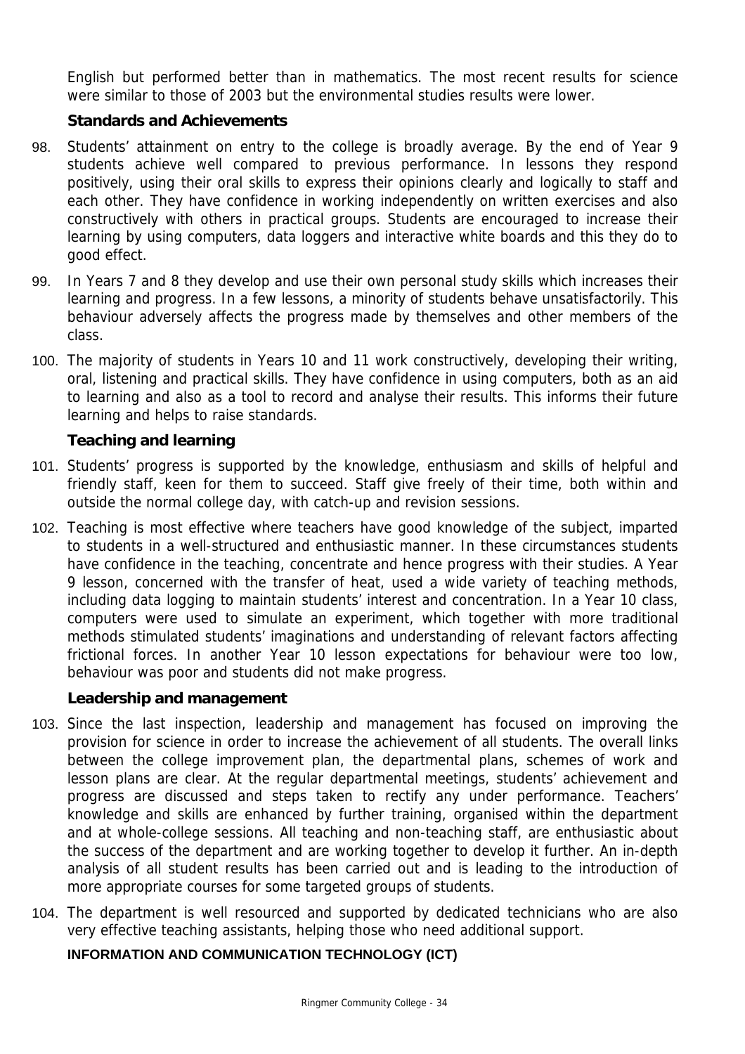English but performed better than in mathematics. The most recent results for science were similar to those of 2003 but the environmental studies results were lower.

### Standards and Achievements

98. Students' attainment on entry to the college is broadly average. By the end of Year 9 students achieve well compared to previous performance. In lessons they respond positively, using their oral skills to express their opinions clearly and logically to staff and each other. They have confidence in working independently on written exercises and also constructively with others in practical groups. Students are encouraged to increase their learning by using computers, data loggers and interactive white boards and this they do to good effect.

99. In Years 7 and 8 they develop and use their own personal study skills which increases their learning and progress. In a few lessons, a minority of students behave unsatisfactorily. This behaviour adversely affects the progress made by themselves and other members of the class.

100. The majority of students in Years 10 and 11 work constructively, developing their writing, oral, listening and practical skills. They have confidence in using computers, both as an aid to learning and also as a tool to record and analyse their results. This informs their future learning and helps to raise standards.

### Teaching and learning

101. Students' progress is supported by the knowledge, enthusiasm and skills of helpful and friendly staff, keen for them to succeed. Staff give freely of their time, both within and outside the normal college day, with catch-up and revision sessions.

102. Teaching is most effective where teachers have good knowledge of the subject, imparted to students in a well-structured and enthusiastic manner. In these circumstances students have confidence in the teaching, concentrate and hence progress with their studies. A Year 9 lesson, concerned with the transfer of heat, used a wide variety of teaching methods, including data logging to maintain students' interest and concentration. In a Year 10 class, computers were used to simulate an experiment, which together with more traditional methods stimulated students' imaginations and understanding of relevant factors affecting frictional forces. In another Year 10 lesson expectations for behaviour were too low, behaviour was poor and students did not make progress.

### Leadership and management

103. Since the last inspection, leadership and management has focused on improving the provision for science in order to increase the achievement of all students. The overall links between the college improvement plan, the departmental plans, schemes of work and lesson plans are clear. At the regular departmental meetings, students' achievement and progress are discussed and steps taken to rectify any under performance. Teachers' knowledge and skills are enhanced by further training, organised within the department and at whole-college sessions. All teaching and non-teaching staff, are enthusiastic about the success of the department and are working together to develop it further. An in-depth analysis of all student results has been carried out and is leading to the introduction of more appropriate courses for some targeted groups of students.

104. The department is well resourced and supported by dedicated technicians who are also very effective teaching assistants, helping those who need additional support.

## INFORMATION AND COMMUNICATION TECHNOLOGY (ICT)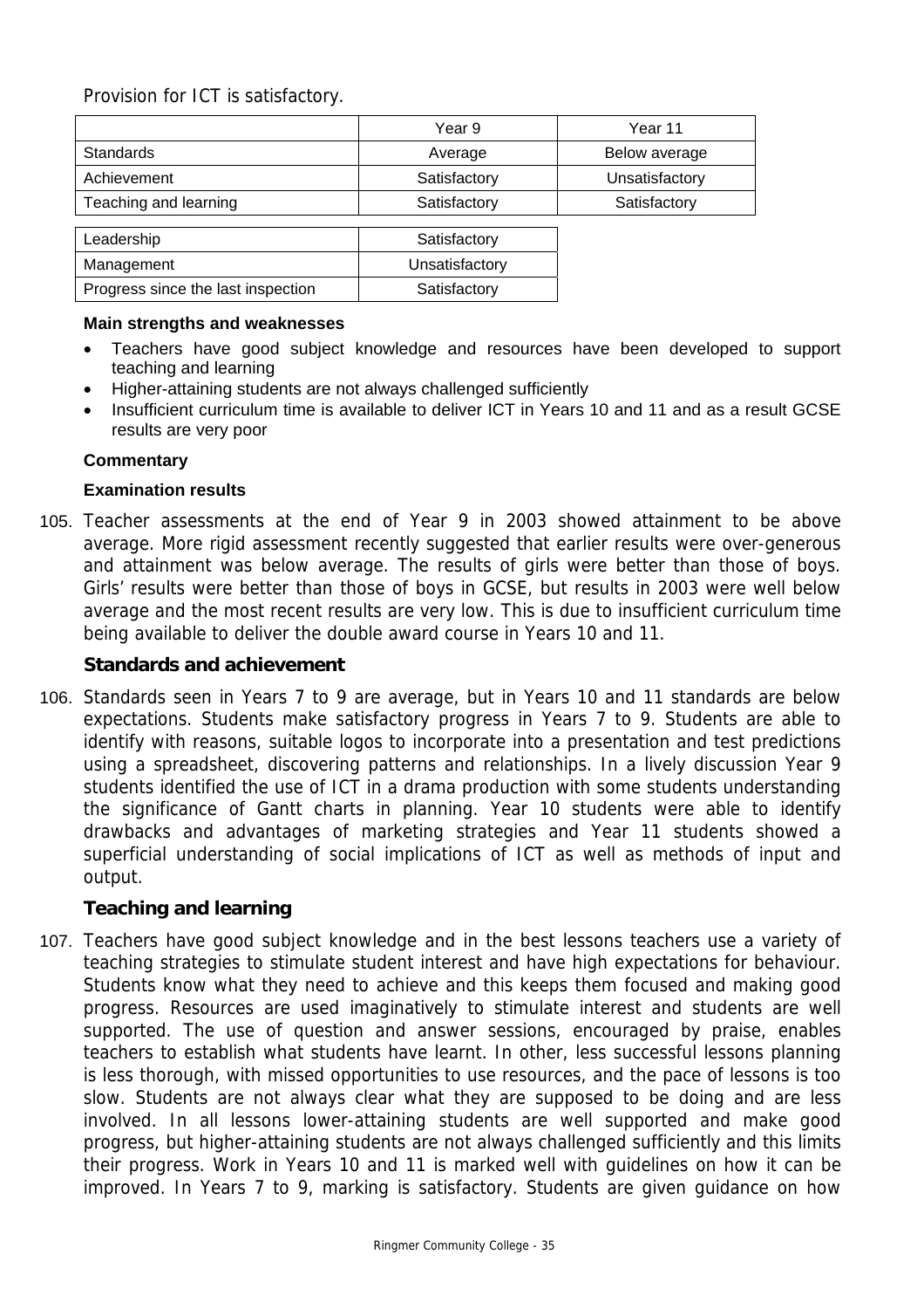Provision for ICT is satisfactory.

| | Year 9 | Year 11 |
|---|---|---|
| Standards | Average | Below average |
| Achievement | Satisfactory | Unsatisfactory |
| Teaching and learning | Satisfactory | Satisfactory |

| | |
|---|---|
| Leadership | Satisfactory |
| Management | Unsatisfactory |
| Progress since the last inspection | Satisfactory |

**Main strengths and weaknesses**

- Teachers have good subject knowledge and resources have been developed to support teaching and learning
- Higher-attaining students are not always challenged sufficiently
- Insufficient curriculum time is available to deliver ICT in Years 10 and 11 and as a result GCSE results are very poor

**Commentary**

**Examination results**

105. Teacher assessments at the end of Year 9 in 2003 showed attainment to be above average. More rigid assessment recently suggested that earlier results were over-generous and attainment was below average. The results of girls were better than those of boys. Girls' results were better than those of boys in GCSE, but results in 2003 were well below average and the most recent results are very low. This is due to insufficient curriculum time being available to deliver the double award course in Years 10 and 11.

### Standards and achievement

106. Standards seen in Years 7 to 9 are average, but in Years 10 and 11 standards are below expectations. Students make satisfactory progress in Years 7 to 9. Students are able to identify with reasons, suitable logos to incorporate into a presentation and test predictions using a spreadsheet, discovering patterns and relationships. In a lively discussion Year 9 students identified the use of ICT in a drama production with some students understanding the significance of Gantt charts in planning. Year 10 students were able to identify drawbacks and advantages of marketing strategies and Year 11 students showed a superficial understanding of social implications of ICT as well as methods of input and output.

### Teaching and learning

107. Teachers have good subject knowledge and in the best lessons teachers use a variety of teaching strategies to stimulate student interest and have high expectations for behaviour. Students know what they need to achieve and this keeps them focused and making good progress. Resources are used imaginatively to stimulate interest and students are well supported. The use of question and answer sessions, encouraged by praise, enables teachers to establish what students have learnt. In other, less successful lessons planning is less thorough, with missed opportunities to use resources, and the pace of lessons is too slow. Students are not always clear what they are supposed to be doing and are less involved. In all lessons lower-attaining students are well supported and make good progress, but higher-attaining students are not always challenged sufficiently and this limits their progress. Work in Years 10 and 11 is marked well with guidelines on how it can be improved. In Years 7 to 9, marking is satisfactory. Students are given guidance on how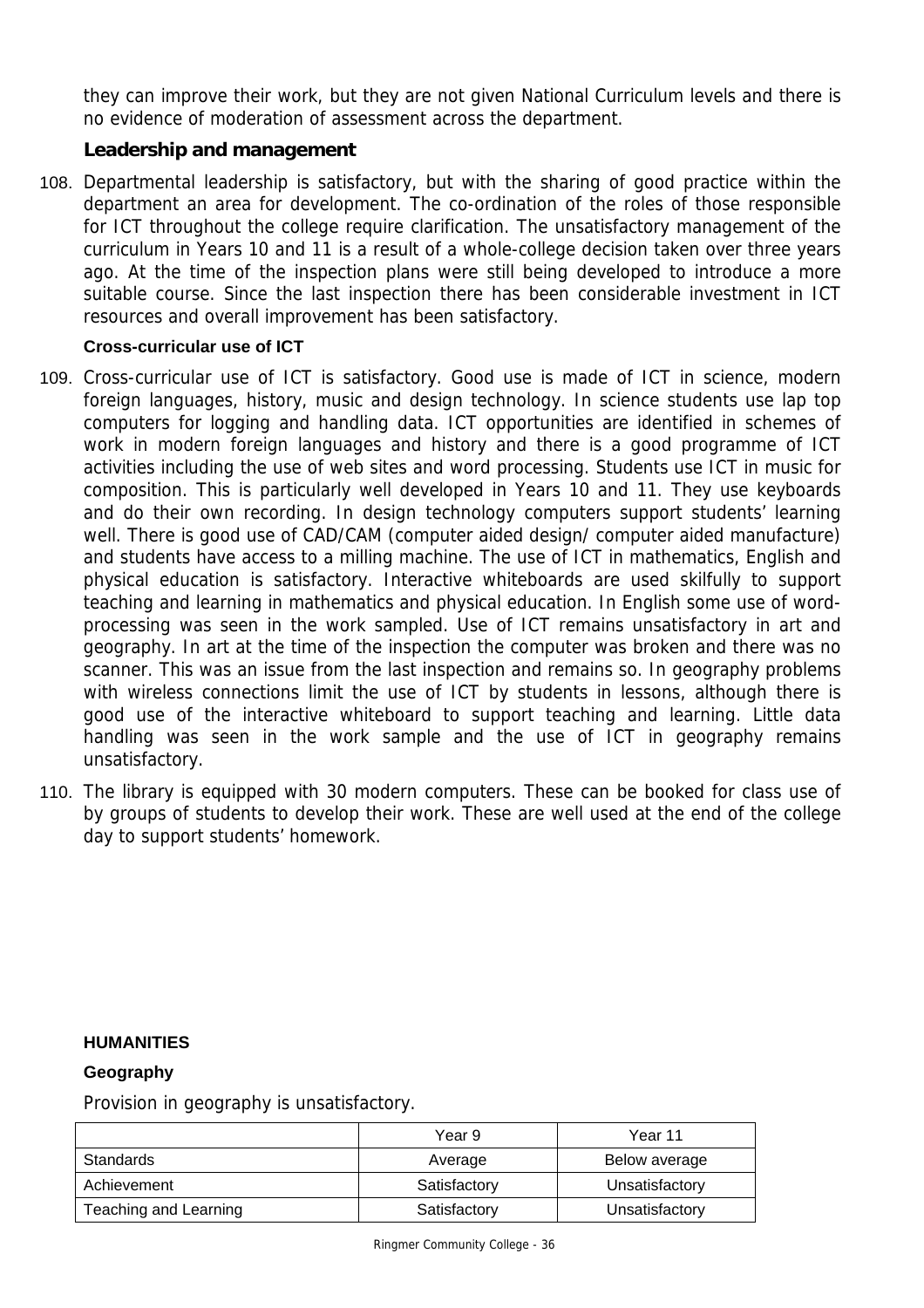they can improve their work, but they are not given National Curriculum levels and there is no evidence of moderation of assessment across the department.

### Leadership and management

108. Departmental leadership is satisfactory, but with the sharing of good practice within the department an area for development. The co-ordination of the roles of those responsible for ICT throughout the college require clarification. The unsatisfactory management of the curriculum in Years 10 and 11 is a result of a whole-college decision taken over three years ago. At the time of the inspection plans were still being developed to introduce a more suitable course. Since the last inspection there has been considerable investment in ICT resources and overall improvement has been satisfactory.

#### Cross-curricular use of ICT

109. Cross-curricular use of ICT is satisfactory. Good use is made of ICT in science, modern foreign languages, history, music and design technology. In science students use lap top computers for logging and handling data. ICT opportunities are identified in schemes of work in modern foreign languages and history and there is a good programme of ICT activities including the use of web sites and word processing. Students use ICT in music for composition. This is particularly well developed in Years 10 and 11. They use keyboards and do their own recording. In design technology computers support students' learning well. There is good use of CAD/CAM (computer aided design/ computer aided manufacture) and students have access to a milling machine. The use of ICT in mathematics, English and physical education is satisfactory. Interactive whiteboards are used skilfully to support teaching and learning in mathematics and physical education. In English some use of word-processing was seen in the work sampled. Use of ICT remains unsatisfactory in art and geography. In art at the time of the inspection the computer was broken and there was no scanner. This was an issue from the last inspection and remains so. In geography problems with wireless connections limit the use of ICT by students in lessons, although there is good use of the interactive whiteboard to support teaching and learning. Little data handling was seen in the work sample and the use of ICT in geography remains unsatisfactory.

110. The library is equipped with 30 modern computers. These can be booked for class use of by groups of students to develop their work. These are well used at the end of the college day to support students' homework.

## HUMANITIES

### Geography

Provision in geography is unsatisfactory.

| | Year 9 | Year 11 |
|---|---|---|
| Standards | Average | Below average |
| Achievement | Satisfactory | Unsatisfactory |
| Teaching and Learning | Satisfactory | Unsatisfactory |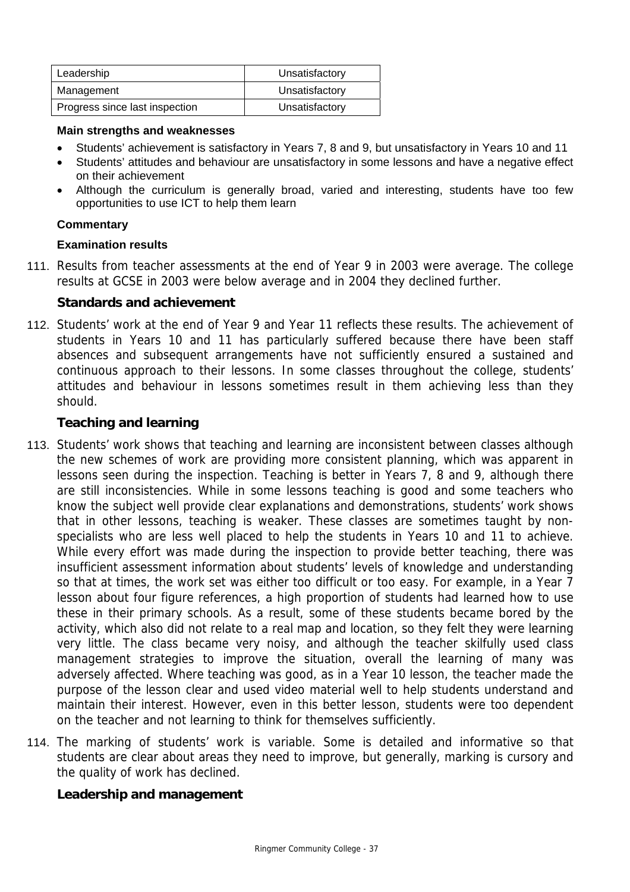| Leadership | Unsatisfactory |
|---|---|
| Management | Unsatisfactory |
| Progress since last inspection | Unsatisfactory |

**Main strengths and weaknesses**

- Students' achievement is satisfactory in Years 7, 8 and 9, but unsatisfactory in Years 10 and 11
- Students' attitudes and behaviour are unsatisfactory in some lessons and have a negative effect on their achievement
- Although the curriculum is generally broad, varied and interesting, students have too few opportunities to use ICT to help them learn

**Commentary**

**Examination results**

111. Results from teacher assessments at the end of Year 9 in 2003 were average. The college results at GCSE in 2003 were below average and in 2004 they declined further.

### Standards and achievement

112. Students' work at the end of Year 9 and Year 11 reflects these results. The achievement of students in Years 10 and 11 has particularly suffered because there have been staff absences and subsequent arrangements have not sufficiently ensured a sustained and continuous approach to their lessons. In some classes throughout the college, students' attitudes and behaviour in lessons sometimes result in them achieving less than they should.

### Teaching and learning

113. Students' work shows that teaching and learning are inconsistent between classes although the new schemes of work are providing more consistent planning, which was apparent in lessons seen during the inspection. Teaching is better in Years 7, 8 and 9, although there are still inconsistencies. While in some lessons teaching is good and some teachers who know the subject well provide clear explanations and demonstrations, students' work shows that in other lessons, teaching is weaker. These classes are sometimes taught by non-specialists who are less well placed to help the students in Years 10 and 11 to achieve. While every effort was made during the inspection to provide better teaching, there was insufficient assessment information about students' levels of knowledge and understanding so that at times, the work set was either too difficult or too easy. For example, in a Year 7 lesson about four figure references, a high proportion of students had learned how to use these in their primary schools. As a result, some of these students became bored by the activity, which also did not relate to a real map and location, so they felt they were learning very little. The class became very noisy, and although the teacher skilfully used class management strategies to improve the situation, overall the learning of many was adversely affected. Where teaching was good, as in a Year 10 lesson, the teacher made the purpose of the lesson clear and used video material well to help students understand and maintain their interest. However, even in this better lesson, students were too dependent on the teacher and not learning to think for themselves sufficiently.

114. The marking of students' work is variable. Some is detailed and informative so that students are clear about areas they need to improve, but generally, marking is cursory and the quality of work has declined.

### Leadership and management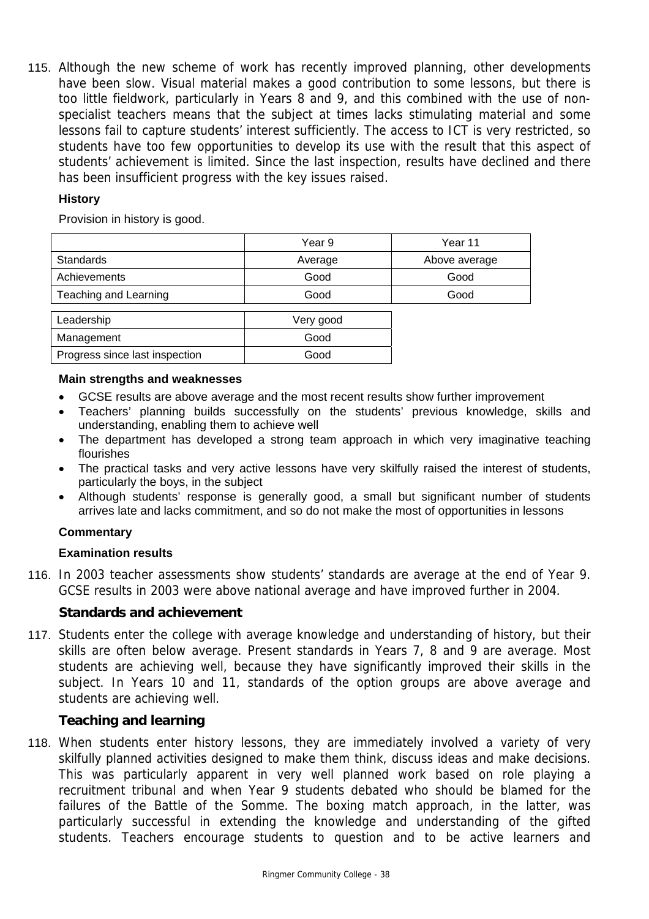115. Although the new scheme of work has recently improved planning, other developments have been slow. Visual material makes a good contribution to some lessons, but there is too little fieldwork, particularly in Years 8 and 9, and this combined with the use of non-specialist teachers means that the subject at times lacks stimulating material and some lessons fail to capture students' interest sufficiently. The access to ICT is very restricted, so students have too few opportunities to develop its use with the result that this aspect of students' achievement is limited. Since the last inspection, results have declined and there has been insufficient progress with the key issues raised.

**History**

Provision in history is good.

| | Year 9 | Year 11 |
|---|---|---|
| Standards | Average | Above average |
| Achievements | Good | Good |
| Teaching and Learning | Good | Good |

| | |
|---|---|
| Leadership | Very good |
| Management | Good |
| Progress since last inspection | Good |

**Main strengths and weaknesses**

- GCSE results are above average and the most recent results show further improvement
- Teachers' planning builds successfully on the students' previous knowledge, skills and understanding, enabling them to achieve well
- The department has developed a strong team approach in which very imaginative teaching flourishes
- The practical tasks and very active lessons have very skilfully raised the interest of students, particularly the boys, in the subject
- Although students' response is generally good, a small but significant number of students arrives late and lacks commitment, and so do not make the most of opportunities in lessons

**Commentary**

**Examination results**

116. In 2003 teacher assessments show students' standards are average at the end of Year 9. GCSE results in 2003 were above national average and have improved further in 2004.

**Standards and achievement**

117. Students enter the college with average knowledge and understanding of history, but their skills are often below average. Present standards in Years 7, 8 and 9 are average. Most students are achieving well, because they have significantly improved their skills in the subject. In Years 10 and 11, standards of the option groups are above average and students are achieving well.

**Teaching and learning**

118. When students enter history lessons, they are immediately involved a variety of very skilfully planned activities designed to make them think, discuss ideas and make decisions. This was particularly apparent in very well planned work based on role playing a recruitment tribunal and when Year 9 students debated who should be blamed for the failures of the Battle of the Somme. The boxing match approach, in the latter, was particularly successful in extending the knowledge and understanding of the gifted students. Teachers encourage students to question and to be active learners and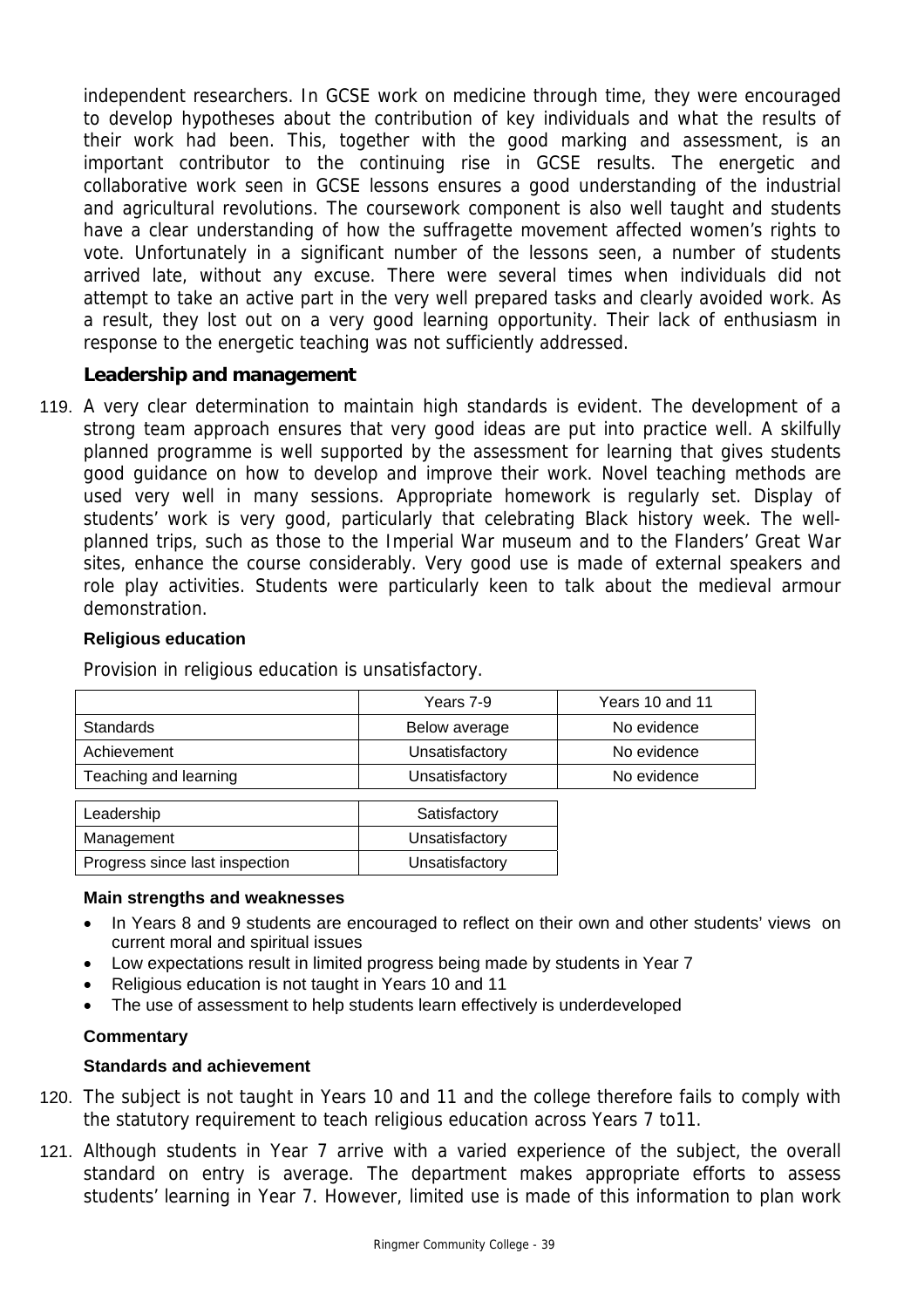independent researchers. In GCSE work on medicine through time, they were encouraged to develop hypotheses about the contribution of key individuals and what the results of their work had been. This, together with the good marking and assessment, is an important contributor to the continuing rise in GCSE results. The energetic and collaborative work seen in GCSE lessons ensures a good understanding of the industrial and agricultural revolutions. The coursework component is also well taught and students have a clear understanding of how the suffragette movement affected women's rights to vote. Unfortunately in a significant number of the lessons seen, a number of students arrived late, without any excuse. There were several times when individuals did not attempt to take an active part in the very well prepared tasks and clearly avoided work. As a result, they lost out on a very good learning opportunity. Their lack of enthusiasm in response to the energetic teaching was not sufficiently addressed.

### Leadership and management

119. A very clear determination to maintain high standards is evident. The development of a strong team approach ensures that very good ideas are put into practice well. A skilfully planned programme is well supported by the assessment for learning that gives students good guidance on how to develop and improve their work. Novel teaching methods are used very well in many sessions. Appropriate homework is regularly set. Display of students' work is very good, particularly that celebrating Black history week. The well-planned trips, such as those to the Imperial War museum and to the Flanders' Great War sites, enhance the course considerably. Very good use is made of external speakers and role play activities. Students were particularly keen to talk about the medieval armour demonstration.

#### Religious education

Provision in religious education is unsatisfactory.

| | Years 7-9 | Years 10 and 11 |
|---|---|---|
| Standards | Below average | No evidence |
| Achievement | Unsatisfactory | No evidence |
| Teaching and learning | Unsatisfactory | No evidence |

| | |
|---|---|
| Leadership | Satisfactory |
| Management | Unsatisfactory |
| Progress since last inspection | Unsatisfactory |

**Main strengths and weaknesses**

- In Years 8 and 9 students are encouraged to reflect on their own and other students' views on current moral and spiritual issues
- Low expectations result in limited progress being made by students in Year 7
- Religious education is not taught in Years 10 and 11
- The use of assessment to help students learn effectively is underdeveloped

**Commentary**

**Standards and achievement**

120. The subject is not taught in Years 10 and 11 and the college therefore fails to comply with the statutory requirement to teach religious education across Years 7 to11.

121. Although students in Year 7 arrive with a varied experience of the subject, the overall standard on entry is average. The department makes appropriate efforts to assess students' learning in Year 7. However, limited use is made of this information to plan work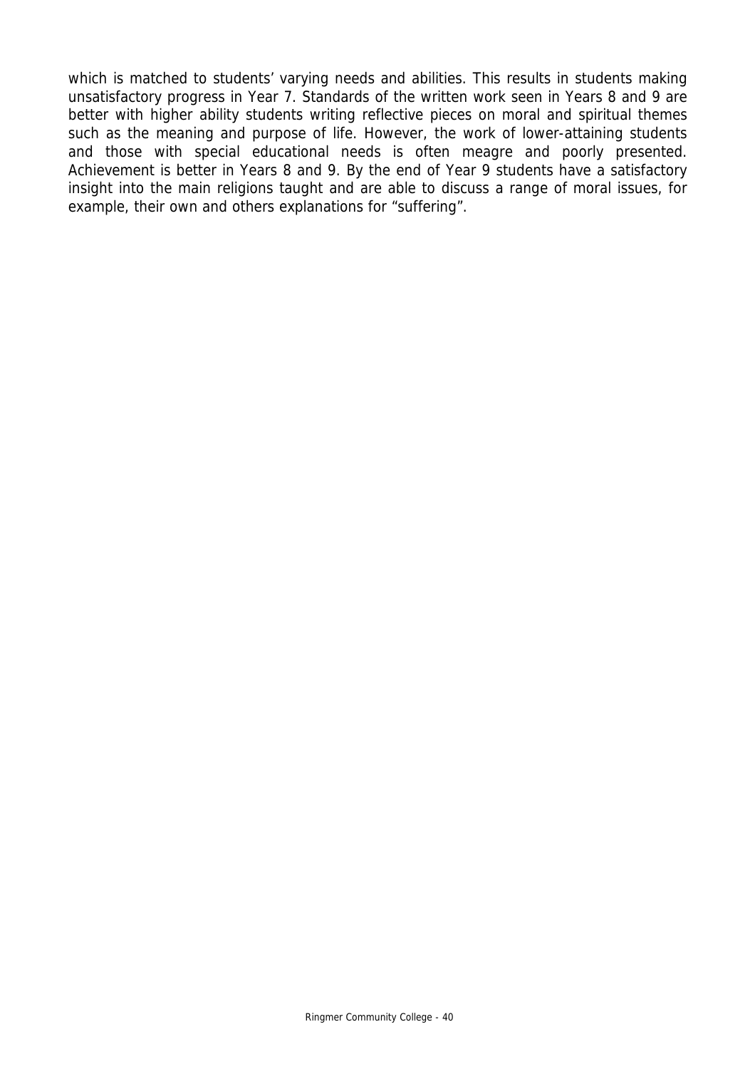which is matched to students' varying needs and abilities. This results in students making unsatisfactory progress in Year 7. Standards of the written work seen in Years 8 and 9 are better with higher ability students writing reflective pieces on moral and spiritual themes such as the meaning and purpose of life. However, the work of lower-attaining students and those with special educational needs is often meagre and poorly presented. Achievement is better in Years 8 and 9. By the end of Year 9 students have a satisfactory insight into the main religions taught and are able to discuss a range of moral issues, for example, their own and others explanations for "suffering".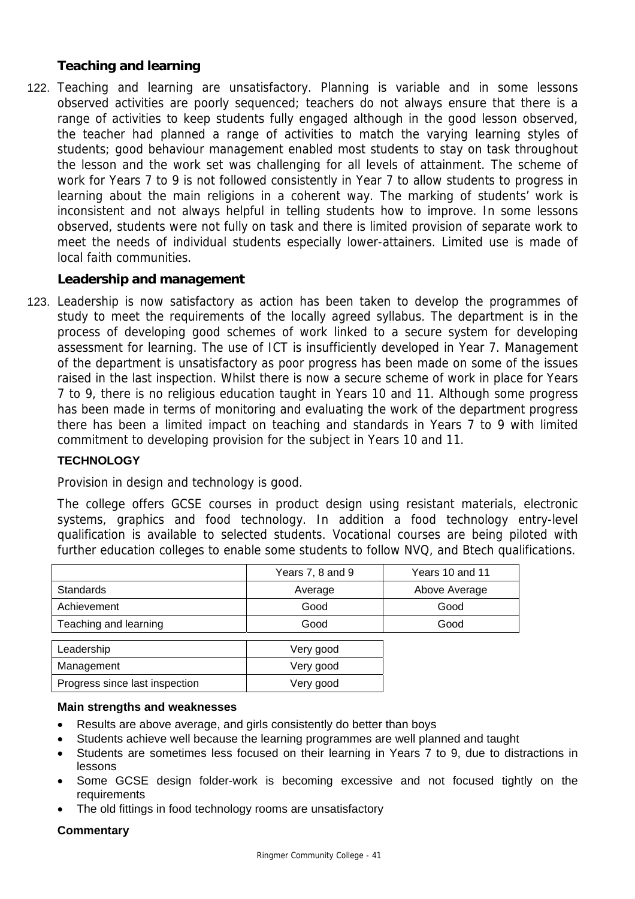### Teaching and learning

122. Teaching and learning are unsatisfactory. Planning is variable and in some lessons observed activities are poorly sequenced; teachers do not always ensure that there is a range of activities to keep students fully engaged although in the good lesson observed, the teacher had planned a range of activities to match the varying learning styles of students; good behaviour management enabled most students to stay on task throughout the lesson and the work set was challenging for all levels of attainment. The scheme of work for Years 7 to 9 is not followed consistently in Year 7 to allow students to progress in learning about the main religions in a coherent way. The marking of students' work is inconsistent and not always helpful in telling students how to improve. In some lessons observed, students were not fully on task and there is limited provision of separate work to meet the needs of individual students especially lower-attainers. Limited use is made of local faith communities.

### Leadership and management

123. Leadership is now satisfactory as action has been taken to develop the programmes of study to meet the requirements of the locally agreed syllabus. The department is in the process of developing good schemes of work linked to a secure system for developing assessment for learning. The use of ICT is insufficiently developed in Year 7. Management of the department is unsatisfactory as poor progress has been made on some of the issues raised in the last inspection. Whilst there is now a secure scheme of work in place for Years 7 to 9, there is no religious education taught in Years 10 and 11. Although some progress has been made in terms of monitoring and evaluating the work of the department progress there has been a limited impact on teaching and standards in Years 7 to 9 with limited commitment to developing provision for the subject in Years 10 and 11.

## TECHNOLOGY

Provision in design and technology is good.

The college offers GCSE courses in product design using resistant materials, electronic systems, graphics and food technology. In addition a food technology entry-level qualification is available to selected students. Vocational courses are being piloted with further education colleges to enable some students to follow NVQ, and Btech qualifications.

| | Years 7, 8 and 9 | Years 10 and 11 |
|---|---|---|
| Standards | Average | Above Average |
| Achievement | Good | Good |
| Teaching and learning | Good | Good |

| | |
|---|---|
| Leadership | Very good |
| Management | Very good |
| Progress since last inspection | Very good |

**Main strengths and weaknesses**

- Results are above average, and girls consistently do better than boys
- Students achieve well because the learning programmes are well planned and taught
- Students are sometimes less focused on their learning in Years 7 to 9, due to distractions in lessons
- Some GCSE design folder-work is becoming excessive and not focused tightly on the requirements
- The old fittings in food technology rooms are unsatisfactory

**Commentary**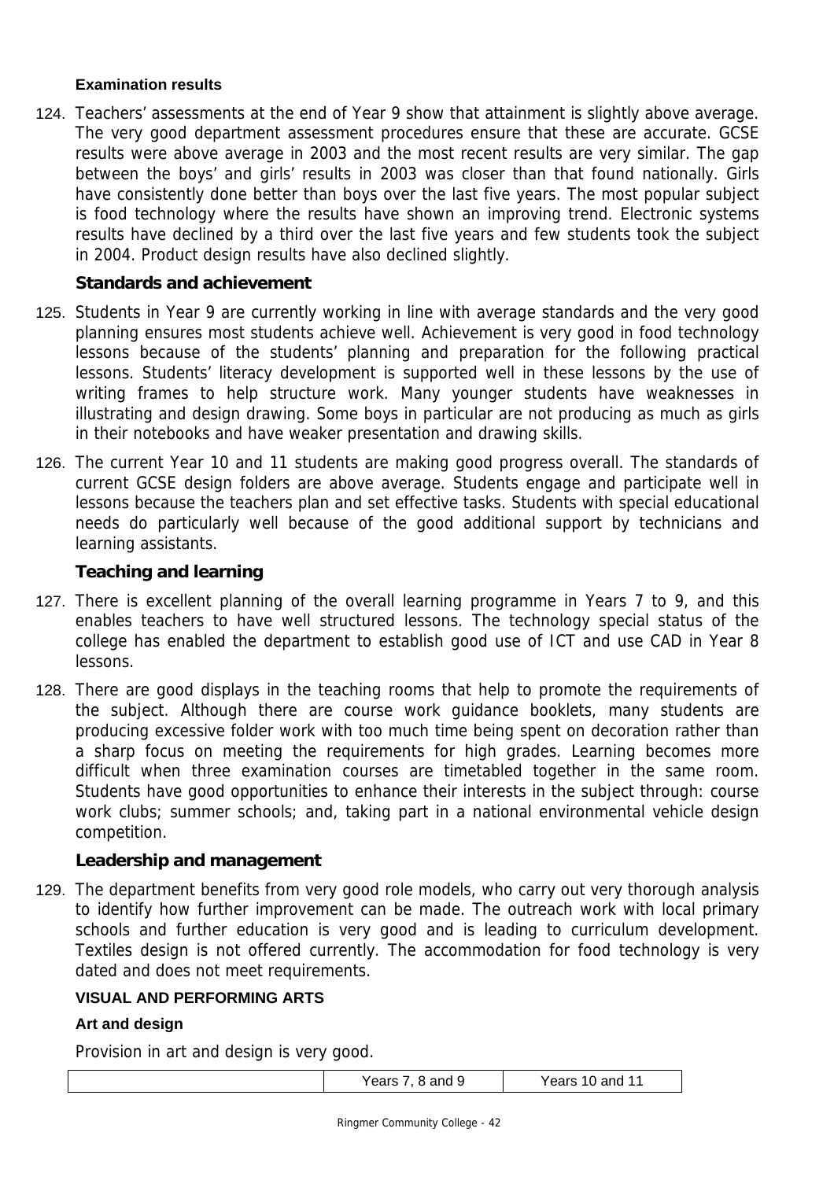**Examination results**

124. Teachers' assessments at the end of Year 9 show that attainment is slightly above average. The very good department assessment procedures ensure that these are accurate. GCSE results were above average in 2003 and the most recent results are very similar. The gap between the boys' and girls' results in 2003 was closer than that found nationally. Girls have consistently done better than boys over the last five years. The most popular subject is food technology where the results have shown an improving trend. Electronic systems results have declined by a third over the last five years and few students took the subject in 2004. Product design results have also declined slightly.

**Standards and achievement**

125. Students in Year 9 are currently working in line with average standards and the very good planning ensures most students achieve well. Achievement is very good in food technology lessons because of the students' planning and preparation for the following practical lessons. Students' literacy development is supported well in these lessons by the use of writing frames to help structure work. Many younger students have weaknesses in illustrating and design drawing. Some boys in particular are not producing as much as girls in their notebooks and have weaker presentation and drawing skills.

126. The current Year 10 and 11 students are making good progress overall. The standards of current GCSE design folders are above average. Students engage and participate well in lessons because the teachers plan and set effective tasks. Students with special educational needs do particularly well because of the good additional support by technicians and learning assistants.

**Teaching and learning**

127. There is excellent planning of the overall learning programme in Years 7 to 9, and this enables teachers to have well structured lessons. The technology special status of the college has enabled the department to establish good use of ICT and use CAD in Year 8 lessons.

128. There are good displays in the teaching rooms that help to promote the requirements of the subject. Although there are course work guidance booklets, many students are producing excessive folder work with too much time being spent on decoration rather than a sharp focus on meeting the requirements for high grades. Learning becomes more difficult when three examination courses are timetabled together in the same room. Students have good opportunities to enhance their interests in the subject through: course work clubs; summer schools; and, taking part in a national environmental vehicle design competition.

**Leadership and management**

129. The department benefits from very good role models, who carry out very thorough analysis to identify how further improvement can be made. The outreach work with local primary schools and further education is very good and is leading to curriculum development. Textiles design is not offered currently. The accommodation for food technology is very dated and does not meet requirements.

**VISUAL AND PERFORMING ARTS**

**Art and design**

Provision in art and design is very good.

| | Years 7, 8 and 9 | Years 10 and 11 |
|---|---|---|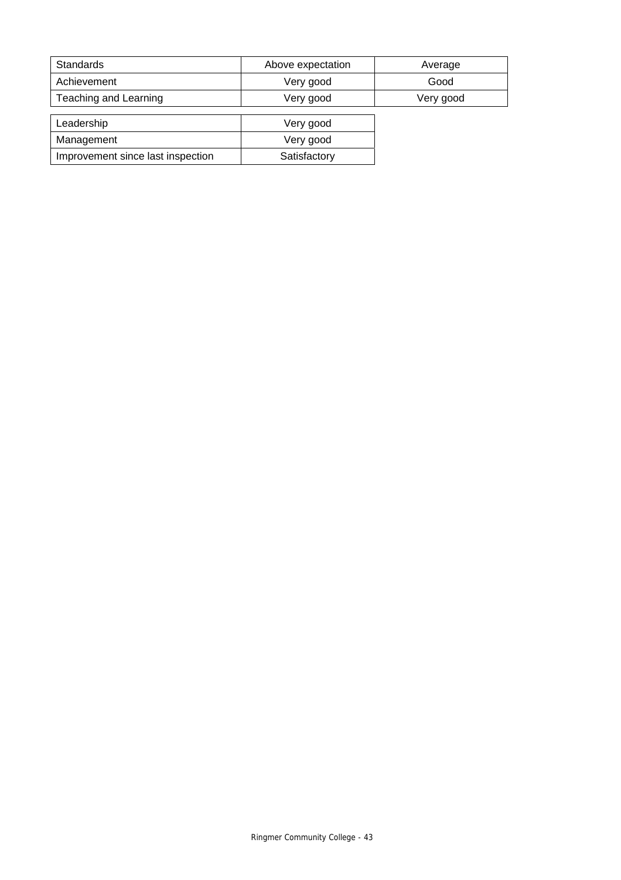| Standards | Above expectation | Average |
| --- | --- | --- |
| Achievement | Very good | Good |
| Teaching and Learning | Very good | Very good |

| Leadership | Very good |
| --- | --- |
| Management | Very good |
| Improvement since last inspection | Satisfactory |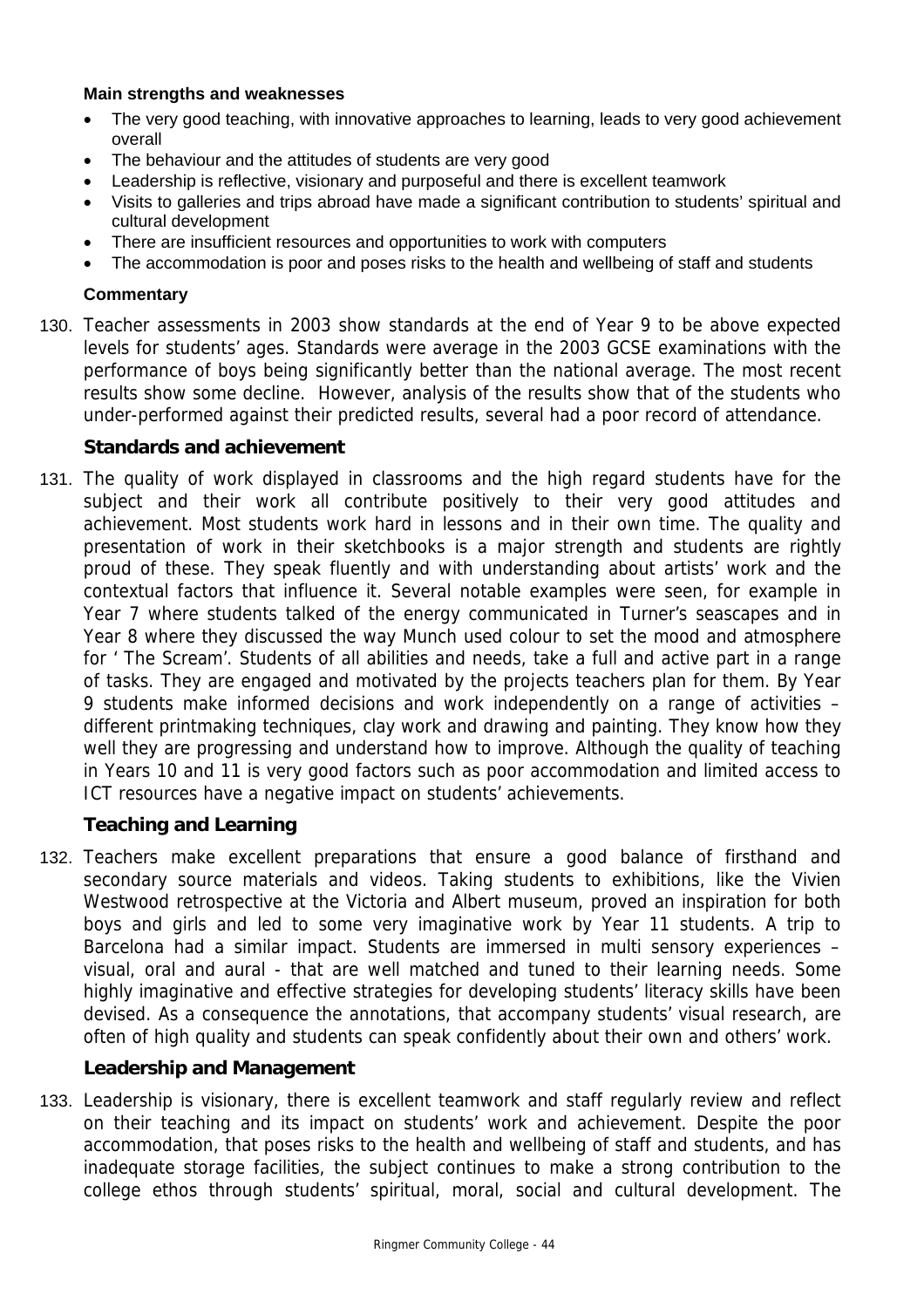**Main strengths and weaknesses**

- The very good teaching, with innovative approaches to learning, leads to very good achievement overall
- The behaviour and the attitudes of students are very good
- Leadership is reflective, visionary and purposeful and there is excellent teamwork
- Visits to galleries and trips abroad have made a significant contribution to students' spiritual and cultural development
- There are insufficient resources and opportunities to work with computers
- The accommodation is poor and poses risks to the health and wellbeing of staff and students

**Commentary**

130. Teacher assessments in 2003 show standards at the end of Year 9 to be above expected levels for students' ages. Standards were average in the 2003 GCSE examinations with the performance of boys being significantly better than the national average. The most recent results show some decline. However, analysis of the results show that of the students who under-performed against their predicted results, several had a poor record of attendance.

### Standards and achievement

131. The quality of work displayed in classrooms and the high regard students have for the subject and their work all contribute positively to their very good attitudes and achievement. Most students work hard in lessons and in their own time. The quality and presentation of work in their sketchbooks is a major strength and students are rightly proud of these. They speak fluently and with understanding about artists' work and the contextual factors that influence it. Several notable examples were seen, for example in Year 7 where students talked of the energy communicated in Turner's seascapes and in Year 8 where they discussed the way Munch used colour to set the mood and atmosphere for ' The Scream'. Students of all abilities and needs, take a full and active part in a range of tasks. They are engaged and motivated by the projects teachers plan for them. By Year 9 students make informed decisions and work independently on a range of activities – different printmaking techniques, clay work and drawing and painting. They know how they well they are progressing and understand how to improve. Although the quality of teaching in Years 10 and 11 is very good factors such as poor accommodation and limited access to ICT resources have a negative impact on students' achievements.

### Teaching and Learning

132. Teachers make excellent preparations that ensure a good balance of firsthand and secondary source materials and videos. Taking students to exhibitions, like the Vivien Westwood retrospective at the Victoria and Albert museum, proved an inspiration for both boys and girls and led to some very imaginative work by Year 11 students. A trip to Barcelona had a similar impact. Students are immersed in multi sensory experiences – visual, oral and aural - that are well matched and tuned to their learning needs. Some highly imaginative and effective strategies for developing students' literacy skills have been devised. As a consequence the annotations, that accompany students' visual research, are often of high quality and students can speak confidently about their own and others' work.

### Leadership and Management

133. Leadership is visionary, there is excellent teamwork and staff regularly review and reflect on their teaching and its impact on students' work and achievement. Despite the poor accommodation, that poses risks to the health and wellbeing of staff and students, and has inadequate storage facilities, the subject continues to make a strong contribution to the college ethos through students' spiritual, moral, social and cultural development. The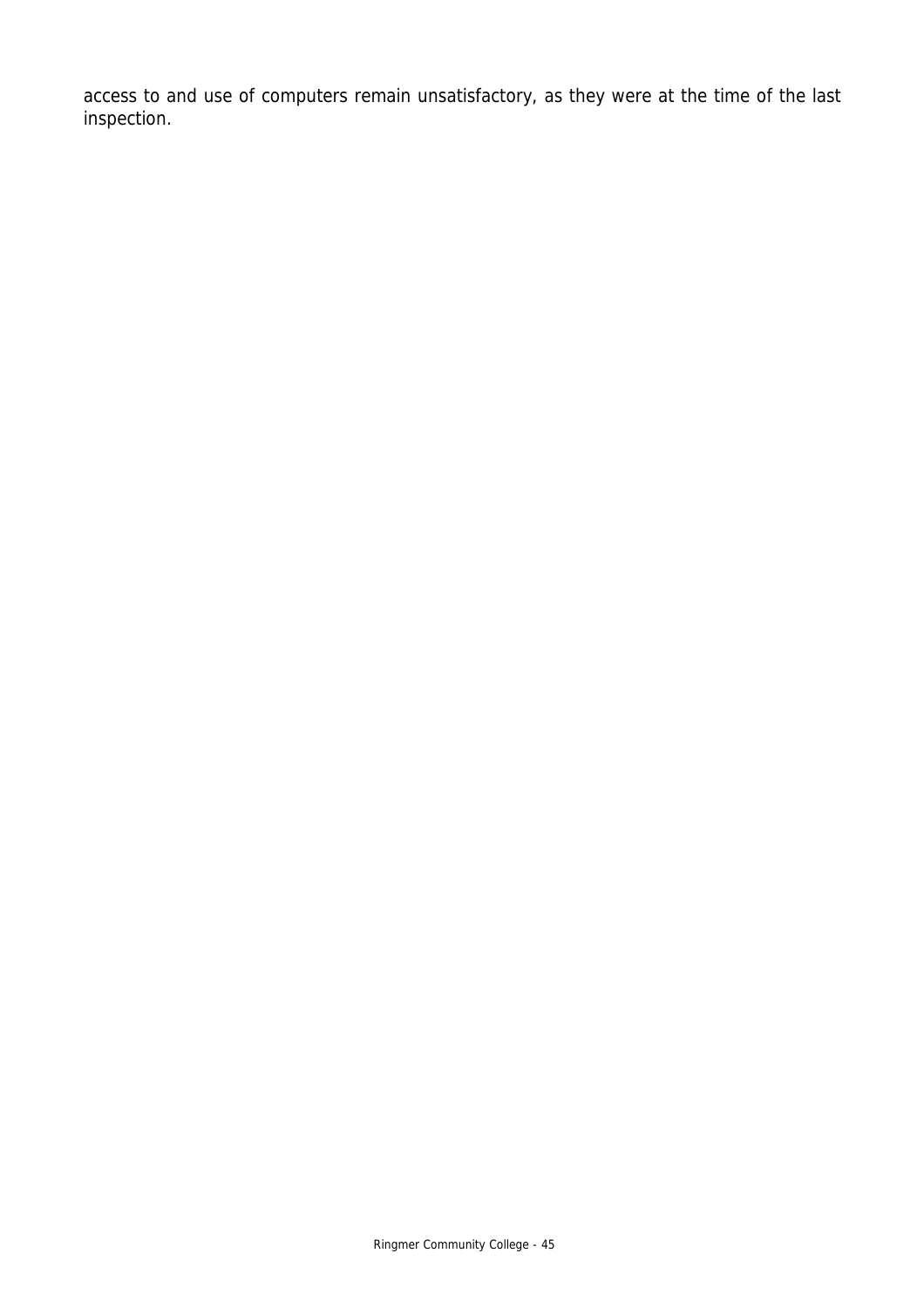access to and use of computers remain unsatisfactory, as they were at the time of the last inspection.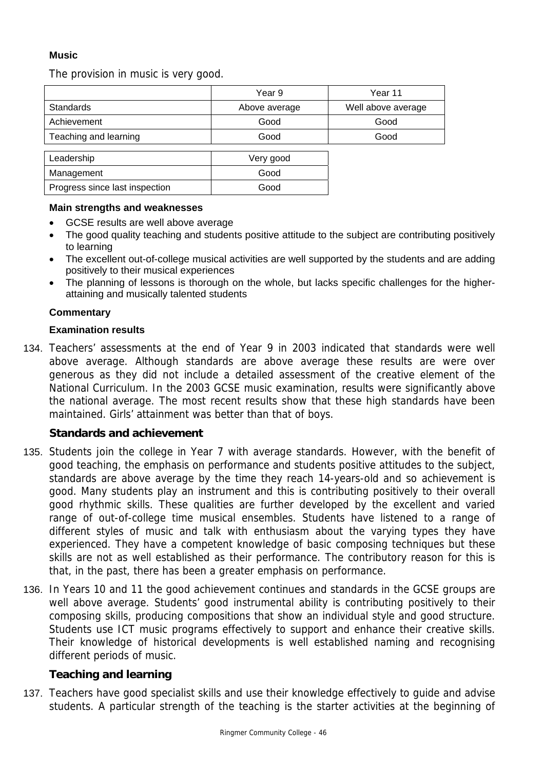**Music**

The provision in music is very good.

| | Year 9 | Year 11 |
|---|---|---|
| Standards | Above average | Well above average |
| Achievement | Good | Good |
| Teaching and learning | Good | Good |

| | |
|---|---|
| Leadership | Very good |
| Management | Good |
| Progress since last inspection | Good |

**Main strengths and weaknesses**

- GCSE results are well above average
- The good quality teaching and students positive attitude to the subject are contributing positively to learning
- The excellent out-of-college musical activities are well supported by the students and are adding positively to their musical experiences
- The planning of lessons is thorough on the whole, but lacks specific challenges for the higher-attaining and musically talented students

**Commentary**

**Examination results**

134. Teachers' assessments at the end of Year 9 in 2003 indicated that standards were well above average. Although standards are above average these results are were over generous as they did not include a detailed assessment of the creative element of the National Curriculum. In the 2003 GCSE music examination, results were significantly above the national average. The most recent results show that these high standards have been maintained. Girls' attainment was better than that of boys.

**Standards and achievement**

135. Students join the college in Year 7 with average standards. However, with the benefit of good teaching, the emphasis on performance and students positive attitudes to the subject, standards are above average by the time they reach 14-years-old and so achievement is good. Many students play an instrument and this is contributing positively to their overall good rhythmic skills. These qualities are further developed by the excellent and varied range of out-of-college time musical ensembles. Students have listened to a range of different styles of music and talk with enthusiasm about the varying types they have experienced. They have a competent knowledge of basic composing techniques but these skills are not as well established as their performance. The contributory reason for this is that, in the past, there has been a greater emphasis on performance.

136. In Years 10 and 11 the good achievement continues and standards in the GCSE groups are well above average. Students' good instrumental ability is contributing positively to their composing skills, producing compositions that show an individual style and good structure. Students use ICT music programs effectively to support and enhance their creative skills. Their knowledge of historical developments is well established naming and recognising different periods of music.

**Teaching and learning**

137. Teachers have good specialist skills and use their knowledge effectively to guide and advise students. A particular strength of the teaching is the starter activities at the beginning of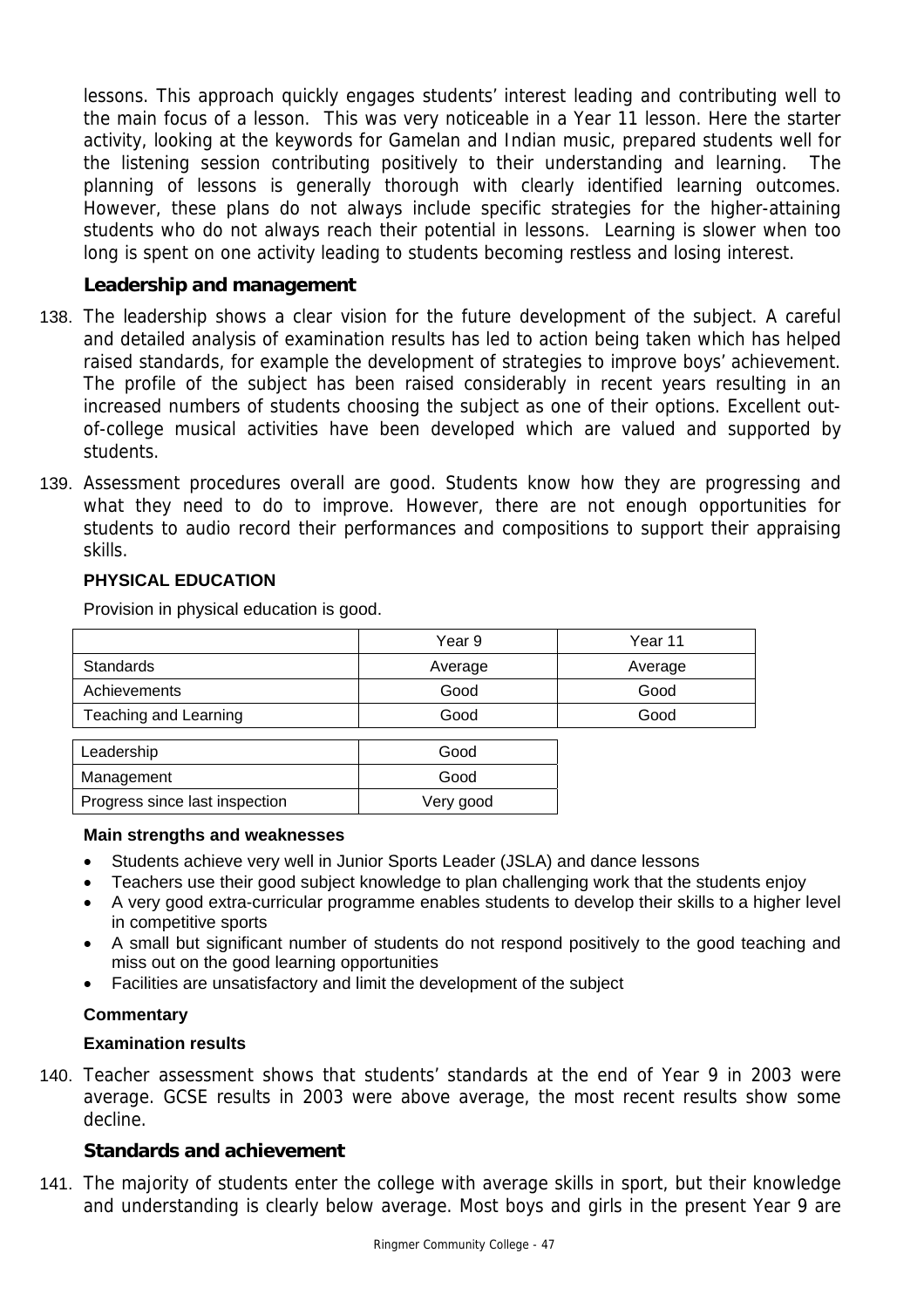lessons. This approach quickly engages students' interest leading and contributing well to the main focus of a lesson. This was very noticeable in a Year 11 lesson. Here the starter activity, looking at the keywords for Gamelan and Indian music, prepared students well for the listening session contributing positively to their understanding and learning. The planning of lessons is generally thorough with clearly identified learning outcomes. However, these plans do not always include specific strategies for the higher-attaining students who do not always reach their potential in lessons. Learning is slower when too long is spent on one activity leading to students becoming restless and losing interest.

### Leadership and management

138. The leadership shows a clear vision for the future development of the subject. A careful and detailed analysis of examination results has led to action being taken which has helped raised standards, for example the development of strategies to improve boys' achievement. The profile of the subject has been raised considerably in recent years resulting in an increased numbers of students choosing the subject as one of their options. Excellent out-of-college musical activities have been developed which are valued and supported by students.

139. Assessment procedures overall are good. Students know how they are progressing and what they need to do to improve. However, there are not enough opportunities for students to audio record their performances and compositions to support their appraising skills.

## PHYSICAL EDUCATION

Provision in physical education is good.

| | Year 9 | Year 11 |
|---|---|---|
| Standards | Average | Average |
| Achievements | Good | Good |
| Teaching and Learning | Good | Good |

| | |
|---|---|
| Leadership | Good |
| Management | Good |
| Progress since last inspection | Very good |

**Main strengths and weaknesses**

- Students achieve very well in Junior Sports Leader (JSLA) and dance lessons
- Teachers use their good subject knowledge to plan challenging work that the students enjoy
- A very good extra-curricular programme enables students to develop their skills to a higher level in competitive sports
- A small but significant number of students do not respond positively to the good teaching and miss out on the good learning opportunities
- Facilities are unsatisfactory and limit the development of the subject

**Commentary**

**Examination results**

140. Teacher assessment shows that students' standards at the end of Year 9 in 2003 were average. GCSE results in 2003 were above average, the most recent results show some decline.

### Standards and achievement

141. The majority of students enter the college with average skills in sport, but their knowledge and understanding is clearly below average. Most boys and girls in the present Year 9 are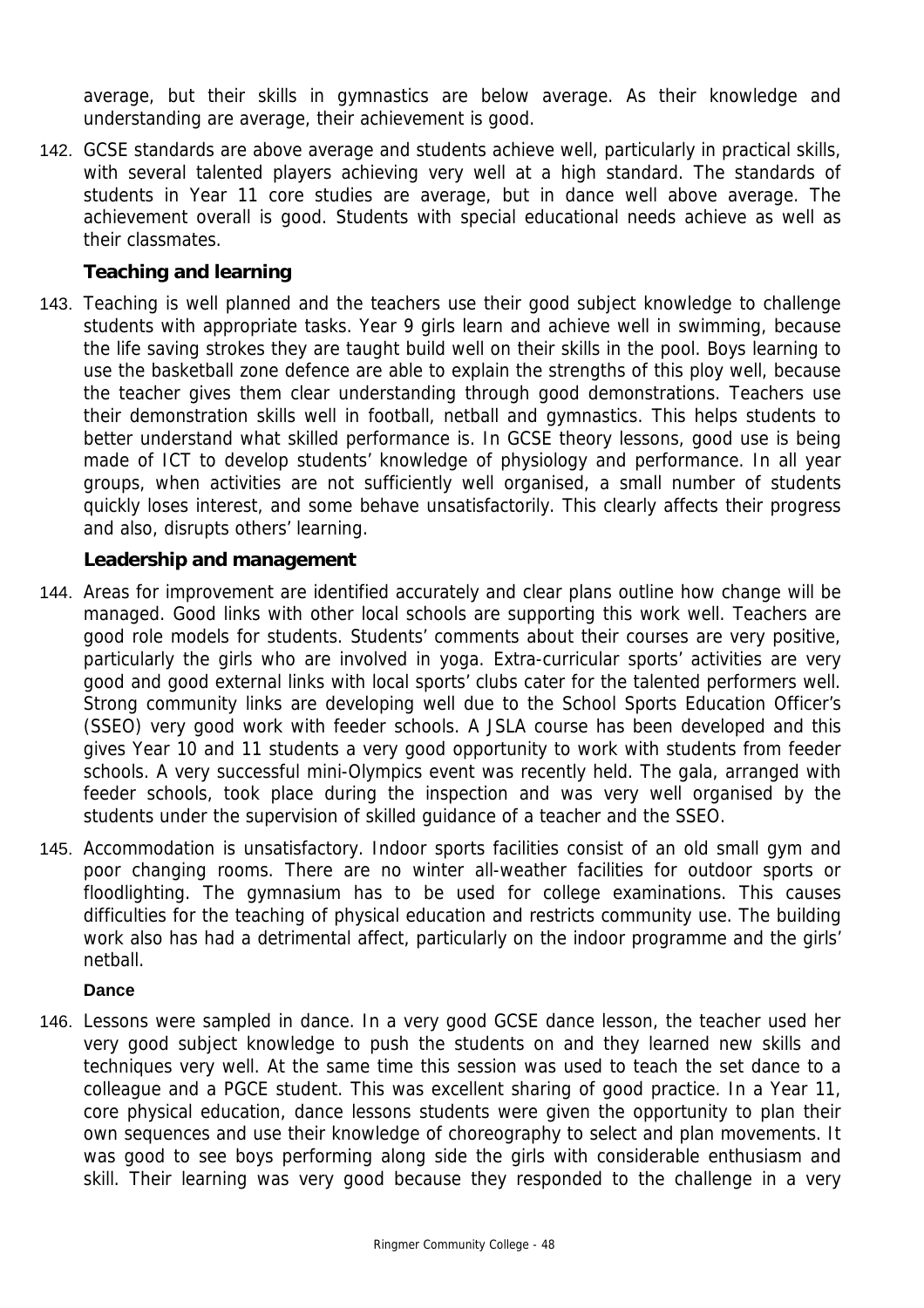average, but their skills in gymnastics are below average. As their knowledge and understanding are average, their achievement is good.

142. GCSE standards are above average and students achieve well, particularly in practical skills, with several talented players achieving very well at a high standard. The standards of students in Year 11 core studies are average, but in dance well above average. The achievement overall is good. Students with special educational needs achieve as well as their classmates.

### Teaching and learning

143. Teaching is well planned and the teachers use their good subject knowledge to challenge students with appropriate tasks. Year 9 girls learn and achieve well in swimming, because the life saving strokes they are taught build well on their skills in the pool. Boys learning to use the basketball zone defence are able to explain the strengths of this ploy well, because the teacher gives them clear understanding through good demonstrations. Teachers use their demonstration skills well in football, netball and gymnastics. This helps students to better understand what skilled performance is. In GCSE theory lessons, good use is being made of ICT to develop students' knowledge of physiology and performance. In all year groups, when activities are not sufficiently well organised, a small number of students quickly loses interest, and some behave unsatisfactorily. This clearly affects their progress and also, disrupts others' learning.

### Leadership and management

144. Areas for improvement are identified accurately and clear plans outline how change will be managed. Good links with other local schools are supporting this work well. Teachers are good role models for students. Students' comments about their courses are very positive, particularly the girls who are involved in yoga. Extra-curricular sports' activities are very good and good external links with local sports' clubs cater for the talented performers well. Strong community links are developing well due to the School Sports Education Officer's (SSEO) very good work with feeder schools. A JSLA course has been developed and this gives Year 10 and 11 students a very good opportunity to work with students from feeder schools. A very successful mini-Olympics event was recently held. The gala, arranged with feeder schools, took place during the inspection and was very well organised by the students under the supervision of skilled guidance of a teacher and the SSEO.

145. Accommodation is unsatisfactory. Indoor sports facilities consist of an old small gym and poor changing rooms. There are no winter all-weather facilities for outdoor sports or floodlighting. The gymnasium has to be used for college examinations. This causes difficulties for the teaching of physical education and restricts community use. The building work also has had a detrimental affect, particularly on the indoor programme and the girls' netball.

#### Dance

146. Lessons were sampled in dance. In a very good GCSE dance lesson, the teacher used her very good subject knowledge to push the students on and they learned new skills and techniques very well. At the same time this session was used to teach the set dance to a colleague and a PGCE student. This was excellent sharing of good practice. In a Year 11, core physical education, dance lessons students were given the opportunity to plan their own sequences and use their knowledge of choreography to select and plan movements. It was good to see boys performing along side the girls with considerable enthusiasm and skill. Their learning was very good because they responded to the challenge in a very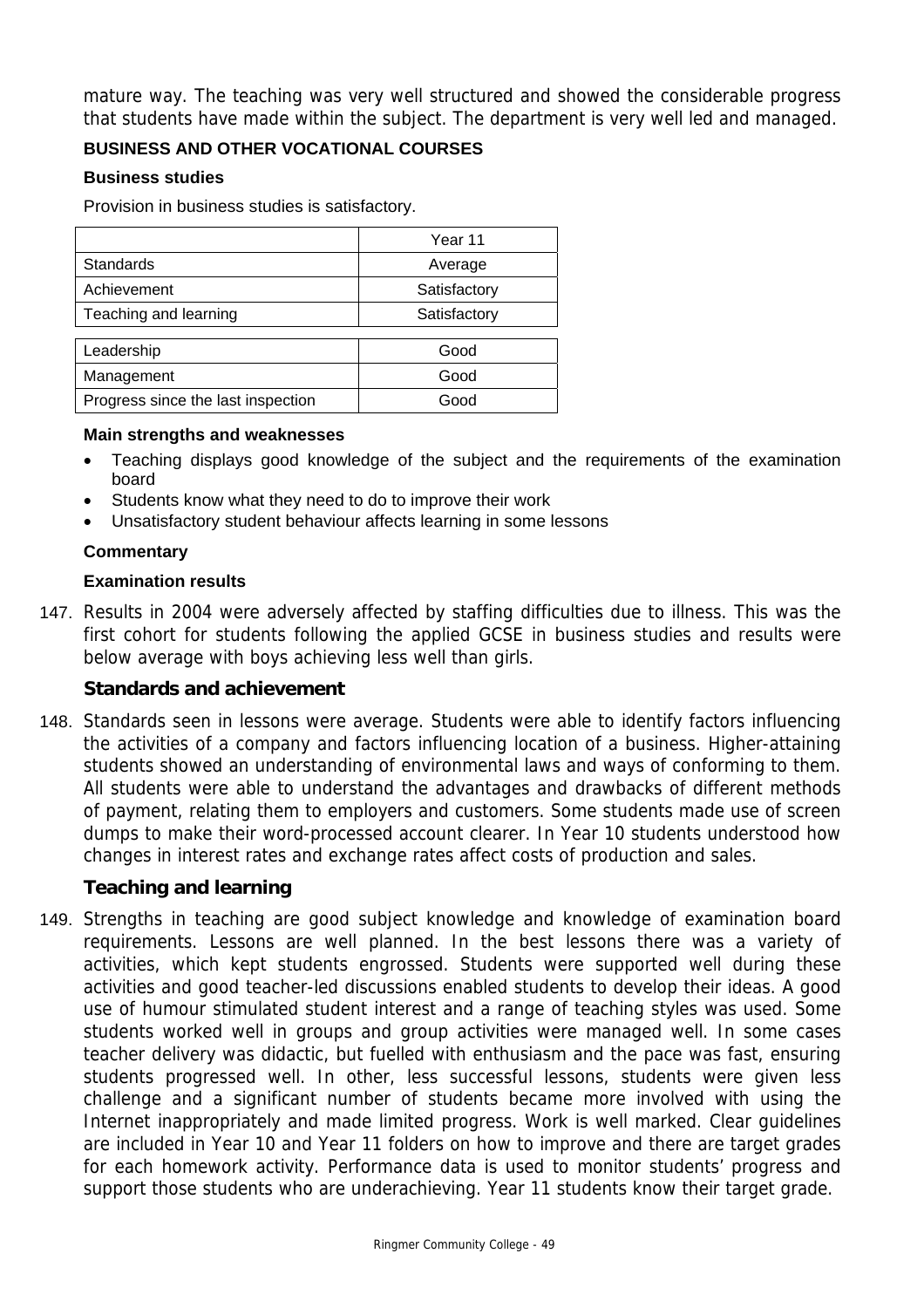mature way. The teaching was very well structured and showed the considerable progress that students have made within the subject. The department is very well led and managed.

## BUSINESS AND OTHER VOCATIONAL COURSES

### Business studies

Provision in business studies is satisfactory.

| | Year 11 |
|---|---|
| Standards | Average |
| Achievement | Satisfactory |
| Teaching and learning | Satisfactory |
| Leadership | Good |
| Management | Good |
| Progress since the last inspection | Good |

**Main strengths and weaknesses**

- Teaching displays good knowledge of the subject and the requirements of the examination board
- Students know what they need to do to improve their work
- Unsatisfactory student behaviour affects learning in some lessons

**Commentary**

**Examination results**

147. Results in 2004 were adversely affected by staffing difficulties due to illness. This was the first cohort for students following the applied GCSE in business studies and results were below average with boys achieving less well than girls.

### Standards and achievement

148. Standards seen in lessons were average. Students were able to identify factors influencing the activities of a company and factors influencing location of a business. Higher-attaining students showed an understanding of environmental laws and ways of conforming to them. All students were able to understand the advantages and drawbacks of different methods of payment, relating them to employers and customers. Some students made use of screen dumps to make their word-processed account clearer. In Year 10 students understood how changes in interest rates and exchange rates affect costs of production and sales.

### Teaching and learning

149. Strengths in teaching are good subject knowledge and knowledge of examination board requirements. Lessons are well planned. In the best lessons there was a variety of activities, which kept students engrossed. Students were supported well during these activities and good teacher-led discussions enabled students to develop their ideas. A good use of humour stimulated student interest and a range of teaching styles was used. Some students worked well in groups and group activities were managed well. In some cases teacher delivery was didactic, but fuelled with enthusiasm and the pace was fast, ensuring students progressed well. In other, less successful lessons, students were given less challenge and a significant number of students became more involved with using the Internet inappropriately and made limited progress. Work is well marked. Clear guidelines are included in Year 10 and Year 11 folders on how to improve and there are target grades for each homework activity. Performance data is used to monitor students' progress and support those students who are underachieving. Year 11 students know their target grade.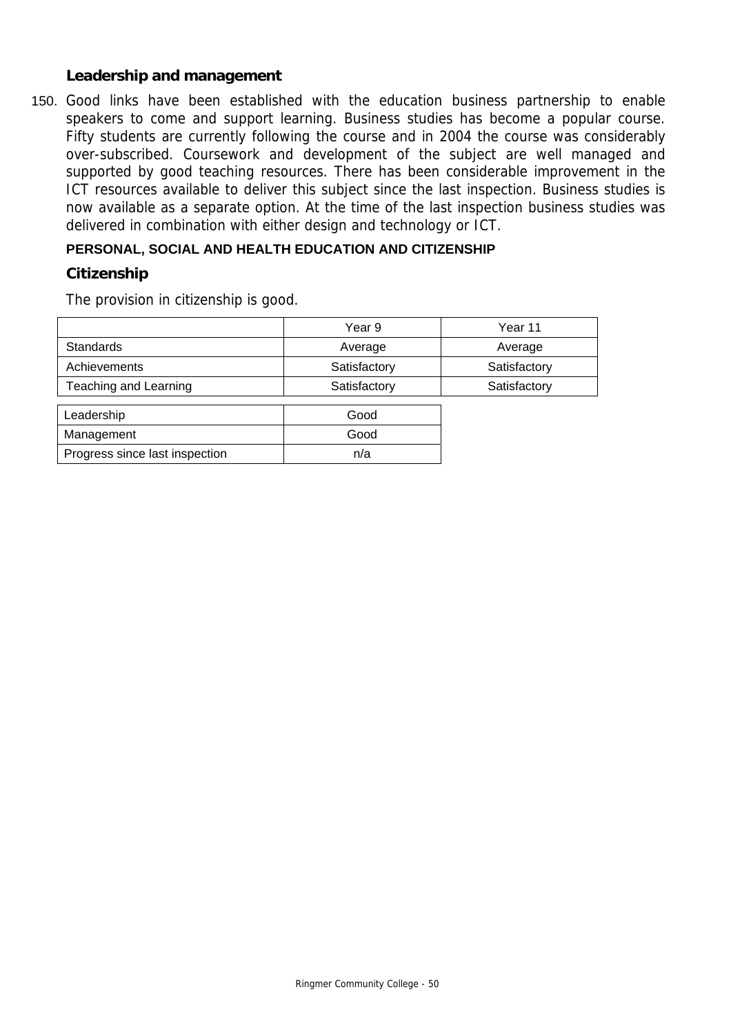### Leadership and management

150. Good links have been established with the education business partnership to enable speakers to come and support learning. Business studies has become a popular course. Fifty students are currently following the course and in 2004 the course was considerably over-subscribed. Coursework and development of the subject are well managed and supported by good teaching resources. There has been considerable improvement in the ICT resources available to deliver this subject since the last inspection. Business studies is now available as a separate option. At the time of the last inspection business studies was delivered in combination with either design and technology or ICT.

## PERSONAL, SOCIAL AND HEALTH EDUCATION AND CITIZENSHIP

### Citizenship

The provision in citizenship is good.

| | Year 9 | Year 11 |
|---|---|---|
| Standards | Average | Average |
| Achievements | Satisfactory | Satisfactory |
| Teaching and Learning | Satisfactory | Satisfactory |

| | |
|---|---|
| Leadership | Good |
| Management | Good |
| Progress since last inspection | n/a |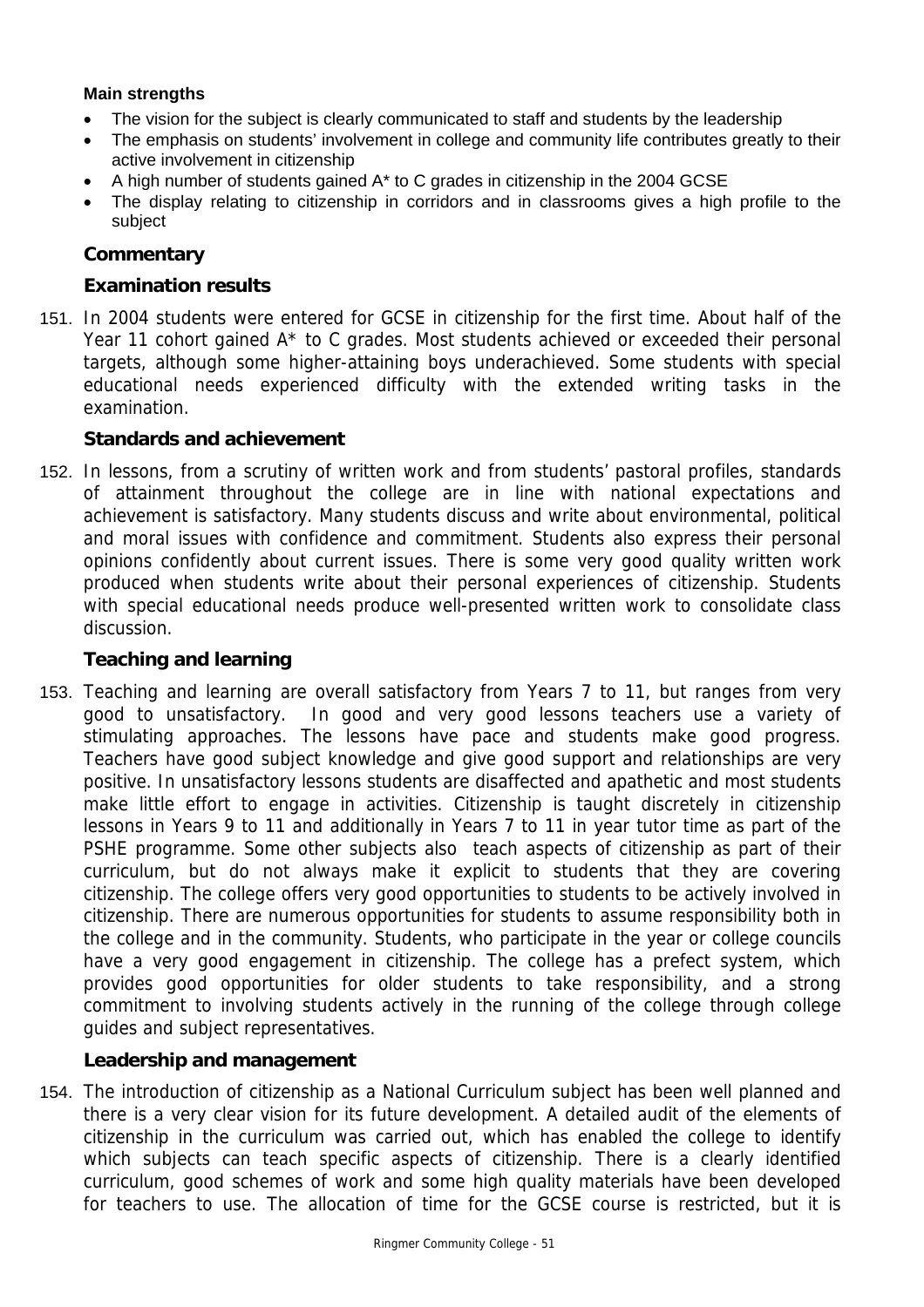**Main strengths**

- The vision for the subject is clearly communicated to staff and students by the leadership
- The emphasis on students' involvement in college and community life contributes greatly to their active involvement in citizenship
- A high number of students gained A* to C grades in citizenship in the 2004 GCSE
- The display relating to citizenship in corridors and in classrooms gives a high profile to the subject

### Commentary

#### Examination results

151. In 2004 students were entered for GCSE in citizenship for the first time. About half of the Year 11 cohort gained A* to C grades. Most students achieved or exceeded their personal targets, although some higher-attaining boys underachieved. Some students with special educational needs experienced difficulty with the extended writing tasks in the examination.

#### Standards and achievement

152. In lessons, from a scrutiny of written work and from students' pastoral profiles, standards of attainment throughout the college are in line with national expectations and achievement is satisfactory. Many students discuss and write about environmental, political and moral issues with confidence and commitment. Students also express their personal opinions confidently about current issues. There is some very good quality written work produced when students write about their personal experiences of citizenship. Students with special educational needs produce well-presented written work to consolidate class discussion.

#### Teaching and learning

153. Teaching and learning are overall satisfactory from Years 7 to 11, but ranges from very good to unsatisfactory. In good and very good lessons teachers use a variety of stimulating approaches. The lessons have pace and students make good progress. Teachers have good subject knowledge and give good support and relationships are very positive. In unsatisfactory lessons students are disaffected and apathetic and most students make little effort to engage in activities. Citizenship is taught discretely in citizenship lessons in Years 9 to 11 and additionally in Years 7 to 11 in year tutor time as part of the PSHE programme. Some other subjects also teach aspects of citizenship as part of their curriculum, but do not always make it explicit to students that they are covering citizenship. The college offers very good opportunities to students to be actively involved in citizenship. There are numerous opportunities for students to assume responsibility both in the college and in the community. Students, who participate in the year or college councils have a very good engagement in citizenship. The college has a prefect system, which provides good opportunities for older students to take responsibility, and a strong commitment to involving students actively in the running of the college through college guides and subject representatives.

#### Leadership and management

154. The introduction of citizenship as a National Curriculum subject has been well planned and there is a very clear vision for its future development. A detailed audit of the elements of citizenship in the curriculum was carried out, which has enabled the college to identify which subjects can teach specific aspects of citizenship. There is a clearly identified curriculum, good schemes of work and some high quality materials have been developed for teachers to use. The allocation of time for the GCSE course is restricted, but it is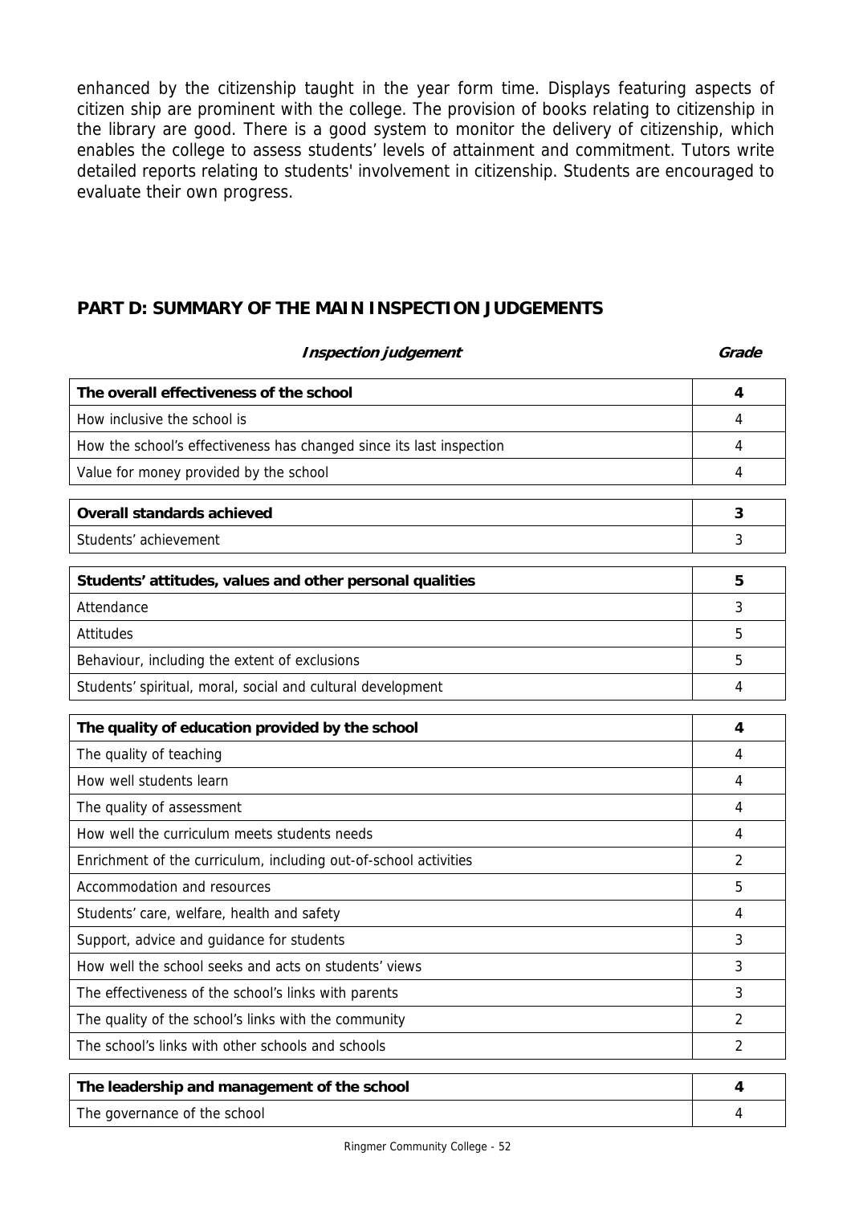enhanced by the citizenship taught in the year form time. Displays featuring aspects of citizen ship are prominent with the college. The provision of books relating to citizenship in the library are good. There is a good system to monitor the delivery of citizenship, which enables the college to assess students' levels of attainment and commitment. Tutors write detailed reports relating to students' involvement in citizenship. Students are encouraged to evaluate their own progress.

## PART D: SUMMARY OF THE MAIN INSPECTION JUDGEMENTS

| *Inspection judgement* | *Grade* |
|---|---|
| **The overall effectiveness of the school** | **4** |
| How inclusive the school is | 4 |
| How the school's effectiveness has changed since its last inspection | 4 |
| Value for money provided by the school | 4 |
| **Overall standards achieved** | **3** |
| Students' achievement | 3 |
| **Students' attitudes, values and other personal qualities** | **5** |
| Attendance | 3 |
| Attitudes | 5 |
| Behaviour, including the extent of exclusions | 5 |
| Students' spiritual, moral, social and cultural development | 4 |
| **The quality of education provided by the school** | **4** |
| The quality of teaching | 4 |
| How well students learn | 4 |
| The quality of assessment | 4 |
| How well the curriculum meets students needs | 4 |
| Enrichment of the curriculum, including out-of-school activities | 2 |
| Accommodation and resources | 5 |
| Students' care, welfare, health and safety | 4 |
| Support, advice and guidance for students | 3 |
| How well the school seeks and acts on students' views | 3 |
| The effectiveness of the school's links with parents | 3 |
| The quality of the school's links with the community | 2 |
| The school's links with other schools and schools | 2 |
| **The leadership and management of the school** | **4** |
| The governance of the school | 4 |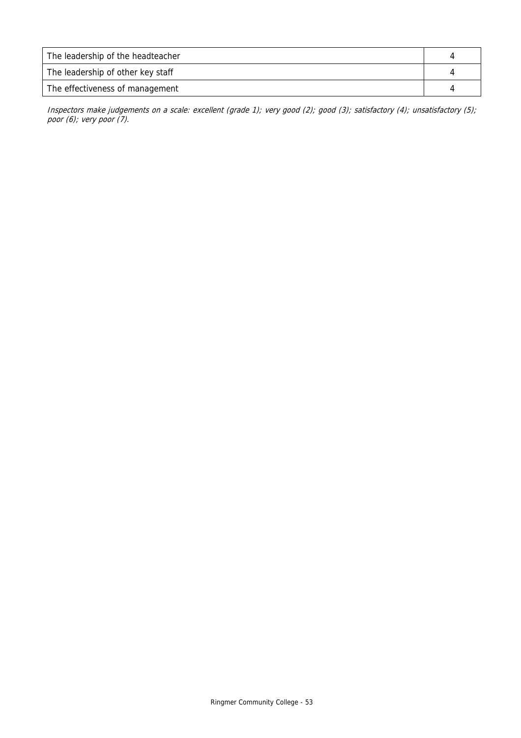| | |
|---|---|
| The leadership of the headteacher | 4 |
| The leadership of other key staff | 4 |
| The effectiveness of management | 4 |

*Inspectors make judgements on a scale: excellent (grade 1); very good (2); good (3); satisfactory (4); unsatisfactory (5); poor (6); very poor (7).*